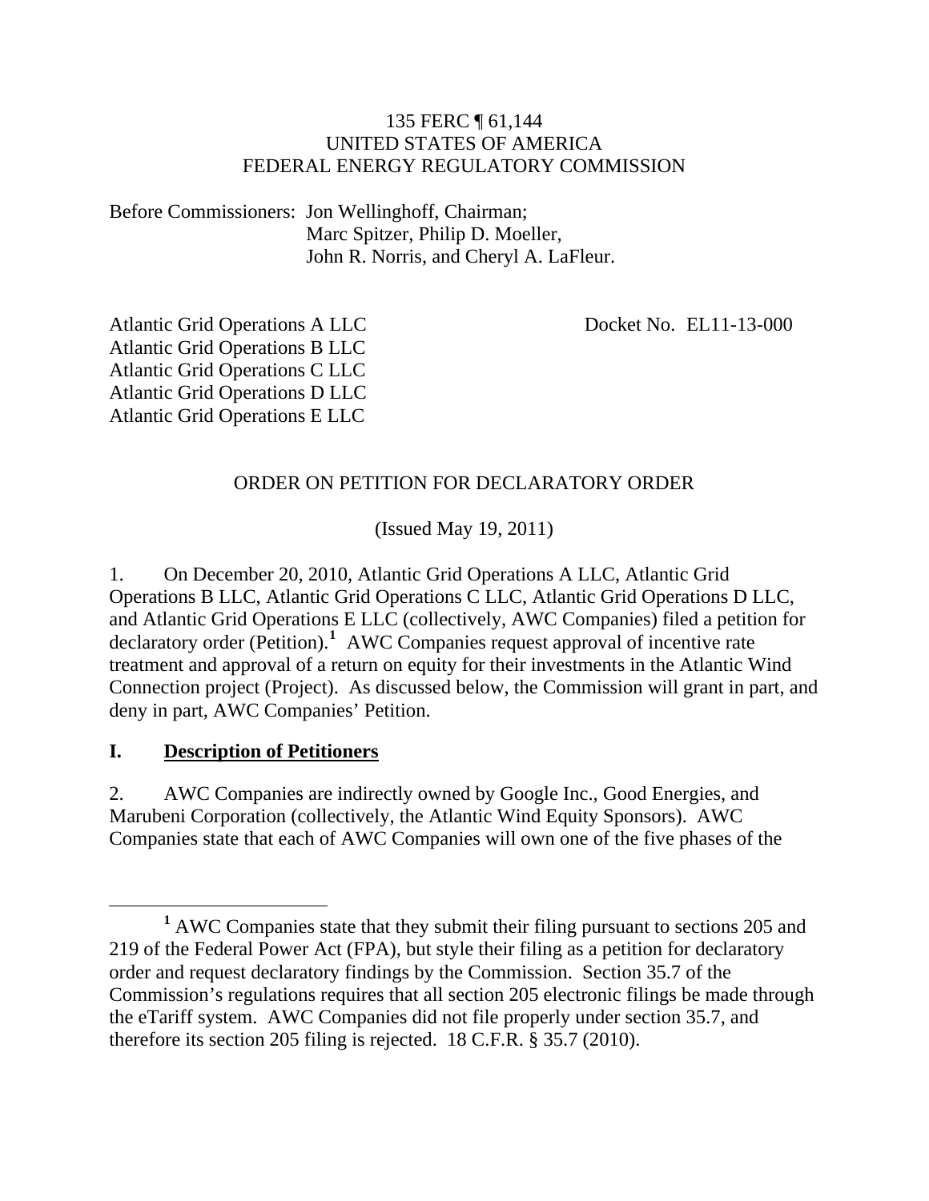135 FERC ¶ 61,144
UNITED STATES OF AMERICA
FEDERAL ENERGY REGULATORY COMMISSION

Before Commissioners: Jon Wellinghoff, Chairman;
Marc Spitzer, Philip D. Moeller,
John R. Norris, and Cheryl A. LaFleur.

Atlantic Grid Operations A LLC
Atlantic Grid Operations B LLC
Atlantic Grid Operations C LLC
Atlantic Grid Operations D LLC
Atlantic Grid Operations E LLC

Docket No. EL11-13-000

ORDER ON PETITION FOR DECLARATORY ORDER

(Issued May 19, 2011)

1. On December 20, 2010, Atlantic Grid Operations A LLC, Atlantic Grid Operations B LLC, Atlantic Grid Operations C LLC, Atlantic Grid Operations D LLC, and Atlantic Grid Operations E LLC (collectively, AWC Companies) filed a petition for declaratory order (Petition).[1] AWC Companies request approval of incentive rate treatment and approval of a return on equity for their investments in the Atlantic Wind Connection project (Project). As discussed below, the Commission will grant in part, and deny in part, AWC Companies' Petition.

## I. Description of Petitioners

2. AWC Companies are indirectly owned by Google Inc., Good Energies, and Marubeni Corporation (collectively, the Atlantic Wind Equity Sponsors). AWC Companies state that each of AWC Companies will own one of the five phases of the

[1] AWC Companies state that they submit their filing pursuant to sections 205 and 219 of the Federal Power Act (FPA), but style their filing as a petition for declaratory order and request declaratory findings by the Commission. Section 35.7 of the Commission's regulations requires that all section 205 electronic filings be made through the eTariff system. AWC Companies did not file properly under section 35.7, and therefore its section 205 filing is rejected. 18 C.F.R. § 35.7 (2010).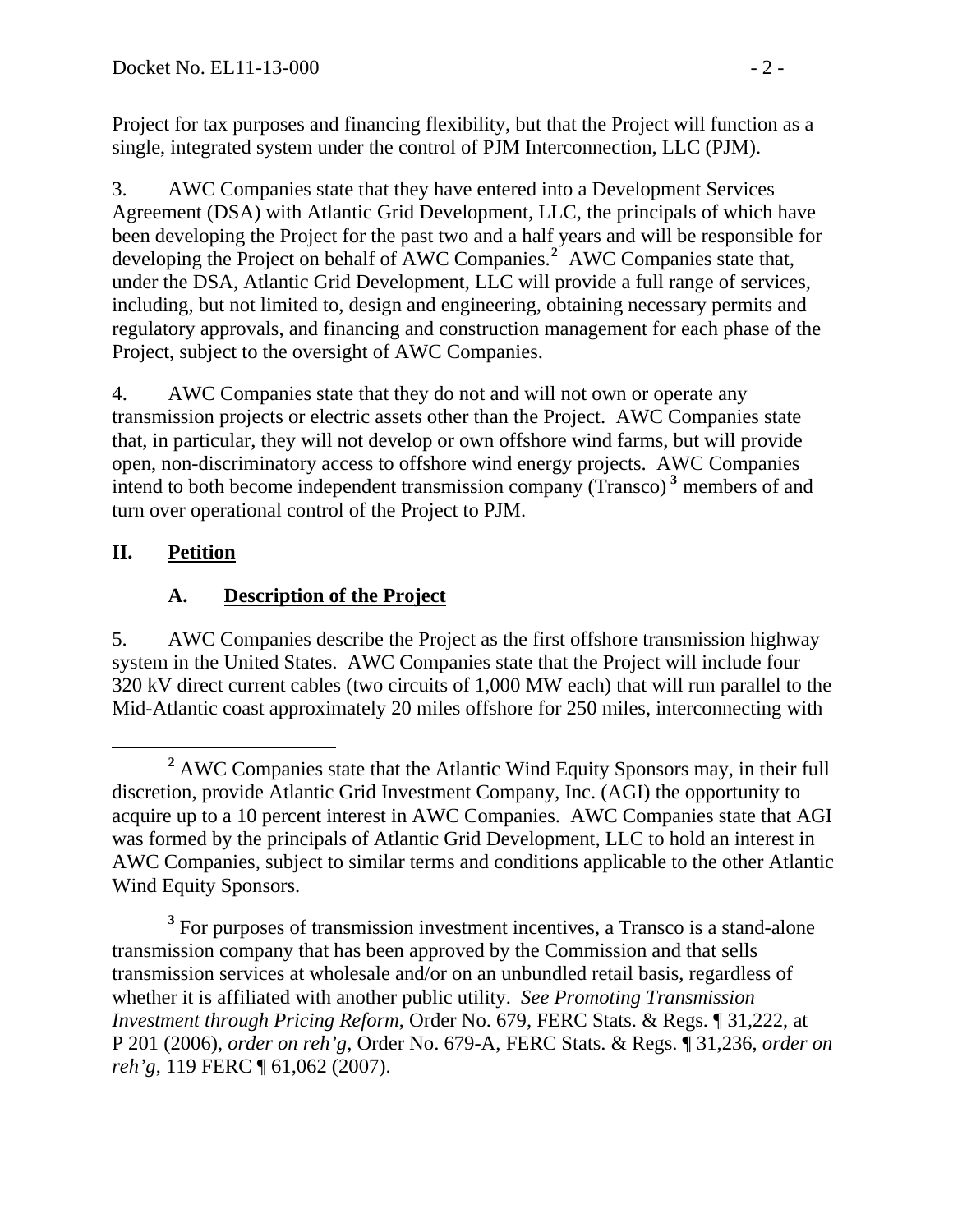Project for tax purposes and financing flexibility, but that the Project will function as a single, integrated system under the control of PJM Interconnection, LLC (PJM).

3. AWC Companies state that they have entered into a Development Services Agreement (DSA) with Atlantic Grid Development, LLC, the principals of which have been developing the Project for the past two and a half years and will be responsible for developing the Project on behalf of AWC Companies.[2] AWC Companies state that, under the DSA, Atlantic Grid Development, LLC will provide a full range of services, including, but not limited to, design and engineering, obtaining necessary permits and regulatory approvals, and financing and construction management for each phase of the Project, subject to the oversight of AWC Companies.

4. AWC Companies state that they do not and will not own or operate any transmission projects or electric assets other than the Project. AWC Companies state that, in particular, they will not develop or own offshore wind farms, but will provide open, non-discriminatory access to offshore wind energy projects. AWC Companies intend to both become independent transmission company (Transco)[3] members of and turn over operational control of the Project to PJM.

## II. Petition

### A. Description of the Project

5. AWC Companies describe the Project as the first offshore transmission highway system in the United States. AWC Companies state that the Project will include four 320 kV direct current cables (two circuits of 1,000 MW each) that will run parallel to the Mid-Atlantic coast approximately 20 miles offshore for 250 miles, interconnecting with

---

[2] AWC Companies state that the Atlantic Wind Equity Sponsors may, in their full discretion, provide Atlantic Grid Investment Company, Inc. (AGI) the opportunity to acquire up to a 10 percent interest in AWC Companies. AWC Companies state that AGI was formed by the principals of Atlantic Grid Development, LLC to hold an interest in AWC Companies, subject to similar terms and conditions applicable to the other Atlantic Wind Equity Sponsors.

[3] For purposes of transmission investment incentives, a Transco is a stand-alone transmission company that has been approved by the Commission and that sells transmission services at wholesale and/or on an unbundled retail basis, regardless of whether it is affiliated with another public utility. *See Promoting Transmission Investment through Pricing Reform*, Order No. 679, FERC Stats. & Regs. ¶ 31,222, at P 201 (2006), *order on reh'g*, Order No. 679-A, FERC Stats. & Regs. ¶ 31,236, *order on reh'g*, 119 FERC ¶ 61,062 (2007).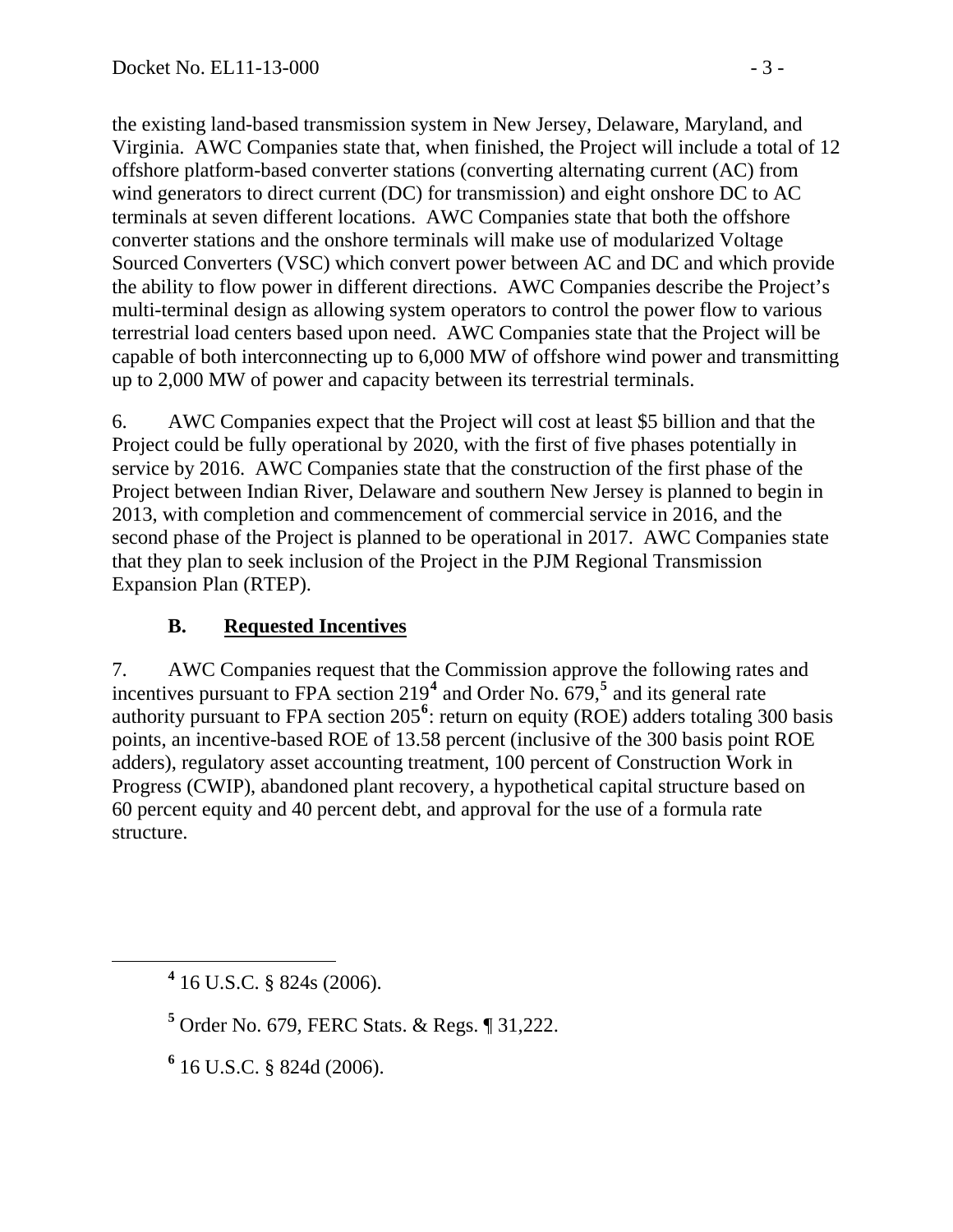the existing land-based transmission system in New Jersey, Delaware, Maryland, and Virginia. AWC Companies state that, when finished, the Project will include a total of 12 offshore platform-based converter stations (converting alternating current (AC) from wind generators to direct current (DC) for transmission) and eight onshore DC to AC terminals at seven different locations. AWC Companies state that both the offshore converter stations and the onshore terminals will make use of modularized Voltage Sourced Converters (VSC) which convert power between AC and DC and which provide the ability to flow power in different directions. AWC Companies describe the Project's multi-terminal design as allowing system operators to control the power flow to various terrestrial load centers based upon need. AWC Companies state that the Project will be capable of both interconnecting up to 6,000 MW of offshore wind power and transmitting up to 2,000 MW of power and capacity between its terrestrial terminals.

6. AWC Companies expect that the Project will cost at least $5 billion and that the Project could be fully operational by 2020, with the first of five phases potentially in service by 2016. AWC Companies state that the construction of the first phase of the Project between Indian River, Delaware and southern New Jersey is planned to begin in 2013, with completion and commencement of commercial service in 2016, and the second phase of the Project is planned to be operational in 2017. AWC Companies state that they plan to seek inclusion of the Project in the PJM Regional Transmission Expansion Plan (RTEP).

### B. Requested Incentives

7. AWC Companies request that the Commission approve the following rates and incentives pursuant to FPA section 219[4] and Order No. 679,[5] and its general rate authority pursuant to FPA section 205[6]: return on equity (ROE) adders totaling 300 basis points, an incentive-based ROE of 13.58 percent (inclusive of the 300 basis point ROE adders), regulatory asset accounting treatment, 100 percent of Construction Work in Progress (CWIP), abandoned plant recovery, a hypothetical capital structure based on 60 percent equity and 40 percent debt, and approval for the use of a formula rate structure.

---

[4] 16 U.S.C. § 824s (2006).

[5] Order No. 679, FERC Stats. & Regs. ¶ 31,222.

[6] 16 U.S.C. § 824d (2006).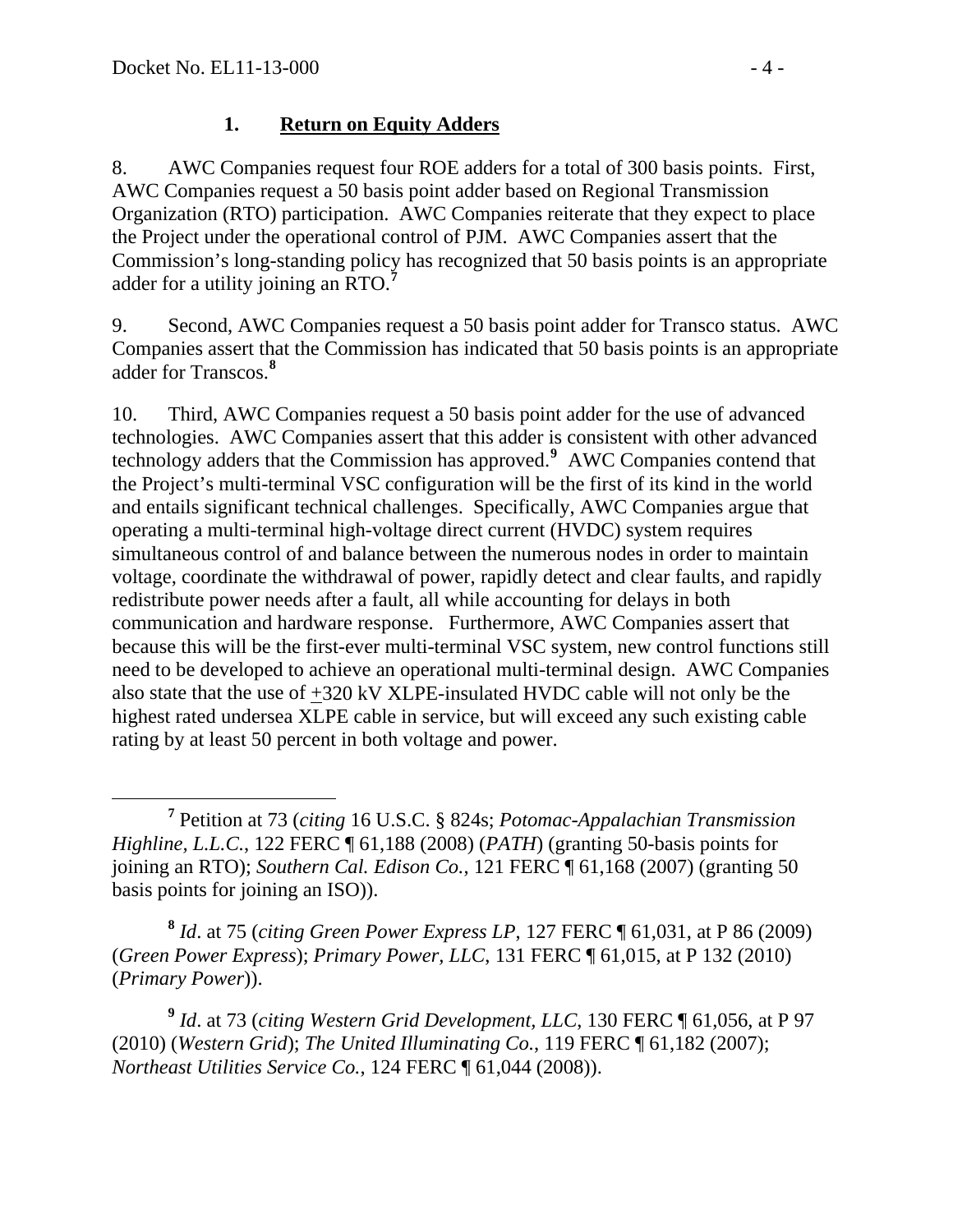### 1. **Return on Equity Adders**

8. AWC Companies request four ROE adders for a total of 300 basis points. First, AWC Companies request a 50 basis point adder based on Regional Transmission Organization (RTO) participation. AWC Companies reiterate that they expect to place the Project under the operational control of PJM. AWC Companies assert that the Commission's long-standing policy has recognized that 50 basis points is an appropriate adder for a utility joining an RTO.[7]

9. Second, AWC Companies request a 50 basis point adder for Transco status. AWC Companies assert that the Commission has indicated that 50 basis points is an appropriate adder for Transcos.[8]

10. Third, AWC Companies request a 50 basis point adder for the use of advanced technologies. AWC Companies assert that this adder is consistent with other advanced technology adders that the Commission has approved.[9] AWC Companies contend that the Project's multi-terminal VSC configuration will be the first of its kind in the world and entails significant technical challenges. Specifically, AWC Companies argue that operating a multi-terminal high-voltage direct current (HVDC) system requires simultaneous control of and balance between the numerous nodes in order to maintain voltage, coordinate the withdrawal of power, rapidly detect and clear faults, and rapidly redistribute power needs after a fault, all while accounting for delays in both communication and hardware response. Furthermore, AWC Companies assert that because this will be the first-ever multi-terminal VSC system, new control functions still need to be developed to achieve an operational multi-terminal design. AWC Companies also state that the use of $\pm$320 kV XLPE-insulated HVDC cable will not only be the highest rated undersea XLPE cable in service, but will exceed any such existing cable rating by at least 50 percent in both voltage and power.

---

[7] Petition at 73 (*citing* 16 U.S.C. § 824s; *Potomac-Appalachian Transmission Highline, L.L.C.*, 122 FERC ¶ 61,188 (2008) (*PATH*) (granting 50-basis points for joining an RTO); *Southern Cal. Edison Co.*, 121 FERC ¶ 61,168 (2007) (granting 50 basis points for joining an ISO)).

[8] *Id*. at 75 (*citing Green Power Express LP*, 127 FERC ¶ 61,031, at P 86 (2009) (*Green Power Express*); *Primary Power, LLC*, 131 FERC ¶ 61,015, at P 132 (2010) (*Primary Power*)).

[9] *Id*. at 73 (*citing Western Grid Development, LLC*, 130 FERC ¶ 61,056, at P 97 (2010) (*Western Grid*); *The United Illuminating Co.*, 119 FERC ¶ 61,182 (2007); *Northeast Utilities Service Co.*, 124 FERC ¶ 61,044 (2008)).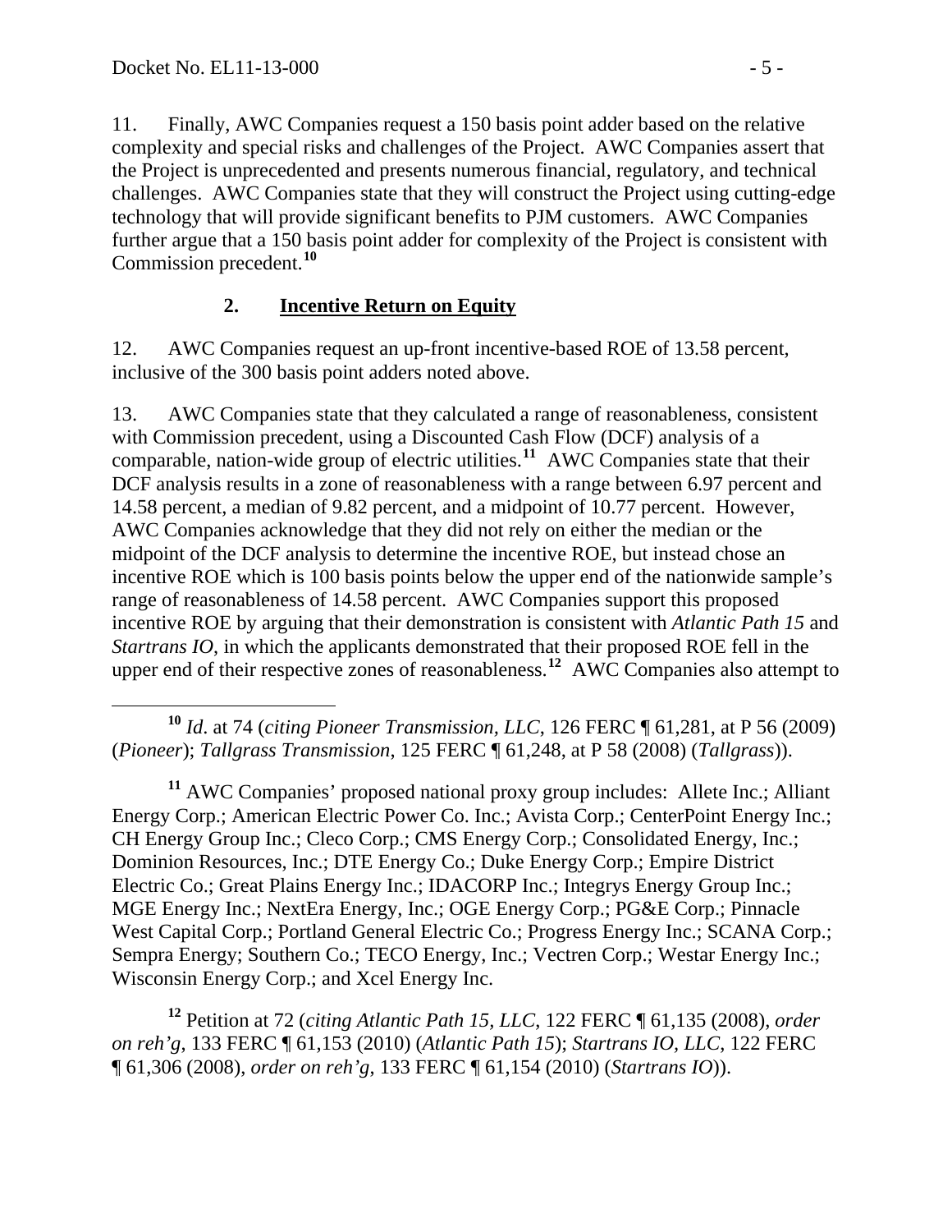11. Finally, AWC Companies request a 150 basis point adder based on the relative complexity and special risks and challenges of the Project. AWC Companies assert that the Project is unprecedented and presents numerous financial, regulatory, and technical challenges. AWC Companies state that they will construct the Project using cutting-edge technology that will provide significant benefits to PJM customers. AWC Companies further argue that a 150 basis point adder for complexity of the Project is consistent with Commission precedent.[10]

### 2. Incentive Return on Equity

12. AWC Companies request an up-front incentive-based ROE of 13.58 percent, inclusive of the 300 basis point adders noted above.

13. AWC Companies state that they calculated a range of reasonableness, consistent with Commission precedent, using a Discounted Cash Flow (DCF) analysis of a comparable, nation-wide group of electric utilities.[11] AWC Companies state that their DCF analysis results in a zone of reasonableness with a range between 6.97 percent and 14.58 percent, a median of 9.82 percent, and a midpoint of 10.77 percent. However, AWC Companies acknowledge that they did not rely on either the median or the midpoint of the DCF analysis to determine the incentive ROE, but instead chose an incentive ROE which is 100 basis points below the upper end of the nationwide sample's range of reasonableness of 14.58 percent. AWC Companies support this proposed incentive ROE by arguing that their demonstration is consistent with *Atlantic Path 15* and *Startrans IO*, in which the applicants demonstrated that their proposed ROE fell in the upper end of their respective zones of reasonableness.[12] AWC Companies also attempt to

---

[10] *Id*. at 74 (*citing Pioneer Transmission, LLC*, 126 FERC ¶ 61,281, at P 56 (2009) (*Pioneer*); *Tallgrass Transmission*, 125 FERC ¶ 61,248, at P 58 (2008) (*Tallgrass*)).

[11] AWC Companies' proposed national proxy group includes: Allete Inc.; Alliant Energy Corp.; American Electric Power Co. Inc.; Avista Corp.; CenterPoint Energy Inc.; CH Energy Group Inc.; Cleco Corp.; CMS Energy Corp.; Consolidated Energy, Inc.; Dominion Resources, Inc.; DTE Energy Co.; Duke Energy Corp.; Empire District Electric Co.; Great Plains Energy Inc.; IDACORP Inc.; Integrys Energy Group Inc.; MGE Energy Inc.; NextEra Energy, Inc.; OGE Energy Corp.; PG&E Corp.; Pinnacle West Capital Corp.; Portland General Electric Co.; Progress Energy Inc.; SCANA Corp.; Sempra Energy; Southern Co.; TECO Energy, Inc.; Vectren Corp.; Westar Energy Inc.; Wisconsin Energy Corp.; and Xcel Energy Inc.

[12] Petition at 72 (*citing Atlantic Path 15, LLC*, 122 FERC ¶ 61,135 (2008), *order on reh'g*, 133 FERC ¶ 61,153 (2010) (*Atlantic Path 15*); *Startrans IO, LLC*, 122 FERC ¶ 61,306 (2008), *order on reh'g*, 133 FERC ¶ 61,154 (2010) (*Startrans IO*)).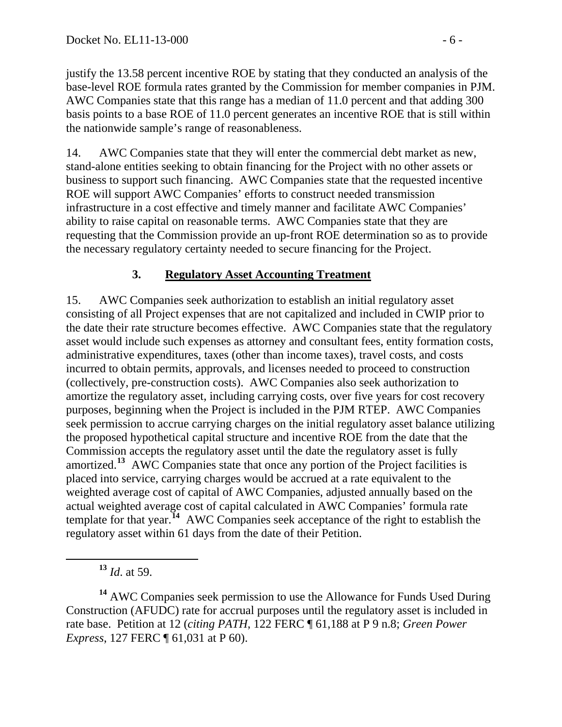justify the 13.58 percent incentive ROE by stating that they conducted an analysis of the base-level ROE formula rates granted by the Commission for member companies in PJM. AWC Companies state that this range has a median of 11.0 percent and that adding 300 basis points to a base ROE of 11.0 percent generates an incentive ROE that is still within the nationwide sample's range of reasonableness.

14. AWC Companies state that they will enter the commercial debt market as new, stand-alone entities seeking to obtain financing for the Project with no other assets or business to support such financing. AWC Companies state that the requested incentive ROE will support AWC Companies' efforts to construct needed transmission infrastructure in a cost effective and timely manner and facilitate AWC Companies' ability to raise capital on reasonable terms. AWC Companies state that they are requesting that the Commission provide an up-front ROE determination so as to provide the necessary regulatory certainty needed to secure financing for the Project.

### 3. Regulatory Asset Accounting Treatment

15. AWC Companies seek authorization to establish an initial regulatory asset consisting of all Project expenses that are not capitalized and included in CWIP prior to the date their rate structure becomes effective. AWC Companies state that the regulatory asset would include such expenses as attorney and consultant fees, entity formation costs, administrative expenditures, taxes (other than income taxes), travel costs, and costs incurred to obtain permits, approvals, and licenses needed to proceed to construction (collectively, pre-construction costs). AWC Companies also seek authorization to amortize the regulatory asset, including carrying costs, over five years for cost recovery purposes, beginning when the Project is included in the PJM RTEP. AWC Companies seek permission to accrue carrying charges on the initial regulatory asset balance utilizing the proposed hypothetical capital structure and incentive ROE from the date that the Commission accepts the regulatory asset until the date the regulatory asset is fully amortized.[13] AWC Companies state that once any portion of the Project facilities is placed into service, carrying charges would be accrued at a rate equivalent to the weighted average cost of capital of AWC Companies, adjusted annually based on the actual weighted average cost of capital calculated in AWC Companies' formula rate template for that year.[14] AWC Companies seek acceptance of the right to establish the regulatory asset within 61 days from the date of their Petition.

---

[13] *Id*. at 59.

[14] AWC Companies seek permission to use the Allowance for Funds Used During Construction (AFUDC) rate for accrual purposes until the regulatory asset is included in rate base. Petition at 12 (*citing PATH*, 122 FERC ¶ 61,188 at P 9 n.8; *Green Power Express*, 127 FERC ¶ 61,031 at P 60).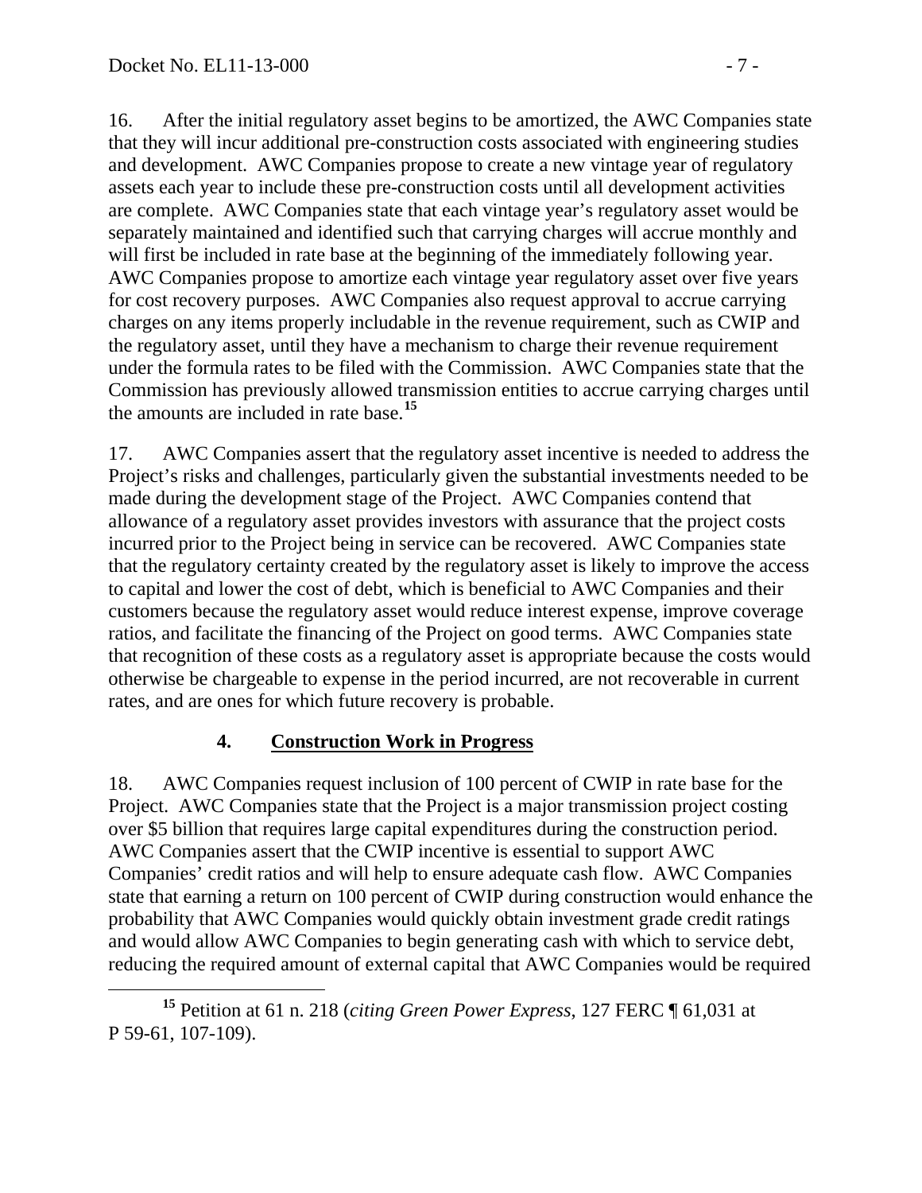16. After the initial regulatory asset begins to be amortized, the AWC Companies state that they will incur additional pre-construction costs associated with engineering studies and development. AWC Companies propose to create a new vintage year of regulatory assets each year to include these pre-construction costs until all development activities are complete. AWC Companies state that each vintage year's regulatory asset would be separately maintained and identified such that carrying charges will accrue monthly and will first be included in rate base at the beginning of the immediately following year. AWC Companies propose to amortize each vintage year regulatory asset over five years for cost recovery purposes. AWC Companies also request approval to accrue carrying charges on any items properly includable in the revenue requirement, such as CWIP and the regulatory asset, until they have a mechanism to charge their revenue requirement under the formula rates to be filed with the Commission. AWC Companies state that the Commission has previously allowed transmission entities to accrue carrying charges until the amounts are included in rate base.[15]

17. AWC Companies assert that the regulatory asset incentive is needed to address the Project's risks and challenges, particularly given the substantial investments needed to be made during the development stage of the Project. AWC Companies contend that allowance of a regulatory asset provides investors with assurance that the project costs incurred prior to the Project being in service can be recovered. AWC Companies state that the regulatory certainty created by the regulatory asset is likely to improve the access to capital and lower the cost of debt, which is beneficial to AWC Companies and their customers because the regulatory asset would reduce interest expense, improve coverage ratios, and facilitate the financing of the Project on good terms. AWC Companies state that recognition of these costs as a regulatory asset is appropriate because the costs would otherwise be chargeable to expense in the period incurred, are not recoverable in current rates, and are ones for which future recovery is probable.

### 4. Construction Work in Progress

18. AWC Companies request inclusion of 100 percent of CWIP in rate base for the Project. AWC Companies state that the Project is a major transmission project costing over $5 billion that requires large capital expenditures during the construction period. AWC Companies assert that the CWIP incentive is essential to support AWC Companies' credit ratios and will help to ensure adequate cash flow. AWC Companies state that earning a return on 100 percent of CWIP during construction would enhance the probability that AWC Companies would quickly obtain investment grade credit ratings and would allow AWC Companies to begin generating cash with which to service debt, reducing the required amount of external capital that AWC Companies would be required

---

[15] Petition at 61 n. 218 (*citing Green Power Express*, 127 FERC ¶ 61,031 at P 59-61, 107-109).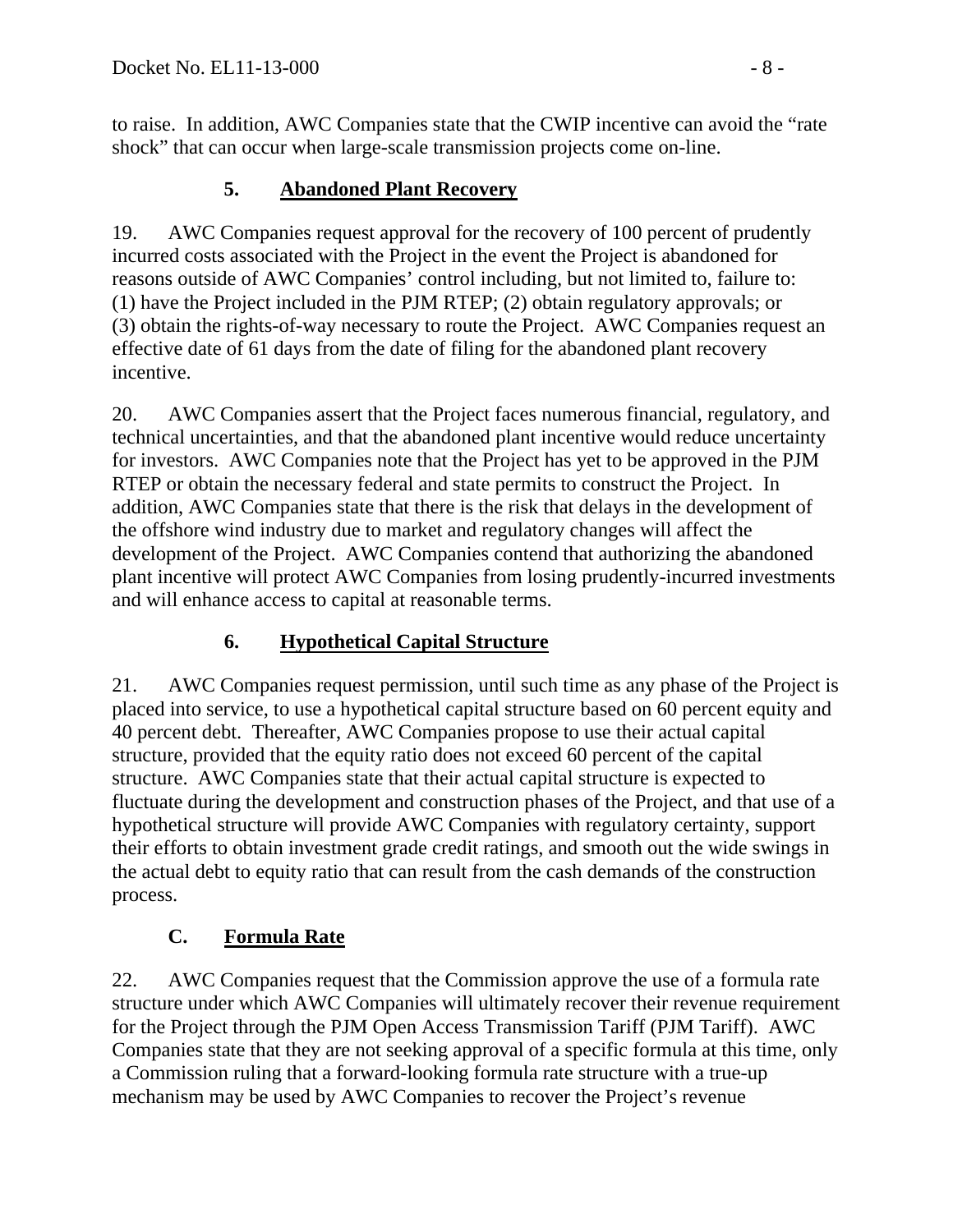to raise. In addition, AWC Companies state that the CWIP incentive can avoid the "rate shock" that can occur when large-scale transmission projects come on-line.

#### 5. Abandoned Plant Recovery

19. AWC Companies request approval for the recovery of 100 percent of prudently incurred costs associated with the Project in the event the Project is abandoned for reasons outside of AWC Companies' control including, but not limited to, failure to: (1) have the Project included in the PJM RTEP; (2) obtain regulatory approvals; or (3) obtain the rights-of-way necessary to route the Project. AWC Companies request an effective date of 61 days from the date of filing for the abandoned plant recovery incentive.

20. AWC Companies assert that the Project faces numerous financial, regulatory, and technical uncertainties, and that the abandoned plant incentive would reduce uncertainty for investors. AWC Companies note that the Project has yet to be approved in the PJM RTEP or obtain the necessary federal and state permits to construct the Project. In addition, AWC Companies state that there is the risk that delays in the development of the offshore wind industry due to market and regulatory changes will affect the development of the Project. AWC Companies contend that authorizing the abandoned plant incentive will protect AWC Companies from losing prudently-incurred investments and will enhance access to capital at reasonable terms.

#### 6. Hypothetical Capital Structure

21. AWC Companies request permission, until such time as any phase of the Project is placed into service, to use a hypothetical capital structure based on 60 percent equity and 40 percent debt. Thereafter, AWC Companies propose to use their actual capital structure, provided that the equity ratio does not exceed 60 percent of the capital structure. AWC Companies state that their actual capital structure is expected to fluctuate during the development and construction phases of the Project, and that use of a hypothetical structure will provide AWC Companies with regulatory certainty, support their efforts to obtain investment grade credit ratings, and smooth out the wide swings in the actual debt to equity ratio that can result from the cash demands of the construction process.

### C. Formula Rate

22. AWC Companies request that the Commission approve the use of a formula rate structure under which AWC Companies will ultimately recover their revenue requirement for the Project through the PJM Open Access Transmission Tariff (PJM Tariff). AWC Companies state that they are not seeking approval of a specific formula at this time, only a Commission ruling that a forward-looking formula rate structure with a true-up mechanism may be used by AWC Companies to recover the Project's revenue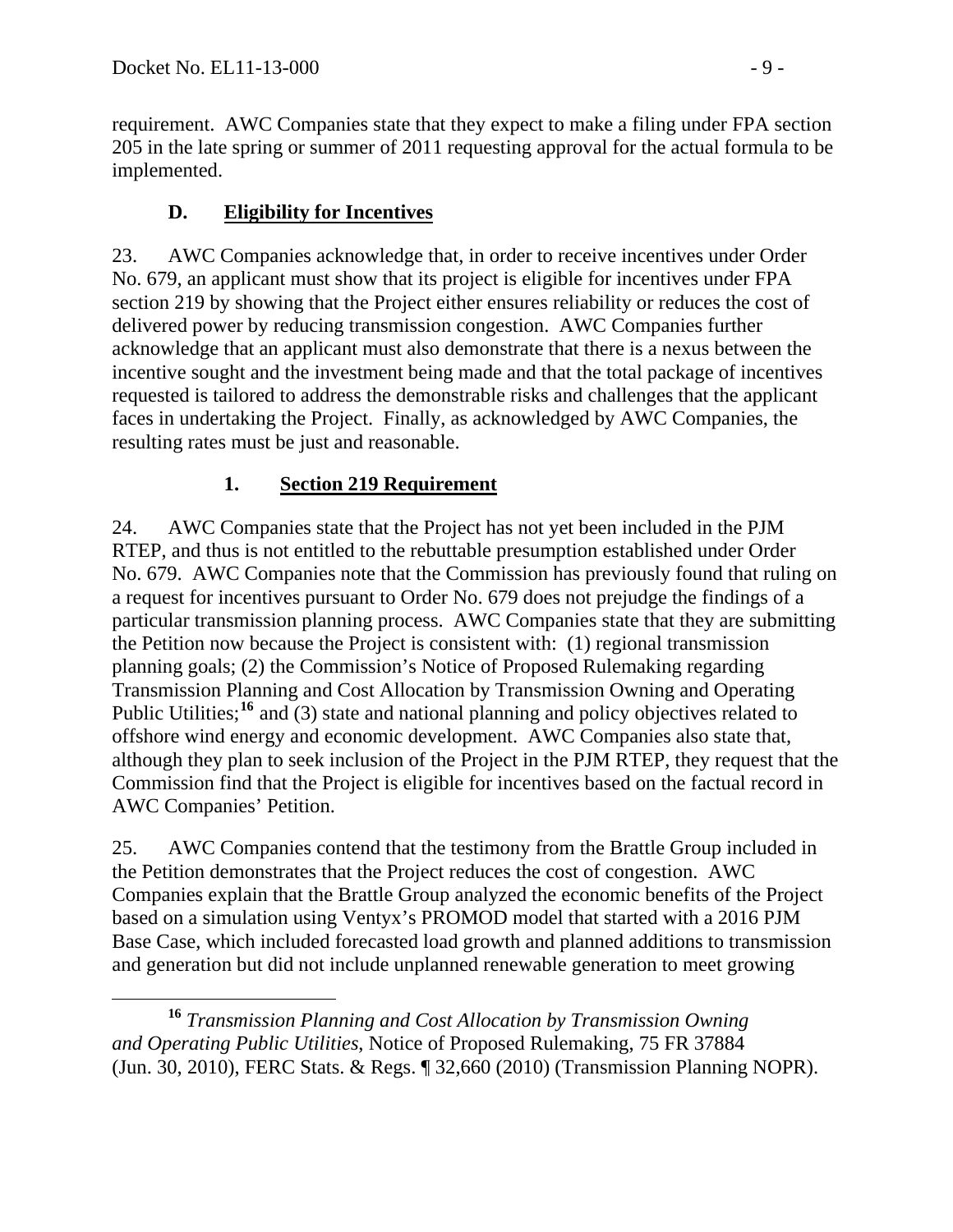requirement. AWC Companies state that they expect to make a filing under FPA section 205 in the late spring or summer of 2011 requesting approval for the actual formula to be implemented.

### D. Eligibility for Incentives

23. AWC Companies acknowledge that, in order to receive incentives under Order No. 679, an applicant must show that its project is eligible for incentives under FPA section 219 by showing that the Project either ensures reliability or reduces the cost of delivered power by reducing transmission congestion. AWC Companies further acknowledge that an applicant must also demonstrate that there is a nexus between the incentive sought and the investment being made and that the total package of incentives requested is tailored to address the demonstrable risks and challenges that the applicant faces in undertaking the Project. Finally, as acknowledged by AWC Companies, the resulting rates must be just and reasonable.

#### 1. Section 219 Requirement

24. AWC Companies state that the Project has not yet been included in the PJM RTEP, and thus is not entitled to the rebuttable presumption established under Order No. 679. AWC Companies note that the Commission has previously found that ruling on a request for incentives pursuant to Order No. 679 does not prejudge the findings of a particular transmission planning process. AWC Companies state that they are submitting the Petition now because the Project is consistent with: (1) regional transmission planning goals; (2) the Commission's Notice of Proposed Rulemaking regarding Transmission Planning and Cost Allocation by Transmission Owning and Operating Public Utilities;[16] and (3) state and national planning and policy objectives related to offshore wind energy and economic development. AWC Companies also state that, although they plan to seek inclusion of the Project in the PJM RTEP, they request that the Commission find that the Project is eligible for incentives based on the factual record in AWC Companies' Petition.

25. AWC Companies contend that the testimony from the Brattle Group included in the Petition demonstrates that the Project reduces the cost of congestion. AWC Companies explain that the Brattle Group analyzed the economic benefits of the Project based on a simulation using Ventyx's PROMOD model that started with a 2016 PJM Base Case, which included forecasted load growth and planned additions to transmission and generation but did not include unplanned renewable generation to meet growing

---

[16] *Transmission Planning and Cost Allocation by Transmission Owning and Operating Public Utilities*, Notice of Proposed Rulemaking, 75 FR 37884 (Jun. 30, 2010), FERC Stats. & Regs. ¶ 32,660 (2010) (Transmission Planning NOPR).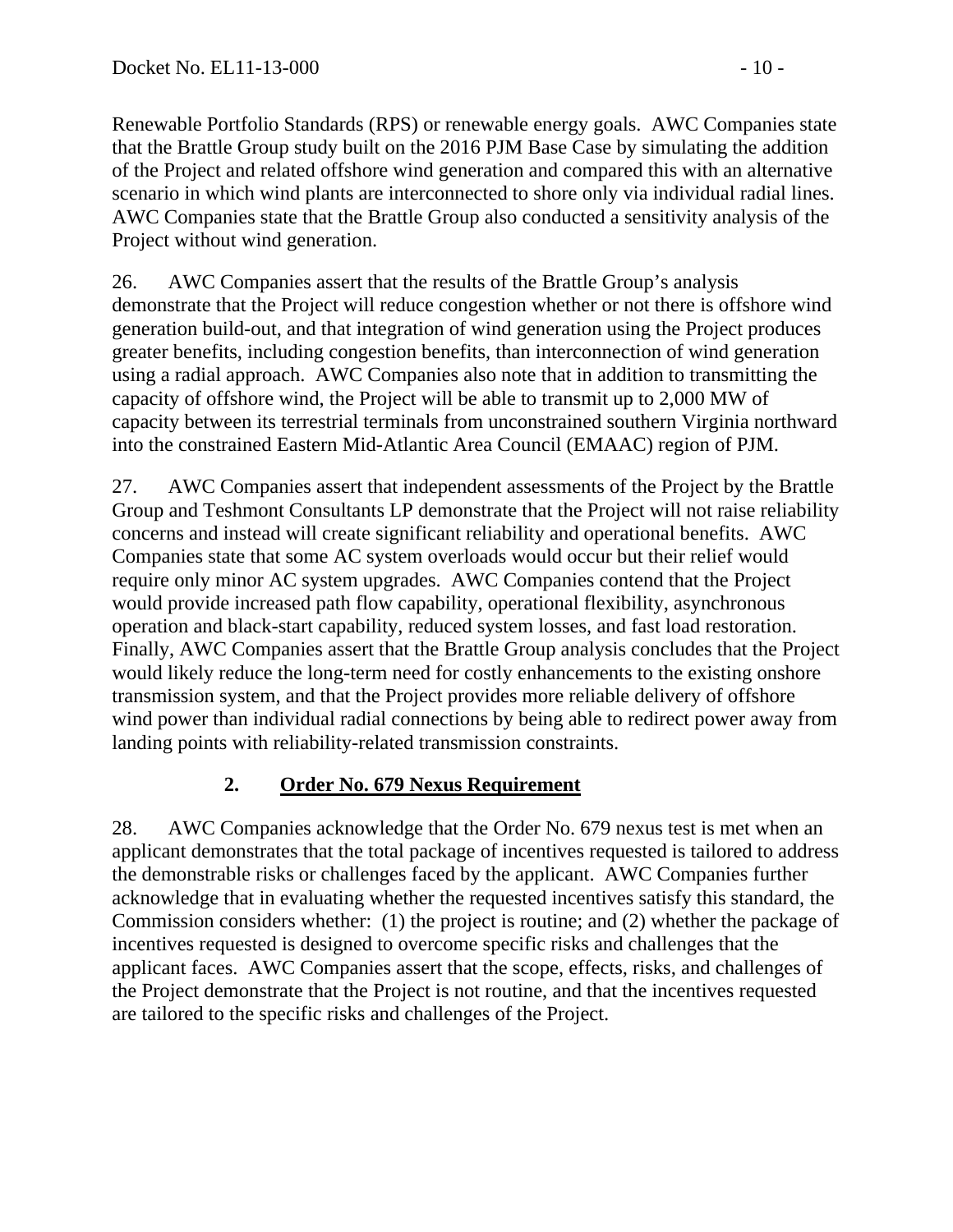Renewable Portfolio Standards (RPS) or renewable energy goals. AWC Companies state that the Brattle Group study built on the 2016 PJM Base Case by simulating the addition of the Project and related offshore wind generation and compared this with an alternative scenario in which wind plants are interconnected to shore only via individual radial lines. AWC Companies state that the Brattle Group also conducted a sensitivity analysis of the Project without wind generation.

26. AWC Companies assert that the results of the Brattle Group's analysis demonstrate that the Project will reduce congestion whether or not there is offshore wind generation build-out, and that integration of wind generation using the Project produces greater benefits, including congestion benefits, than interconnection of wind generation using a radial approach. AWC Companies also note that in addition to transmitting the capacity of offshore wind, the Project will be able to transmit up to 2,000 MW of capacity between its terrestrial terminals from unconstrained southern Virginia northward into the constrained Eastern Mid-Atlantic Area Council (EMAAC) region of PJM.

27. AWC Companies assert that independent assessments of the Project by the Brattle Group and Teshmont Consultants LP demonstrate that the Project will not raise reliability concerns and instead will create significant reliability and operational benefits. AWC Companies state that some AC system overloads would occur but their relief would require only minor AC system upgrades. AWC Companies contend that the Project would provide increased path flow capability, operational flexibility, asynchronous operation and black-start capability, reduced system losses, and fast load restoration. Finally, AWC Companies assert that the Brattle Group analysis concludes that the Project would likely reduce the long-term need for costly enhancements to the existing onshore transmission system, and that the Project provides more reliable delivery of offshore wind power than individual radial connections by being able to redirect power away from landing points with reliability-related transmission constraints.

### 2. Order No. 679 Nexus Requirement

28. AWC Companies acknowledge that the Order No. 679 nexus test is met when an applicant demonstrates that the total package of incentives requested is tailored to address the demonstrable risks or challenges faced by the applicant. AWC Companies further acknowledge that in evaluating whether the requested incentives satisfy this standard, the Commission considers whether: (1) the project is routine; and (2) whether the package of incentives requested is designed to overcome specific risks and challenges that the applicant faces. AWC Companies assert that the scope, effects, risks, and challenges of the Project demonstrate that the Project is not routine, and that the incentives requested are tailored to the specific risks and challenges of the Project.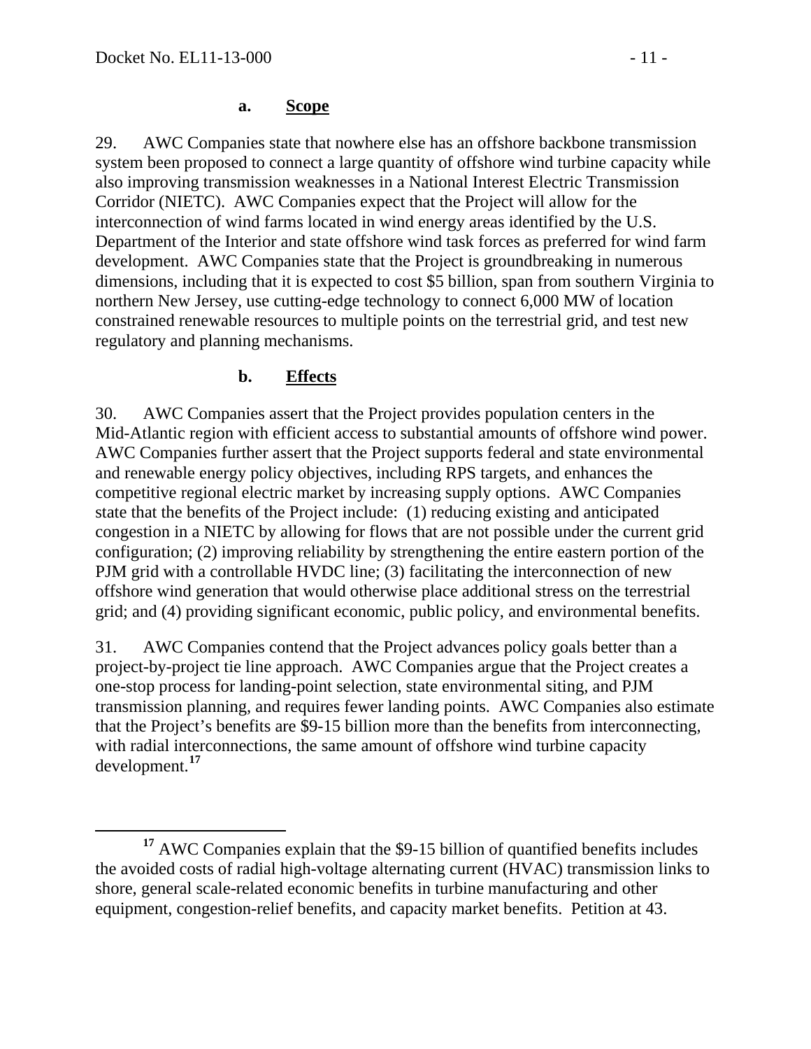#### a. Scope

29. AWC Companies state that nowhere else has an offshore backbone transmission system been proposed to connect a large quantity of offshore wind turbine capacity while also improving transmission weaknesses in a National Interest Electric Transmission Corridor (NIETC). AWC Companies expect that the Project will allow for the interconnection of wind farms located in wind energy areas identified by the U.S. Department of the Interior and state offshore wind task forces as preferred for wind farm development. AWC Companies state that the Project is groundbreaking in numerous dimensions, including that it is expected to cost \$5 billion, span from southern Virginia to northern New Jersey, use cutting-edge technology to connect 6,000 MW of location constrained renewable resources to multiple points on the terrestrial grid, and test new regulatory and planning mechanisms.

#### b. Effects

30. AWC Companies assert that the Project provides population centers in the Mid-Atlantic region with efficient access to substantial amounts of offshore wind power. AWC Companies further assert that the Project supports federal and state environmental and renewable energy policy objectives, including RPS targets, and enhances the competitive regional electric market by increasing supply options. AWC Companies state that the benefits of the Project include: (1) reducing existing and anticipated congestion in a NIETC by allowing for flows that are not possible under the current grid configuration; (2) improving reliability by strengthening the entire eastern portion of the PJM grid with a controllable HVDC line; (3) facilitating the interconnection of new offshore wind generation that would otherwise place additional stress on the terrestrial grid; and (4) providing significant economic, public policy, and environmental benefits.

31. AWC Companies contend that the Project advances policy goals better than a project-by-project tie line approach. AWC Companies argue that the Project creates a one-stop process for landing-point selection, state environmental siting, and PJM transmission planning, and requires fewer landing points. AWC Companies also estimate that the Project's benefits are \$9-15 billion more than the benefits from interconnecting, with radial interconnections, the same amount of offshore wind turbine capacity development.[17]

---

[17] AWC Companies explain that the \$9-15 billion of quantified benefits includes the avoided costs of radial high-voltage alternating current (HVAC) transmission links to shore, general scale-related economic benefits in turbine manufacturing and other equipment, congestion-relief benefits, and capacity market benefits. Petition at 43.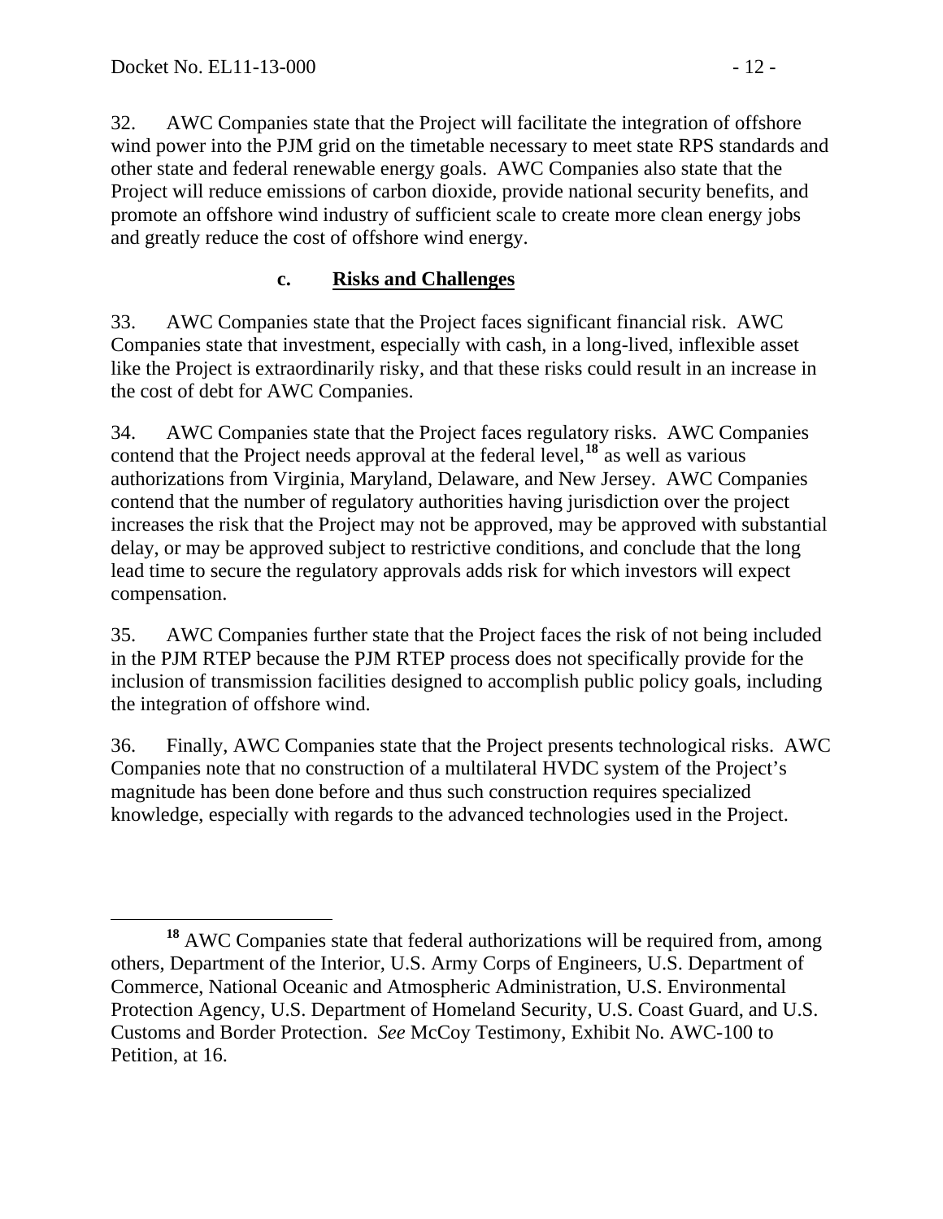32. AWC Companies state that the Project will facilitate the integration of offshore wind power into the PJM grid on the timetable necessary to meet state RPS standards and other state and federal renewable energy goals. AWC Companies also state that the Project will reduce emissions of carbon dioxide, provide national security benefits, and promote an offshore wind industry of sufficient scale to create more clean energy jobs and greatly reduce the cost of offshore wind energy.

### c. Risks and Challenges

33. AWC Companies state that the Project faces significant financial risk. AWC Companies state that investment, especially with cash, in a long-lived, inflexible asset like the Project is extraordinarily risky, and that these risks could result in an increase in the cost of debt for AWC Companies.

34. AWC Companies state that the Project faces regulatory risks. AWC Companies contend that the Project needs approval at the federal level,[18] as well as various authorizations from Virginia, Maryland, Delaware, and New Jersey. AWC Companies contend that the number of regulatory authorities having jurisdiction over the project increases the risk that the Project may not be approved, may be approved with substantial delay, or may be approved subject to restrictive conditions, and conclude that the long lead time to secure the regulatory approvals adds risk for which investors will expect compensation.

35. AWC Companies further state that the Project faces the risk of not being included in the PJM RTEP because the PJM RTEP process does not specifically provide for the inclusion of transmission facilities designed to accomplish public policy goals, including the integration of offshore wind.

36. Finally, AWC Companies state that the Project presents technological risks. AWC Companies note that no construction of a multilateral HVDC system of the Project's magnitude has been done before and thus such construction requires specialized knowledge, especially with regards to the advanced technologies used in the Project.

---

[18] AWC Companies state that federal authorizations will be required from, among others, Department of the Interior, U.S. Army Corps of Engineers, U.S. Department of Commerce, National Oceanic and Atmospheric Administration, U.S. Environmental Protection Agency, U.S. Department of Homeland Security, U.S. Coast Guard, and U.S. Customs and Border Protection. *See* McCoy Testimony, Exhibit No. AWC-100 to Petition, at 16.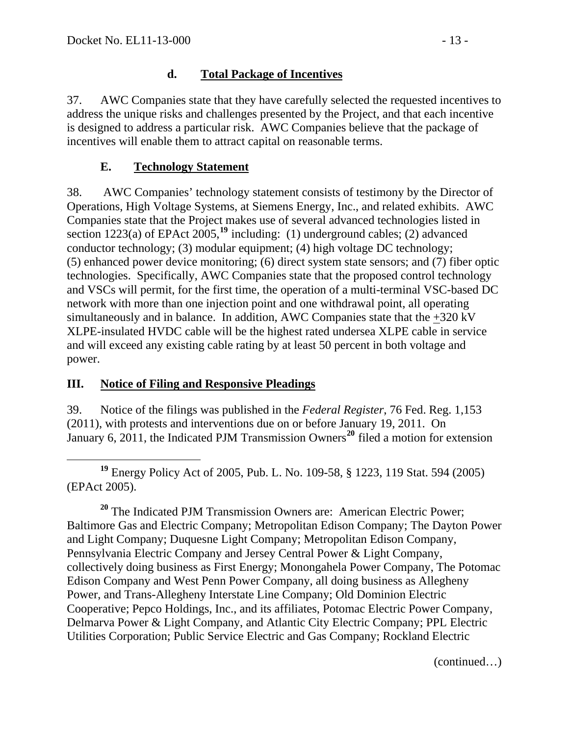### d. Total Package of Incentives

37. AWC Companies state that they have carefully selected the requested incentives to address the unique risks and challenges presented by the Project, and that each incentive is designed to address a particular risk. AWC Companies believe that the package of incentives will enable them to attract capital on reasonable terms.

### E. Technology Statement

38. AWC Companies' technology statement consists of testimony by the Director of Operations, High Voltage Systems, at Siemens Energy, Inc., and related exhibits. AWC Companies state that the Project makes use of several advanced technologies listed in section 1223(a) of EPAct 2005,[19] including: (1) underground cables; (2) advanced conductor technology; (3) modular equipment; (4) high voltage DC technology; (5) enhanced power device monitoring; (6) direct system state sensors; and (7) fiber optic technologies. Specifically, AWC Companies state that the proposed control technology and VSCs will permit, for the first time, the operation of a multi-terminal VSC-based DC network with more than one injection point and one withdrawal point, all operating simultaneously and in balance. In addition, AWC Companies state that the ±320 kV XLPE-insulated HVDC cable will be the highest rated undersea XLPE cable in service and will exceed any existing cable rating by at least 50 percent in both voltage and power.

## III. Notice of Filing and Responsive Pleadings

39. Notice of the filings was published in the *Federal Register*, 76 Fed. Reg. 1,153 (2011), with protests and interventions due on or before January 19, 2011. On January 6, 2011, the Indicated PJM Transmission Owners[20] filed a motion for extension

---

[19] Energy Policy Act of 2005, Pub. L. No. 109-58, § 1223, 119 Stat. 594 (2005) (EPAct 2005).

[20] The Indicated PJM Transmission Owners are: American Electric Power; Baltimore Gas and Electric Company; Metropolitan Edison Company; The Dayton Power and Light Company; Duquesne Light Company; Metropolitan Edison Company, Pennsylvania Electric Company and Jersey Central Power & Light Company, collectively doing business as First Energy; Monongahela Power Company, The Potomac Edison Company and West Penn Power Company, all doing business as Allegheny Power, and Trans-Allegheny Interstate Line Company; Old Dominion Electric Cooperative; Pepco Holdings, Inc., and its affiliates, Potomac Electric Power Company, Delmarva Power & Light Company, and Atlantic City Electric Company; PPL Electric Utilities Corporation; Public Service Electric and Gas Company; Rockland Electric

(continued…)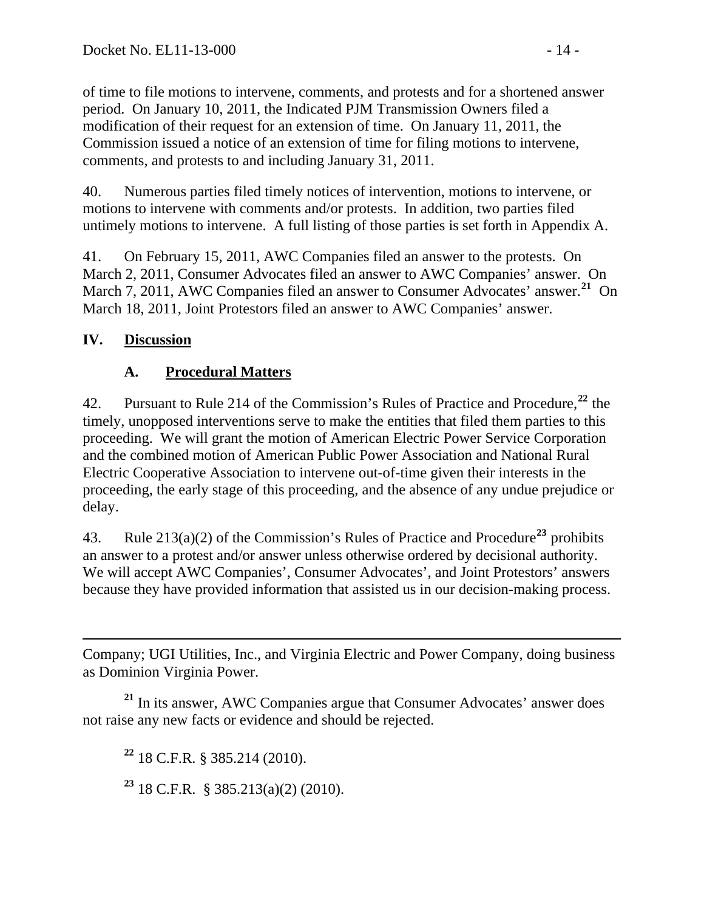of time to file motions to intervene, comments, and protests and for a shortened answer period. On January 10, 2011, the Indicated PJM Transmission Owners filed a modification of their request for an extension of time. On January 11, 2011, the Commission issued a notice of an extension of time for filing motions to intervene, comments, and protests to and including January 31, 2011.

40. Numerous parties filed timely notices of intervention, motions to intervene, or motions to intervene with comments and/or protests. In addition, two parties filed untimely motions to intervene. A full listing of those parties is set forth in Appendix A.

41. On February 15, 2011, AWC Companies filed an answer to the protests. On March 2, 2011, Consumer Advocates filed an answer to AWC Companies' answer. On March 7, 2011, AWC Companies filed an answer to Consumer Advocates' answer.[21] On March 18, 2011, Joint Protestors filed an answer to AWC Companies' answer.

## IV. Discussion

### A. Procedural Matters

42. Pursuant to Rule 214 of the Commission's Rules of Practice and Procedure,[22] the timely, unopposed interventions serve to make the entities that filed them parties to this proceeding. We will grant the motion of American Electric Power Service Corporation and the combined motion of American Public Power Association and National Rural Electric Cooperative Association to intervene out-of-time given their interests in the proceeding, the early stage of this proceeding, and the absence of any undue prejudice or delay.

43. Rule 213(a)(2) of the Commission's Rules of Practice and Procedure[23] prohibits an answer to a protest and/or answer unless otherwise ordered by decisional authority. We will accept AWC Companies', Consumer Advocates', and Joint Protestors' answers because they have provided information that assisted us in our decision-making process.

---

Company; UGI Utilities, Inc., and Virginia Electric and Power Company, doing business as Dominion Virginia Power.

[21] In its answer, AWC Companies argue that Consumer Advocates' answer does not raise any new facts or evidence and should be rejected.

[22] 18 C.F.R. § 385.214 (2010).

[23] 18 C.F.R. § 385.213(a)(2) (2010).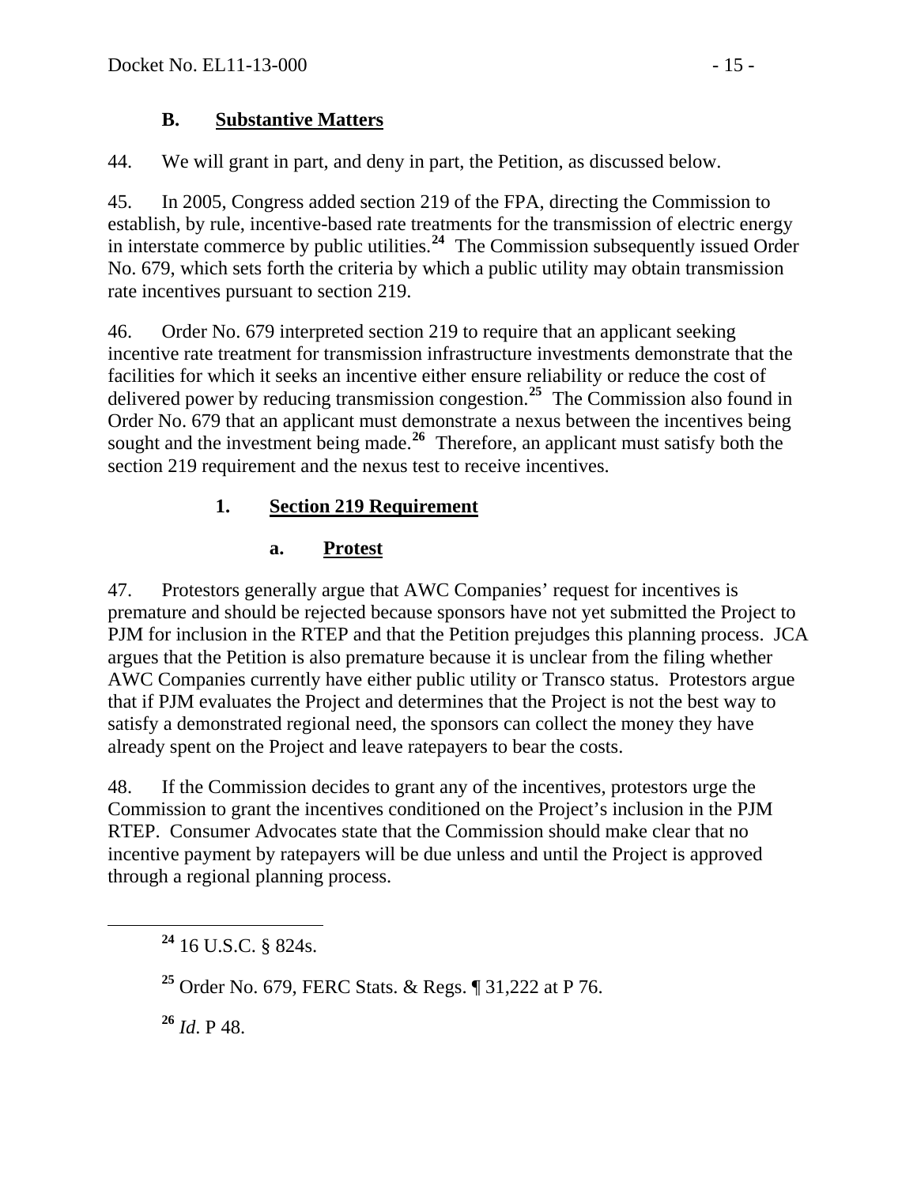### B. Substantive Matters

44. We will grant in part, and deny in part, the Petition, as discussed below.

45. In 2005, Congress added section 219 of the FPA, directing the Commission to establish, by rule, incentive-based rate treatments for the transmission of electric energy in interstate commerce by public utilities.[24] The Commission subsequently issued Order No. 679, which sets forth the criteria by which a public utility may obtain transmission rate incentives pursuant to section 219.

46. Order No. 679 interpreted section 219 to require that an applicant seeking incentive rate treatment for transmission infrastructure investments demonstrate that the facilities for which it seeks an incentive either ensure reliability or reduce the cost of delivered power by reducing transmission congestion.[25] The Commission also found in Order No. 679 that an applicant must demonstrate a nexus between the incentives being sought and the investment being made.[26] Therefore, an applicant must satisfy both the section 219 requirement and the nexus test to receive incentives.

#### 1. Section 219 Requirement

##### a. Protest

47. Protestors generally argue that AWC Companies' request for incentives is premature and should be rejected because sponsors have not yet submitted the Project to PJM for inclusion in the RTEP and that the Petition prejudges this planning process. JCA argues that the Petition is also premature because it is unclear from the filing whether AWC Companies currently have either public utility or Transco status. Protestors argue that if PJM evaluates the Project and determines that the Project is not the best way to satisfy a demonstrated regional need, the sponsors can collect the money they have already spent on the Project and leave ratepayers to bear the costs.

48. If the Commission decides to grant any of the incentives, protestors urge the Commission to grant the incentives conditioned on the Project's inclusion in the PJM RTEP. Consumer Advocates state that the Commission should make clear that no incentive payment by ratepayers will be due unless and until the Project is approved through a regional planning process.

---

[24] 16 U.S.C. § 824s.

[25] Order No. 679, FERC Stats. & Regs. ¶ 31,222 at P 76.

[26] *Id*. P 48.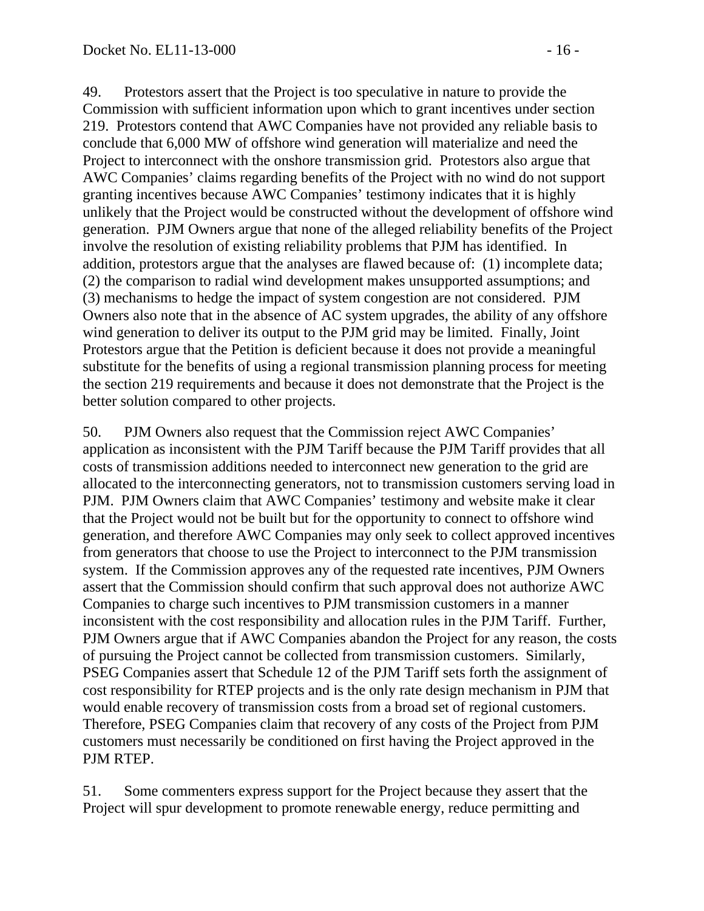49. Protestors assert that the Project is too speculative in nature to provide the Commission with sufficient information upon which to grant incentives under section 219. Protestors contend that AWC Companies have not provided any reliable basis to conclude that 6,000 MW of offshore wind generation will materialize and need the Project to interconnect with the onshore transmission grid. Protestors also argue that AWC Companies' claims regarding benefits of the Project with no wind do not support granting incentives because AWC Companies' testimony indicates that it is highly unlikely that the Project would be constructed without the development of offshore wind generation. PJM Owners argue that none of the alleged reliability benefits of the Project involve the resolution of existing reliability problems that PJM has identified. In addition, protestors argue that the analyses are flawed because of: (1) incomplete data; (2) the comparison to radial wind development makes unsupported assumptions; and (3) mechanisms to hedge the impact of system congestion are not considered. PJM Owners also note that in the absence of AC system upgrades, the ability of any offshore wind generation to deliver its output to the PJM grid may be limited. Finally, Joint Protestors argue that the Petition is deficient because it does not provide a meaningful substitute for the benefits of using a regional transmission planning process for meeting the section 219 requirements and because it does not demonstrate that the Project is the better solution compared to other projects.

50. PJM Owners also request that the Commission reject AWC Companies' application as inconsistent with the PJM Tariff because the PJM Tariff provides that all costs of transmission additions needed to interconnect new generation to the grid are allocated to the interconnecting generators, not to transmission customers serving load in PJM. PJM Owners claim that AWC Companies' testimony and website make it clear that the Project would not be built but for the opportunity to connect to offshore wind generation, and therefore AWC Companies may only seek to collect approved incentives from generators that choose to use the Project to interconnect to the PJM transmission system. If the Commission approves any of the requested rate incentives, PJM Owners assert that the Commission should confirm that such approval does not authorize AWC Companies to charge such incentives to PJM transmission customers in a manner inconsistent with the cost responsibility and allocation rules in the PJM Tariff. Further, PJM Owners argue that if AWC Companies abandon the Project for any reason, the costs of pursuing the Project cannot be collected from transmission customers. Similarly, PSEG Companies assert that Schedule 12 of the PJM Tariff sets forth the assignment of cost responsibility for RTEP projects and is the only rate design mechanism in PJM that would enable recovery of transmission costs from a broad set of regional customers. Therefore, PSEG Companies claim that recovery of any costs of the Project from PJM customers must necessarily be conditioned on first having the Project approved in the PJM RTEP.

51. Some commenters express support for the Project because they assert that the Project will spur development to promote renewable energy, reduce permitting and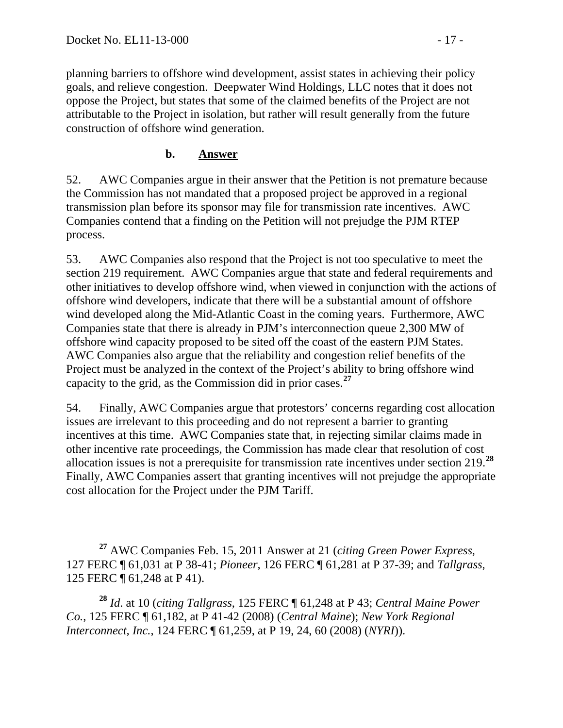planning barriers to offshore wind development, assist states in achieving their policy goals, and relieve congestion. Deepwater Wind Holdings, LLC notes that it does not oppose the Project, but states that some of the claimed benefits of the Project are not attributable to the Project in isolation, but rather will result generally from the future construction of offshore wind generation.

### b. Answer

52. AWC Companies argue in their answer that the Petition is not premature because the Commission has not mandated that a proposed project be approved in a regional transmission plan before its sponsor may file for transmission rate incentives. AWC Companies contend that a finding on the Petition will not prejudge the PJM RTEP process.

53. AWC Companies also respond that the Project is not too speculative to meet the section 219 requirement. AWC Companies argue that state and federal requirements and other initiatives to develop offshore wind, when viewed in conjunction with the actions of offshore wind developers, indicate that there will be a substantial amount of offshore wind developed along the Mid-Atlantic Coast in the coming years. Furthermore, AWC Companies state that there is already in PJM's interconnection queue 2,300 MW of offshore wind capacity proposed to be sited off the coast of the eastern PJM States. AWC Companies also argue that the reliability and congestion relief benefits of the Project must be analyzed in the context of the Project's ability to bring offshore wind capacity to the grid, as the Commission did in prior cases.[27]

54. Finally, AWC Companies argue that protestors' concerns regarding cost allocation issues are irrelevant to this proceeding and do not represent a barrier to granting incentives at this time. AWC Companies state that, in rejecting similar claims made in other incentive rate proceedings, the Commission has made clear that resolution of cost allocation issues is not a prerequisite for transmission rate incentives under section 219.[28] Finally, AWC Companies assert that granting incentives will not prejudge the appropriate cost allocation for the Project under the PJM Tariff.

---

[27] AWC Companies Feb. 15, 2011 Answer at 21 (*citing Green Power Express*, 127 FERC ¶ 61,031 at P 38-41; *Pioneer*, 126 FERC ¶ 61,281 at P 37-39; and *Tallgrass*, 125 FERC ¶ 61,248 at P 41).

[28] *Id*. at 10 (*citing Tallgrass*, 125 FERC ¶ 61,248 at P 43; *Central Maine Power Co.*, 125 FERC ¶ 61,182, at P 41-42 (2008) (*Central Maine*); *New York Regional Interconnect, Inc.*, 124 FERC ¶ 61,259, at P 19, 24, 60 (2008) (*NYRI*)).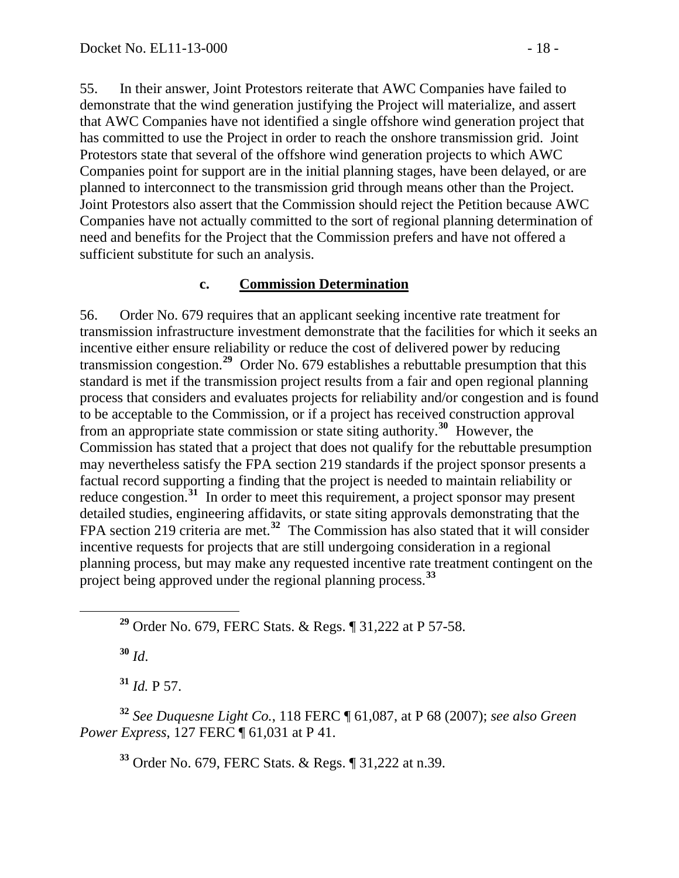55. In their answer, Joint Protestors reiterate that AWC Companies have failed to demonstrate that the wind generation justifying the Project will materialize, and assert that AWC Companies have not identified a single offshore wind generation project that has committed to use the Project in order to reach the onshore transmission grid. Joint Protestors state that several of the offshore wind generation projects to which AWC Companies point for support are in the initial planning stages, have been delayed, or are planned to interconnect to the transmission grid through means other than the Project. Joint Protestors also assert that the Commission should reject the Petition because AWC Companies have not actually committed to the sort of regional planning determination of need and benefits for the Project that the Commission prefers and have not offered a sufficient substitute for such an analysis.

### c. Commission Determination

56. Order No. 679 requires that an applicant seeking incentive rate treatment for transmission infrastructure investment demonstrate that the facilities for which it seeks an incentive either ensure reliability or reduce the cost of delivered power by reducing transmission congestion.[29] Order No. 679 establishes a rebuttable presumption that this standard is met if the transmission project results from a fair and open regional planning process that considers and evaluates projects for reliability and/or congestion and is found to be acceptable to the Commission, or if a project has received construction approval from an appropriate state commission or state siting authority.[30] However, the Commission has stated that a project that does not qualify for the rebuttable presumption may nevertheless satisfy the FPA section 219 standards if the project sponsor presents a factual record supporting a finding that the project is needed to maintain reliability or reduce congestion.[31] In order to meet this requirement, a project sponsor may present detailed studies, engineering affidavits, or state siting approvals demonstrating that the FPA section 219 criteria are met.[32] The Commission has also stated that it will consider incentive requests for projects that are still undergoing consideration in a regional planning process, but may make any requested incentive rate treatment contingent on the project being approved under the regional planning process.[33]

---

[29] Order No. 679, FERC Stats. & Regs. ¶ 31,222 at P 57-58.

[30] *Id*.

[31] *Id.* P 57.

[32] *See Duquesne Light Co.*, 118 FERC ¶ 61,087, at P 68 (2007); *see also Green Power Express*, 127 FERC ¶ 61,031 at P 41.

[33] Order No. 679, FERC Stats. & Regs. ¶ 31,222 at n.39.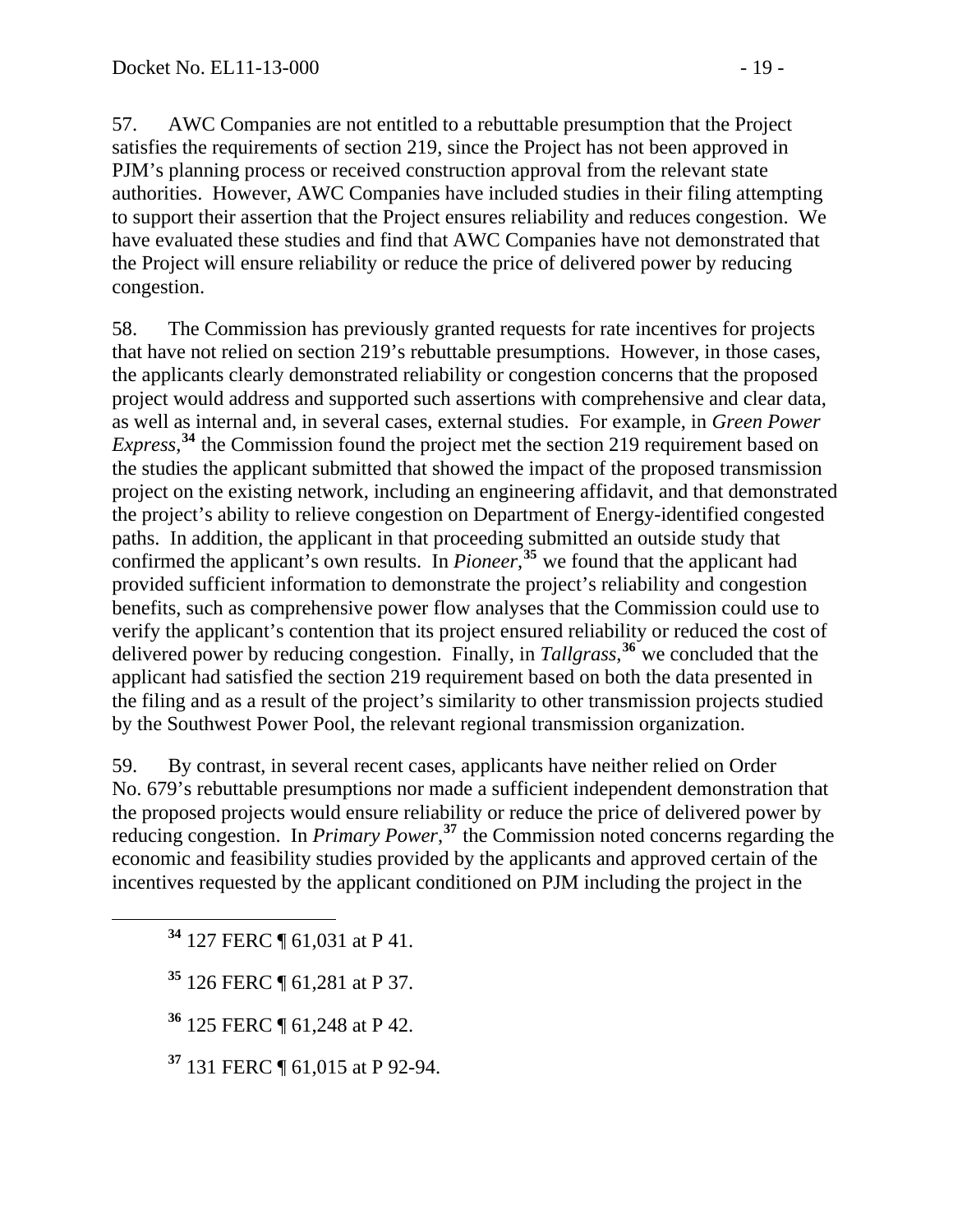57. AWC Companies are not entitled to a rebuttable presumption that the Project satisfies the requirements of section 219, since the Project has not been approved in PJM's planning process or received construction approval from the relevant state authorities. However, AWC Companies have included studies in their filing attempting to support their assertion that the Project ensures reliability and reduces congestion. We have evaluated these studies and find that AWC Companies have not demonstrated that the Project will ensure reliability or reduce the price of delivered power by reducing congestion.

58. The Commission has previously granted requests for rate incentives for projects that have not relied on section 219's rebuttable presumptions. However, in those cases, the applicants clearly demonstrated reliability or congestion concerns that the proposed project would address and supported such assertions with comprehensive and clear data, as well as internal and, in several cases, external studies. For example, in *Green Power Express*,[34] the Commission found the project met the section 219 requirement based on the studies the applicant submitted that showed the impact of the proposed transmission project on the existing network, including an engineering affidavit, and that demonstrated the project's ability to relieve congestion on Department of Energy-identified congested paths. In addition, the applicant in that proceeding submitted an outside study that confirmed the applicant's own results. In *Pioneer*,[35] we found that the applicant had provided sufficient information to demonstrate the project's reliability and congestion benefits, such as comprehensive power flow analyses that the Commission could use to verify the applicant's contention that its project ensured reliability or reduced the cost of delivered power by reducing congestion. Finally, in *Tallgrass*,[36] we concluded that the applicant had satisfied the section 219 requirement based on both the data presented in the filing and as a result of the project's similarity to other transmission projects studied by the Southwest Power Pool, the relevant regional transmission organization.

59. By contrast, in several recent cases, applicants have neither relied on Order No. 679's rebuttable presumptions nor made a sufficient independent demonstration that the proposed projects would ensure reliability or reduce the price of delivered power by reducing congestion. In *Primary Power*,[37] the Commission noted concerns regarding the economic and feasibility studies provided by the applicants and approved certain of the incentives requested by the applicant conditioned on PJM including the project in the

[34] 127 FERC ¶ 61,031 at P 41.

[35] 126 FERC ¶ 61,281 at P 37.

[36] 125 FERC ¶ 61,248 at P 42.

[37] 131 FERC ¶ 61,015 at P 92-94.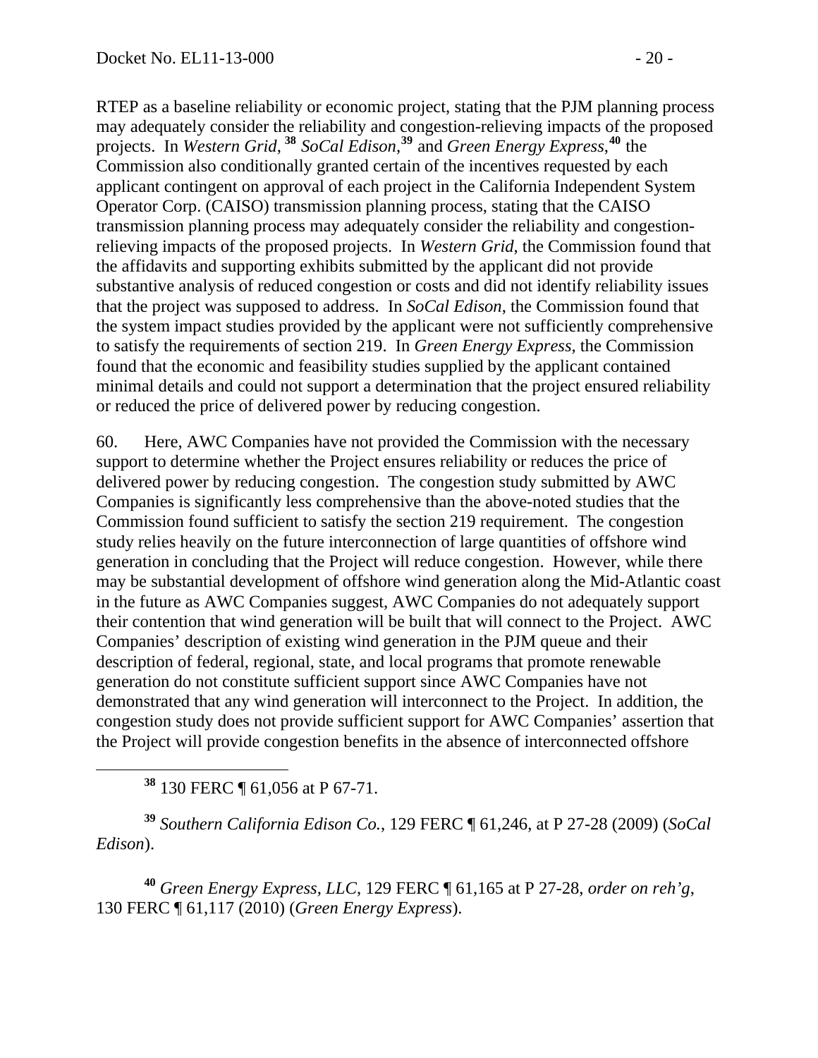RTEP as a baseline reliability or economic project, stating that the PJM planning process may adequately consider the reliability and congestion-relieving impacts of the proposed projects. In *Western Grid*,[38] *SoCal Edison*,[39] and *Green Energy Express*,[40] the Commission also conditionally granted certain of the incentives requested by each applicant contingent on approval of each project in the California Independent System Operator Corp. (CAISO) transmission planning process, stating that the CAISO transmission planning process may adequately consider the reliability and congestion-relieving impacts of the proposed projects. In *Western Grid*, the Commission found that the affidavits and supporting exhibits submitted by the applicant did not provide substantive analysis of reduced congestion or costs and did not identify reliability issues that the project was supposed to address. In *SoCal Edison*, the Commission found that the system impact studies provided by the applicant were not sufficiently comprehensive to satisfy the requirements of section 219. In *Green Energy Express*, the Commission found that the economic and feasibility studies supplied by the applicant contained minimal details and could not support a determination that the project ensured reliability or reduced the price of delivered power by reducing congestion.

60. Here, AWC Companies have not provided the Commission with the necessary support to determine whether the Project ensures reliability or reduces the price of delivered power by reducing congestion. The congestion study submitted by AWC Companies is significantly less comprehensive than the above-noted studies that the Commission found sufficient to satisfy the section 219 requirement. The congestion study relies heavily on the future interconnection of large quantities of offshore wind generation in concluding that the Project will reduce congestion. However, while there may be substantial development of offshore wind generation along the Mid-Atlantic coast in the future as AWC Companies suggest, AWC Companies do not adequately support their contention that wind generation will be built that will connect to the Project. AWC Companies' description of existing wind generation in the PJM queue and their description of federal, regional, state, and local programs that promote renewable generation do not constitute sufficient support since AWC Companies have not demonstrated that any wind generation will interconnect to the Project. In addition, the congestion study does not provide sufficient support for AWC Companies' assertion that the Project will provide congestion benefits in the absence of interconnected offshore

[38] 130 FERC ¶ 61,056 at P 67-71.

[39] *Southern California Edison Co.*, 129 FERC ¶ 61,246, at P 27-28 (2009) (*SoCal Edison*).

[40] *Green Energy Express, LLC*, 129 FERC ¶ 61,165 at P 27-28, *order on reh'g*, 130 FERC ¶ 61,117 (2010) (*Green Energy Express*).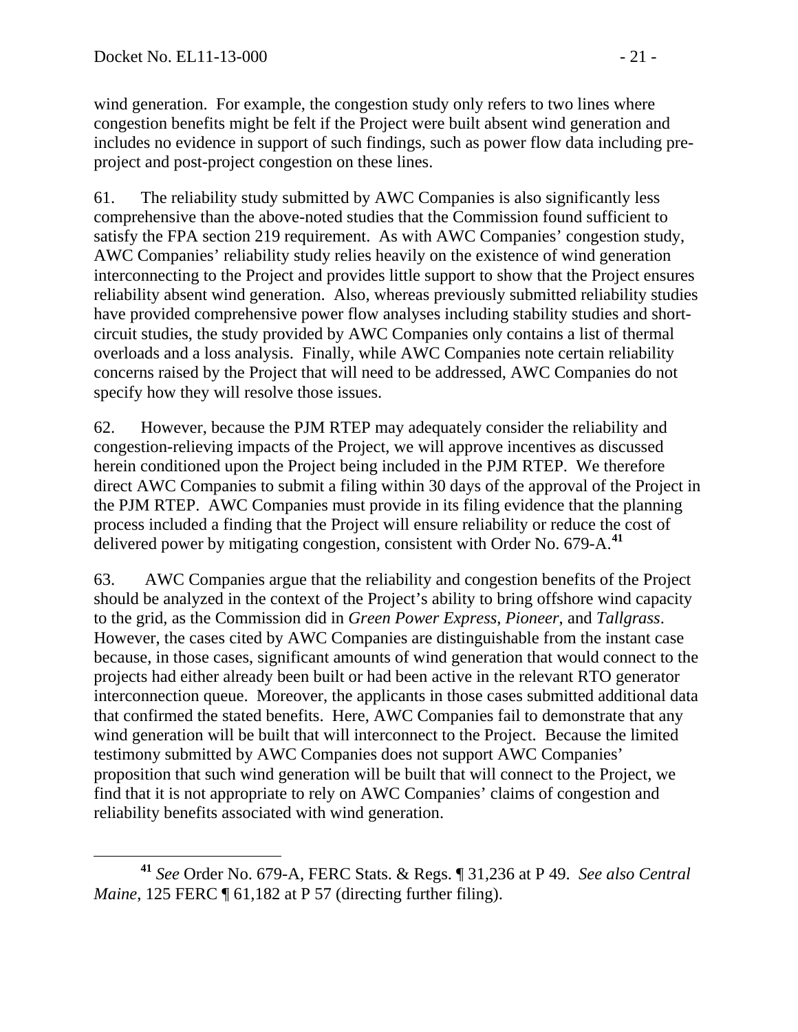wind generation. For example, the congestion study only refers to two lines where congestion benefits might be felt if the Project were built absent wind generation and includes no evidence in support of such findings, such as power flow data including pre-project and post-project congestion on these lines.

61. The reliability study submitted by AWC Companies is also significantly less comprehensive than the above-noted studies that the Commission found sufficient to satisfy the FPA section 219 requirement. As with AWC Companies' congestion study, AWC Companies' reliability study relies heavily on the existence of wind generation interconnecting to the Project and provides little support to show that the Project ensures reliability absent wind generation. Also, whereas previously submitted reliability studies have provided comprehensive power flow analyses including stability studies and short-circuit studies, the study provided by AWC Companies only contains a list of thermal overloads and a loss analysis. Finally, while AWC Companies note certain reliability concerns raised by the Project that will need to be addressed, AWC Companies do not specify how they will resolve those issues.

62. However, because the PJM RTEP may adequately consider the reliability and congestion-relieving impacts of the Project, we will approve incentives as discussed herein conditioned upon the Project being included in the PJM RTEP. We therefore direct AWC Companies to submit a filing within 30 days of the approval of the Project in the PJM RTEP. AWC Companies must provide in its filing evidence that the planning process included a finding that the Project will ensure reliability or reduce the cost of delivered power by mitigating congestion, consistent with Order No. 679-A.[41]

63. AWC Companies argue that the reliability and congestion benefits of the Project should be analyzed in the context of the Project's ability to bring offshore wind capacity to the grid, as the Commission did in *Green Power Express*, *Pioneer*, and *Tallgrass*. However, the cases cited by AWC Companies are distinguishable from the instant case because, in those cases, significant amounts of wind generation that would connect to the projects had either already been built or had been active in the relevant RTO generator interconnection queue. Moreover, the applicants in those cases submitted additional data that confirmed the stated benefits. Here, AWC Companies fail to demonstrate that any wind generation will be built that will interconnect to the Project. Because the limited testimony submitted by AWC Companies does not support AWC Companies' proposition that such wind generation will be built that will connect to the Project, we find that it is not appropriate to rely on AWC Companies' claims of congestion and reliability benefits associated with wind generation.

---

[41] *See* Order No. 679-A, FERC Stats. & Regs. ¶ 31,236 at P 49. *See also Central Maine*, 125 FERC ¶ 61,182 at P 57 (directing further filing).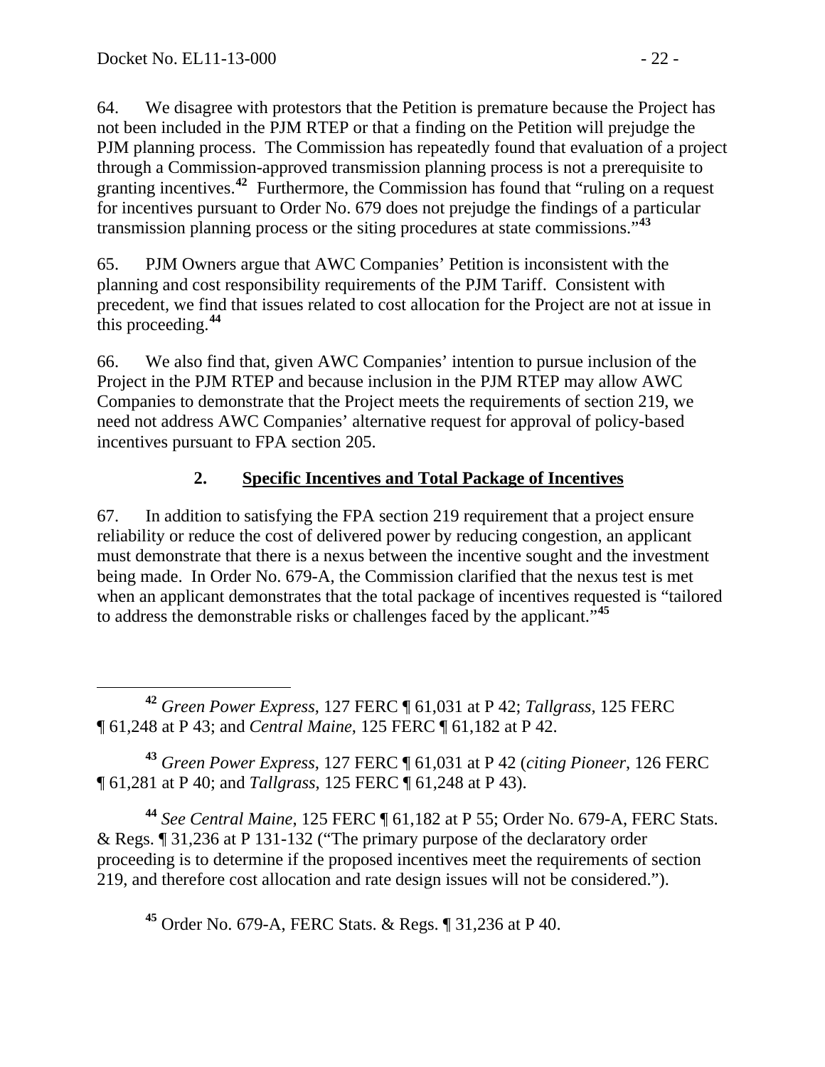64. We disagree with protestors that the Petition is premature because the Project has not been included in the PJM RTEP or that a finding on the Petition will prejudge the PJM planning process. The Commission has repeatedly found that evaluation of a project through a Commission-approved transmission planning process is not a prerequisite to granting incentives.[42] Furthermore, the Commission has found that "ruling on a request for incentives pursuant to Order No. 679 does not prejudge the findings of a particular transmission planning process or the siting procedures at state commissions."[43]

65. PJM Owners argue that AWC Companies' Petition is inconsistent with the planning and cost responsibility requirements of the PJM Tariff. Consistent with precedent, we find that issues related to cost allocation for the Project are not at issue in this proceeding.[44]

66. We also find that, given AWC Companies' intention to pursue inclusion of the Project in the PJM RTEP and because inclusion in the PJM RTEP may allow AWC Companies to demonstrate that the Project meets the requirements of section 219, we need not address AWC Companies' alternative request for approval of policy-based incentives pursuant to FPA section 205.

## 2. Specific Incentives and Total Package of Incentives

67. In addition to satisfying the FPA section 219 requirement that a project ensure reliability or reduce the cost of delivered power by reducing congestion, an applicant must demonstrate that there is a nexus between the incentive sought and the investment being made. In Order No. 679-A, the Commission clarified that the nexus test is met when an applicant demonstrates that the total package of incentives requested is "tailored to address the demonstrable risks or challenges faced by the applicant."[45]

---

[42] *Green Power Express*, 127 FERC ¶ 61,031 at P 42; *Tallgrass*, 125 FERC ¶ 61,248 at P 43; and *Central Maine*, 125 FERC ¶ 61,182 at P 42.

[43] *Green Power Express*, 127 FERC ¶ 61,031 at P 42 (*citing Pioneer*, 126 FERC ¶ 61,281 at P 40; and *Tallgrass*, 125 FERC ¶ 61,248 at P 43).

[44] *See Central Maine*, 125 FERC ¶ 61,182 at P 55; Order No. 679-A, FERC Stats. & Regs. ¶ 31,236 at P 131-132 ("The primary purpose of the declaratory order proceeding is to determine if the proposed incentives meet the requirements of section 219, and therefore cost allocation and rate design issues will not be considered.").

[45] Order No. 679-A, FERC Stats. & Regs. ¶ 31,236 at P 40.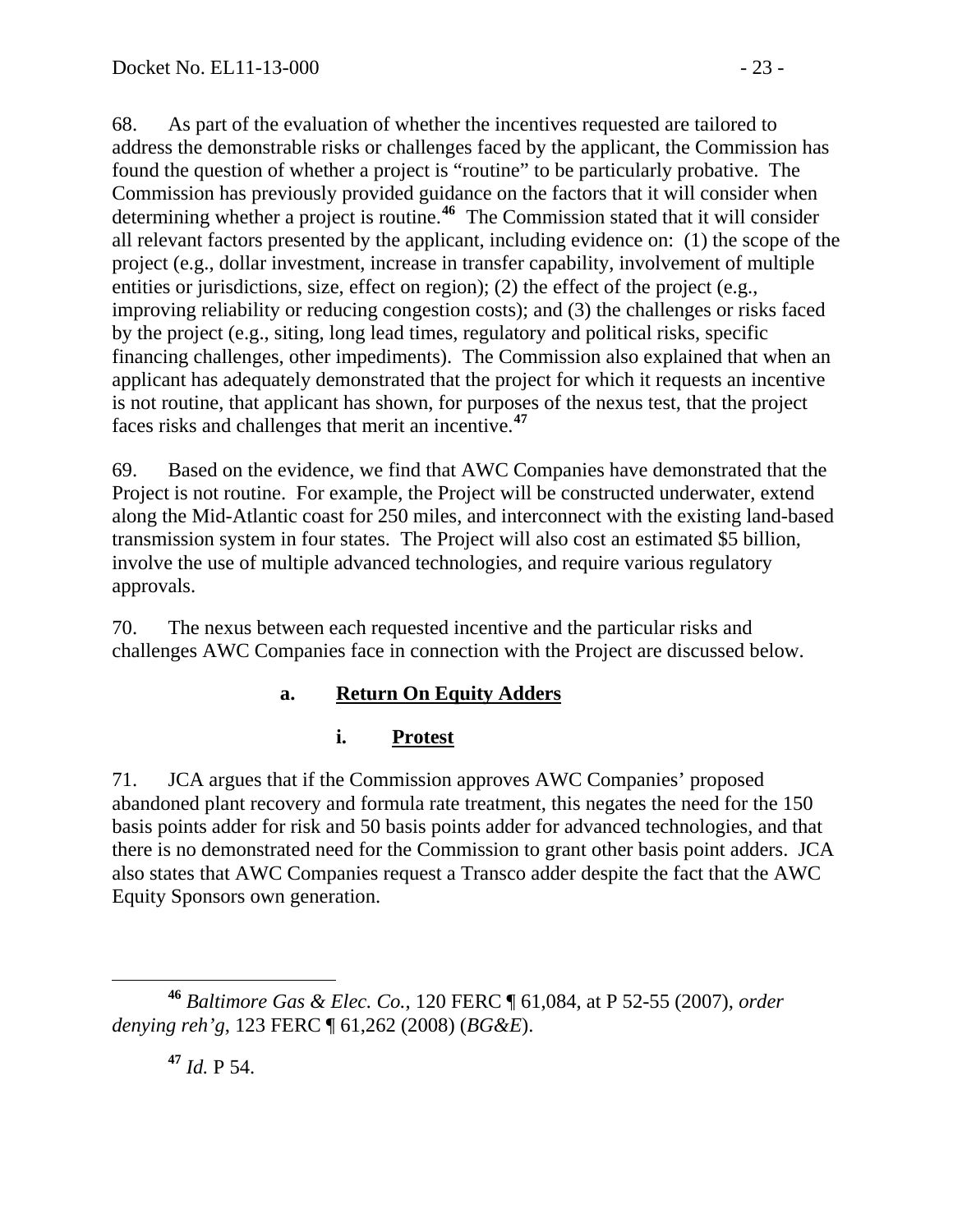68. As part of the evaluation of whether the incentives requested are tailored to address the demonstrable risks or challenges faced by the applicant, the Commission has found the question of whether a project is "routine" to be particularly probative. The Commission has previously provided guidance on the factors that it will consider when determining whether a project is routine.[46] The Commission stated that it will consider all relevant factors presented by the applicant, including evidence on: (1) the scope of the project (e.g., dollar investment, increase in transfer capability, involvement of multiple entities or jurisdictions, size, effect on region); (2) the effect of the project (e.g., improving reliability or reducing congestion costs); and (3) the challenges or risks faced by the project (e.g., siting, long lead times, regulatory and political risks, specific financing challenges, other impediments). The Commission also explained that when an applicant has adequately demonstrated that the project for which it requests an incentive is not routine, that applicant has shown, for purposes of the nexus test, that the project faces risks and challenges that merit an incentive.[47]

69. Based on the evidence, we find that AWC Companies have demonstrated that the Project is not routine. For example, the Project will be constructed underwater, extend along the Mid-Atlantic coast for 250 miles, and interconnect with the existing land-based transmission system in four states. The Project will also cost an estimated $5 billion, involve the use of multiple advanced technologies, and require various regulatory approvals.

70. The nexus between each requested incentive and the particular risks and challenges AWC Companies face in connection with the Project are discussed below.

#### a. Return On Equity Adders

##### i. Protest

71. JCA argues that if the Commission approves AWC Companies' proposed abandoned plant recovery and formula rate treatment, this negates the need for the 150 basis points adder for risk and 50 basis points adder for advanced technologies, and that there is no demonstrated need for the Commission to grant other basis point adders. JCA also states that AWC Companies request a Transco adder despite the fact that the AWC Equity Sponsors own generation.

---

[46] *Baltimore Gas & Elec. Co.*, 120 FERC ¶ 61,084, at P 52-55 (2007), *order denying reh'g*, 123 FERC ¶ 61,262 (2008) (*BG&E*).

[47] *Id.* P 54.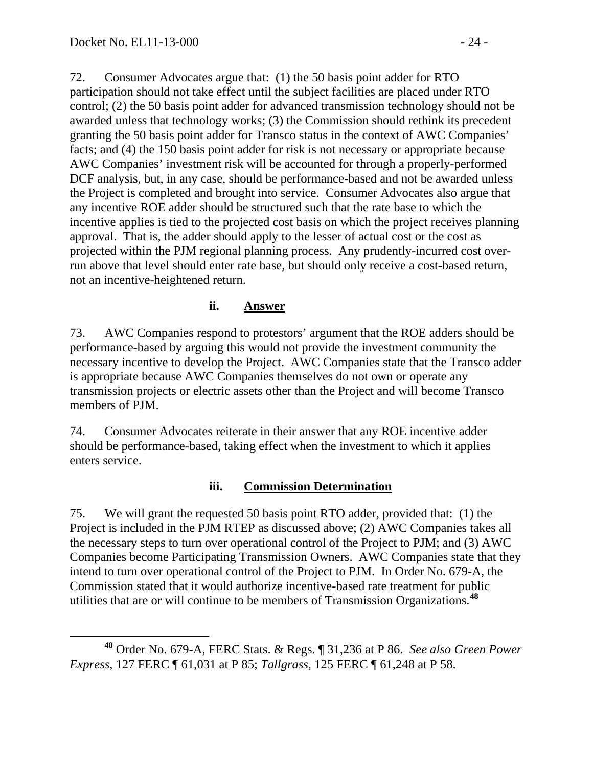72. Consumer Advocates argue that: (1) the 50 basis point adder for RTO participation should not take effect until the subject facilities are placed under RTO control; (2) the 50 basis point adder for advanced transmission technology should not be awarded unless that technology works; (3) the Commission should rethink its precedent granting the 50 basis point adder for Transco status in the context of AWC Companies' facts; and (4) the 150 basis point adder for risk is not necessary or appropriate because AWC Companies' investment risk will be accounted for through a properly-performed DCF analysis, but, in any case, should be performance-based and not be awarded unless the Project is completed and brought into service. Consumer Advocates also argue that any incentive ROE adder should be structured such that the rate base to which the incentive applies is tied to the projected cost basis on which the project receives planning approval. That is, the adder should apply to the lesser of actual cost or the cost as projected within the PJM regional planning process. Any prudently-incurred cost over-run above that level should enter rate base, but should only receive a cost-based return, not an incentive-heightened return.

### ii. Answer

73. AWC Companies respond to protestors' argument that the ROE adders should be performance-based by arguing this would not provide the investment community the necessary incentive to develop the Project. AWC Companies state that the Transco adder is appropriate because AWC Companies themselves do not own or operate any transmission projects or electric assets other than the Project and will become Transco members of PJM.

74. Consumer Advocates reiterate in their answer that any ROE incentive adder should be performance-based, taking effect when the investment to which it applies enters service.

### iii. Commission Determination

75. We will grant the requested 50 basis point RTO adder, provided that: (1) the Project is included in the PJM RTEP as discussed above; (2) AWC Companies takes all the necessary steps to turn over operational control of the Project to PJM; and (3) AWC Companies become Participating Transmission Owners. AWC Companies state that they intend to turn over operational control of the Project to PJM. In Order No. 679-A, the Commission stated that it would authorize incentive-based rate treatment for public utilities that are or will continue to be members of Transmission Organizations.[48]

---

[48] Order No. 679-A, FERC Stats. & Regs. ¶ 31,236 at P 86. *See also Green Power Express*, 127 FERC ¶ 61,031 at P 85; *Tallgrass*, 125 FERC ¶ 61,248 at P 58.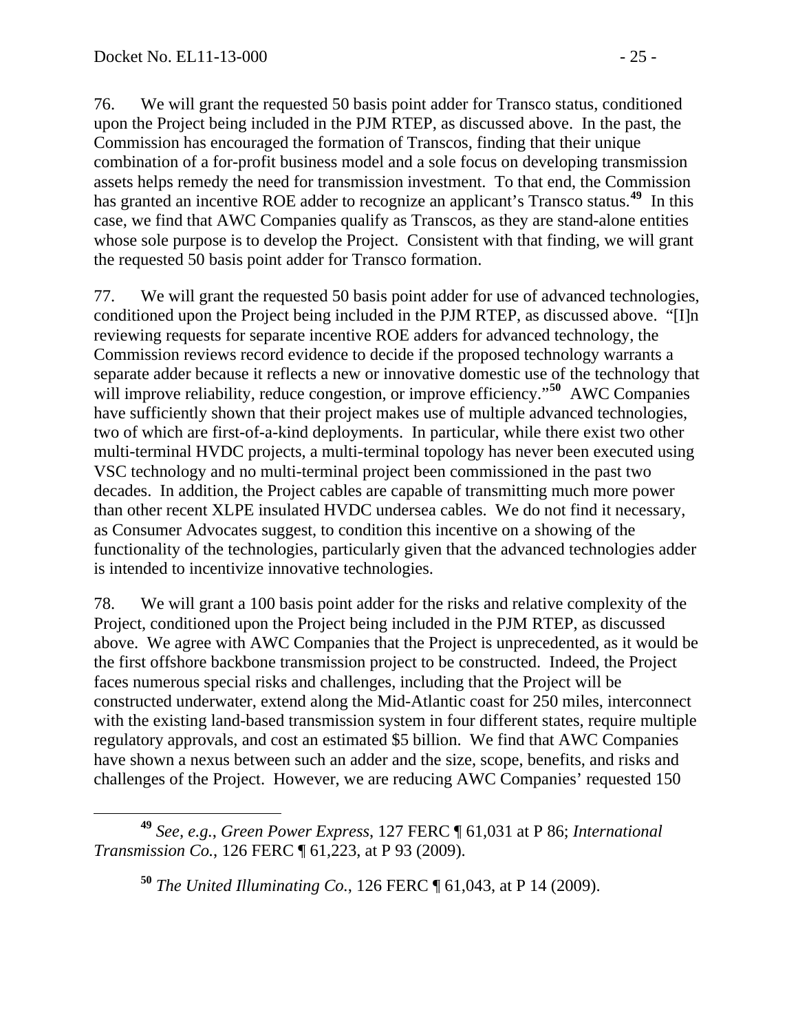76. We will grant the requested 50 basis point adder for Transco status, conditioned upon the Project being included in the PJM RTEP, as discussed above. In the past, the Commission has encouraged the formation of Transcos, finding that their unique combination of a for-profit business model and a sole focus on developing transmission assets helps remedy the need for transmission investment. To that end, the Commission has granted an incentive ROE adder to recognize an applicant's Transco status.[49] In this case, we find that AWC Companies qualify as Transcos, as they are stand-alone entities whose sole purpose is to develop the Project. Consistent with that finding, we will grant the requested 50 basis point adder for Transco formation.

77. We will grant the requested 50 basis point adder for use of advanced technologies, conditioned upon the Project being included in the PJM RTEP, as discussed above. "[I]n reviewing requests for separate incentive ROE adders for advanced technology, the Commission reviews record evidence to decide if the proposed technology warrants a separate adder because it reflects a new or innovative domestic use of the technology that will improve reliability, reduce congestion, or improve efficiency."[50] AWC Companies have sufficiently shown that their project makes use of multiple advanced technologies, two of which are first-of-a-kind deployments. In particular, while there exist two other multi-terminal HVDC projects, a multi-terminal topology has never been executed using VSC technology and no multi-terminal project been commissioned in the past two decades. In addition, the Project cables are capable of transmitting much more power than other recent XLPE insulated HVDC undersea cables. We do not find it necessary, as Consumer Advocates suggest, to condition this incentive on a showing of the functionality of the technologies, particularly given that the advanced technologies adder is intended to incentivize innovative technologies.

78. We will grant a 100 basis point adder for the risks and relative complexity of the Project, conditioned upon the Project being included in the PJM RTEP, as discussed above. We agree with AWC Companies that the Project is unprecedented, as it would be the first offshore backbone transmission project to be constructed. Indeed, the Project faces numerous special risks and challenges, including that the Project will be constructed underwater, extend along the Mid-Atlantic coast for 250 miles, interconnect with the existing land-based transmission system in four different states, require multiple regulatory approvals, and cost an estimated $5 billion. We find that AWC Companies have shown a nexus between such an adder and the size, scope, benefits, and risks and challenges of the Project. However, we are reducing AWC Companies' requested 150

---

[49] *See, e.g.*, *Green Power Express*, 127 FERC ¶ 61,031 at P 86; *International Transmission Co.*, 126 FERC ¶ 61,223, at P 93 (2009).

[50] *The United Illuminating Co.*, 126 FERC ¶ 61,043, at P 14 (2009).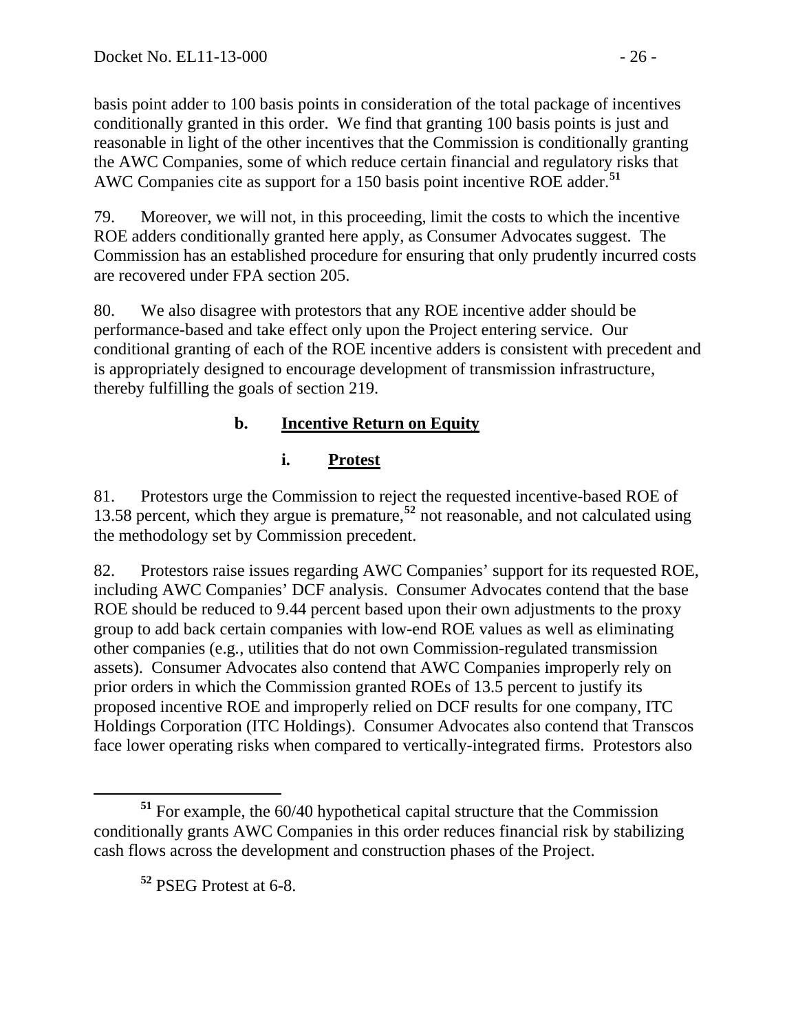basis point adder to 100 basis points in consideration of the total package of incentives conditionally granted in this order. We find that granting 100 basis points is just and reasonable in light of the other incentives that the Commission is conditionally granting the AWC Companies, some of which reduce certain financial and regulatory risks that AWC Companies cite as support for a 150 basis point incentive ROE adder.[51]

79. Moreover, we will not, in this proceeding, limit the costs to which the incentive ROE adders conditionally granted here apply, as Consumer Advocates suggest. The Commission has an established procedure for ensuring that only prudently incurred costs are recovered under FPA section 205.

80. We also disagree with protestors that any ROE incentive adder should be performance-based and take effect only upon the Project entering service. Our conditional granting of each of the ROE incentive adders is consistent with precedent and is appropriately designed to encourage development of transmission infrastructure, thereby fulfilling the goals of section 219.

### b. Incentive Return on Equity

#### i. Protest

81. Protestors urge the Commission to reject the requested incentive-based ROE of 13.58 percent, which they argue is premature,[52] not reasonable, and not calculated using the methodology set by Commission precedent.

82. Protestors raise issues regarding AWC Companies' support for its requested ROE, including AWC Companies' DCF analysis. Consumer Advocates contend that the base ROE should be reduced to 9.44 percent based upon their own adjustments to the proxy group to add back certain companies with low-end ROE values as well as eliminating other companies (e.g., utilities that do not own Commission-regulated transmission assets). Consumer Advocates also contend that AWC Companies improperly rely on prior orders in which the Commission granted ROEs of 13.5 percent to justify its proposed incentive ROE and improperly relied on DCF results for one company, ITC Holdings Corporation (ITC Holdings). Consumer Advocates also contend that Transcos face lower operating risks when compared to vertically-integrated firms. Protestors also

---

[51] For example, the 60/40 hypothetical capital structure that the Commission conditionally grants AWC Companies in this order reduces financial risk by stabilizing cash flows across the development and construction phases of the Project.

[52] PSEG Protest at 6-8.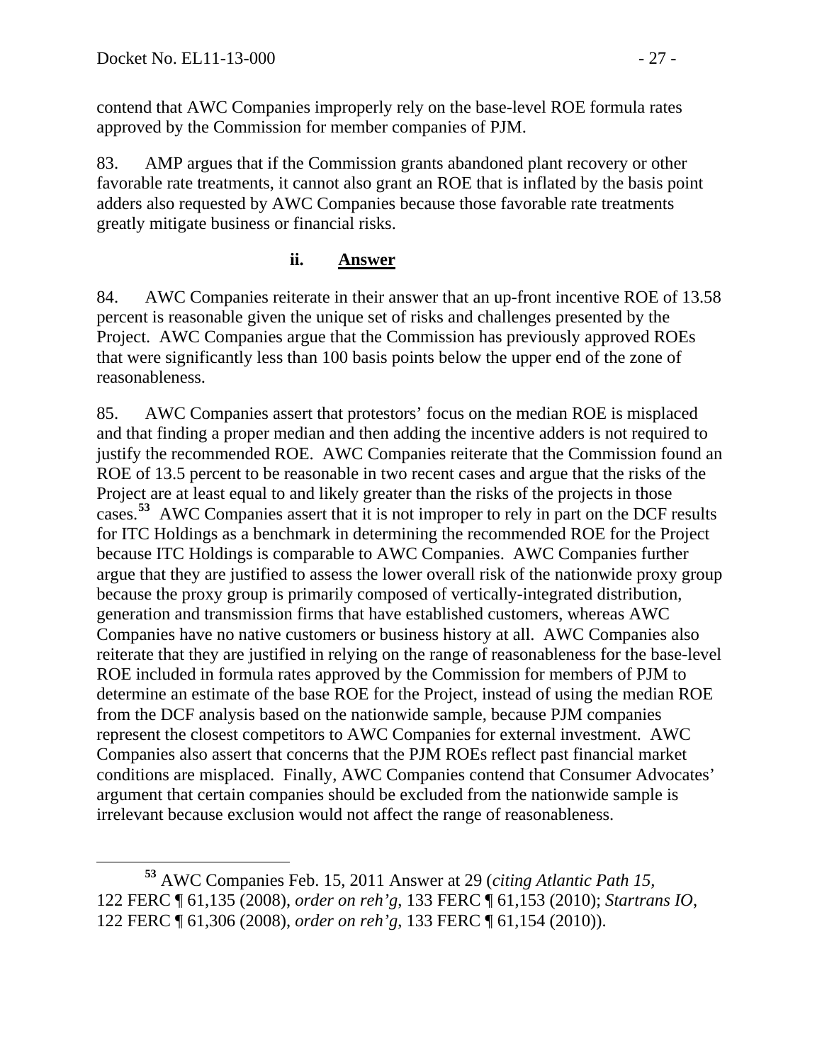contend that AWC Companies improperly rely on the base-level ROE formula rates approved by the Commission for member companies of PJM.

83. AMP argues that if the Commission grants abandoned plant recovery or other favorable rate treatments, it cannot also grant an ROE that is inflated by the basis point adders also requested by AWC Companies because those favorable rate treatments greatly mitigate business or financial risks.

#### ii. Answer

84. AWC Companies reiterate in their answer that an up-front incentive ROE of 13.58 percent is reasonable given the unique set of risks and challenges presented by the Project. AWC Companies argue that the Commission has previously approved ROEs that were significantly less than 100 basis points below the upper end of the zone of reasonableness.

85. AWC Companies assert that protestors' focus on the median ROE is misplaced and that finding a proper median and then adding the incentive adders is not required to justify the recommended ROE. AWC Companies reiterate that the Commission found an ROE of 13.5 percent to be reasonable in two recent cases and argue that the risks of the Project are at least equal to and likely greater than the risks of the projects in those cases.[53] AWC Companies assert that it is not improper to rely in part on the DCF results for ITC Holdings as a benchmark in determining the recommended ROE for the Project because ITC Holdings is comparable to AWC Companies. AWC Companies further argue that they are justified to assess the lower overall risk of the nationwide proxy group because the proxy group is primarily composed of vertically-integrated distribution, generation and transmission firms that have established customers, whereas AWC Companies have no native customers or business history at all. AWC Companies also reiterate that they are justified in relying on the range of reasonableness for the base-level ROE included in formula rates approved by the Commission for members of PJM to determine an estimate of the base ROE for the Project, instead of using the median ROE from the DCF analysis based on the nationwide sample, because PJM companies represent the closest competitors to AWC Companies for external investment. AWC Companies also assert that concerns that the PJM ROEs reflect past financial market conditions are misplaced. Finally, AWC Companies contend that Consumer Advocates' argument that certain companies should be excluded from the nationwide sample is irrelevant because exclusion would not affect the range of reasonableness.

[53] AWC Companies Feb. 15, 2011 Answer at 29 (*citing Atlantic Path 15*, 122 FERC ¶ 61,135 (2008), *order on reh'g*, 133 FERC ¶ 61,153 (2010); *Startrans IO*, 122 FERC ¶ 61,306 (2008), *order on reh'g*, 133 FERC ¶ 61,154 (2010)).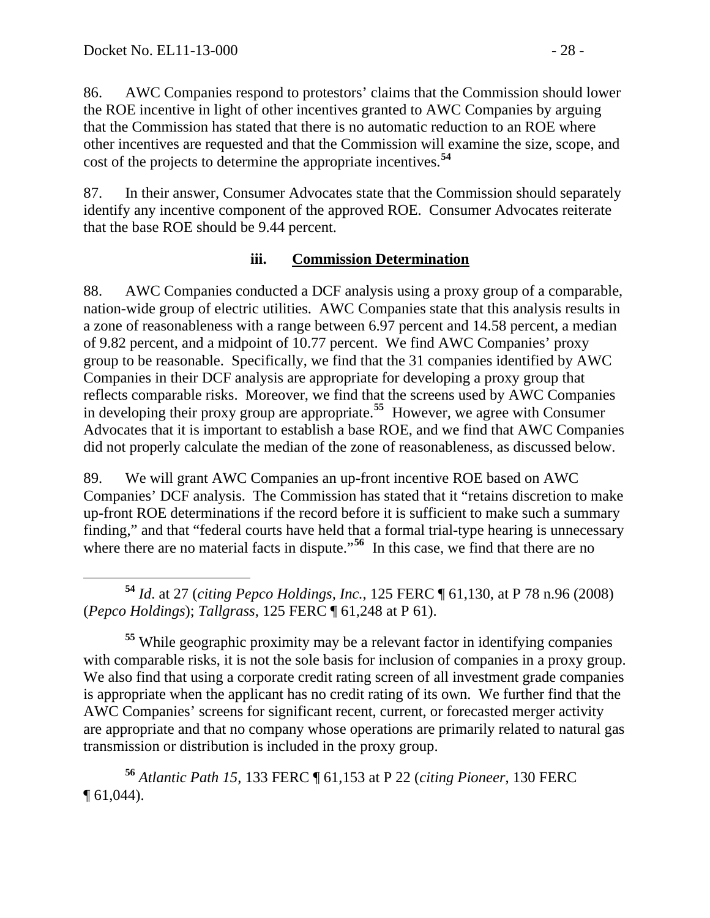86. AWC Companies respond to protestors' claims that the Commission should lower the ROE incentive in light of other incentives granted to AWC Companies by arguing that the Commission has stated that there is no automatic reduction to an ROE where other incentives are requested and that the Commission will examine the size, scope, and cost of the projects to determine the appropriate incentives.[54]

87. In their answer, Consumer Advocates state that the Commission should separately identify any incentive component of the approved ROE. Consumer Advocates reiterate that the base ROE should be 9.44 percent.

### iii. Commission Determination

88. AWC Companies conducted a DCF analysis using a proxy group of a comparable, nation-wide group of electric utilities. AWC Companies state that this analysis results in a zone of reasonableness with a range between 6.97 percent and 14.58 percent, a median of 9.82 percent, and a midpoint of 10.77 percent. We find AWC Companies' proxy group to be reasonable. Specifically, we find that the 31 companies identified by AWC Companies in their DCF analysis are appropriate for developing a proxy group that reflects comparable risks. Moreover, we find that the screens used by AWC Companies in developing their proxy group are appropriate.[55] However, we agree with Consumer Advocates that it is important to establish a base ROE, and we find that AWC Companies did not properly calculate the median of the zone of reasonableness, as discussed below.

89. We will grant AWC Companies an up-front incentive ROE based on AWC Companies' DCF analysis. The Commission has stated that it "retains discretion to make up-front ROE determinations if the record before it is sufficient to make such a summary finding," and that "federal courts have held that a formal trial-type hearing is unnecessary where there are no material facts in dispute."[56] In this case, we find that there are no

---

[54] *Id.* at 27 (*citing Pepco Holdings, Inc.*, 125 FERC ¶ 61,130, at P 78 n.96 (2008) (*Pepco Holdings*); *Tallgrass*, 125 FERC ¶ 61,248 at P 61).

[55] While geographic proximity may be a relevant factor in identifying companies with comparable risks, it is not the sole basis for inclusion of companies in a proxy group. We also find that using a corporate credit rating screen of all investment grade companies is appropriate when the applicant has no credit rating of its own. We further find that the AWC Companies' screens for significant recent, current, or forecasted merger activity are appropriate and that no company whose operations are primarily related to natural gas transmission or distribution is included in the proxy group.

[56] *Atlantic Path 15*, 133 FERC ¶ 61,153 at P 22 (*citing Pioneer*, 130 FERC ¶ 61,044).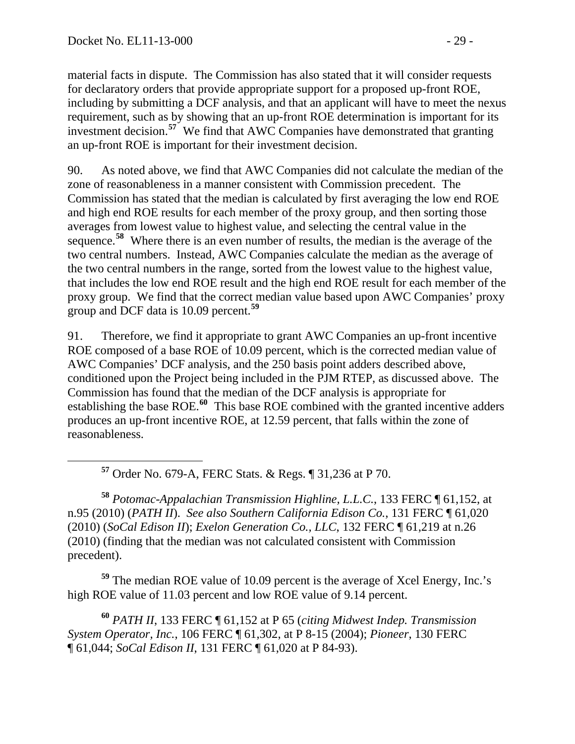material facts in dispute. The Commission has also stated that it will consider requests for declaratory orders that provide appropriate support for a proposed up-front ROE, including by submitting a DCF analysis, and that an applicant will have to meet the nexus requirement, such as by showing that an up-front ROE determination is important for its investment decision.[57] We find that AWC Companies have demonstrated that granting an up-front ROE is important for their investment decision.

90. As noted above, we find that AWC Companies did not calculate the median of the zone of reasonableness in a manner consistent with Commission precedent. The Commission has stated that the median is calculated by first averaging the low end ROE and high end ROE results for each member of the proxy group, and then sorting those averages from lowest value to highest value, and selecting the central value in the sequence.[58] Where there is an even number of results, the median is the average of the two central numbers. Instead, AWC Companies calculate the median as the average of the two central numbers in the range, sorted from the lowest value to the highest value, that includes the low end ROE result and the high end ROE result for each member of the proxy group. We find that the correct median value based upon AWC Companies' proxy group and DCF data is 10.09 percent.[59]

91. Therefore, we find it appropriate to grant AWC Companies an up-front incentive ROE composed of a base ROE of 10.09 percent, which is the corrected median value of AWC Companies' DCF analysis, and the 250 basis point adders described above, conditioned upon the Project being included in the PJM RTEP, as discussed above. The Commission has found that the median of the DCF analysis is appropriate for establishing the base ROE.[60] This base ROE combined with the granted incentive adders produces an up-front incentive ROE, at 12.59 percent, that falls within the zone of reasonableness.

---

[57] Order No. 679-A, FERC Stats. & Regs. ¶ 31,236 at P 70.

[58] *Potomac-Appalachian Transmission Highline, L.L.C.*, 133 FERC ¶ 61,152, at n.95 (2010) (*PATH II*). *See also Southern California Edison Co.*, 131 FERC ¶ 61,020 (2010) (*SoCal Edison II*); *Exelon Generation Co., LLC*, 132 FERC ¶ 61,219 at n.26 (2010) (finding that the median was not calculated consistent with Commission precedent).

[59] The median ROE value of 10.09 percent is the average of Xcel Energy, Inc.'s high ROE value of 11.03 percent and low ROE value of 9.14 percent.

[60] *PATH II*, 133 FERC ¶ 61,152 at P 65 (*citing Midwest Indep. Transmission System Operator, Inc.*, 106 FERC ¶ 61,302, at P 8-15 (2004); *Pioneer*, 130 FERC ¶ 61,044; *SoCal Edison II*, 131 FERC ¶ 61,020 at P 84-93).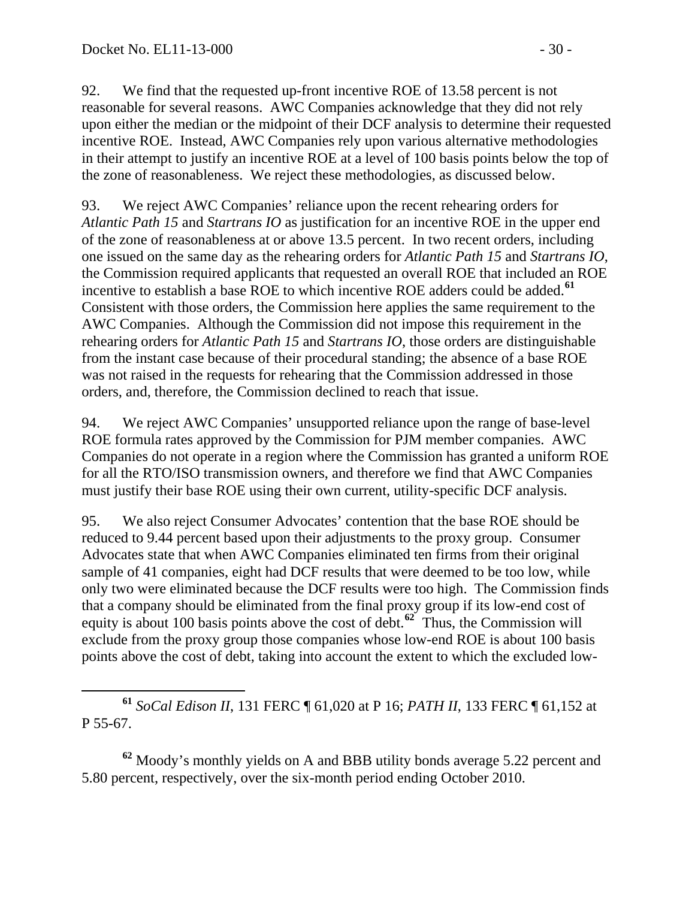92. We find that the requested up-front incentive ROE of 13.58 percent is not reasonable for several reasons. AWC Companies acknowledge that they did not rely upon either the median or the midpoint of their DCF analysis to determine their requested incentive ROE. Instead, AWC Companies rely upon various alternative methodologies in their attempt to justify an incentive ROE at a level of 100 basis points below the top of the zone of reasonableness. We reject these methodologies, as discussed below.

93. We reject AWC Companies' reliance upon the recent rehearing orders for *Atlantic Path 15* and *Startrans IO* as justification for an incentive ROE in the upper end of the zone of reasonableness at or above 13.5 percent. In two recent orders, including one issued on the same day as the rehearing orders for *Atlantic Path 15* and *Startrans IO*, the Commission required applicants that requested an overall ROE that included an ROE incentive to establish a base ROE to which incentive ROE adders could be added.[61] Consistent with those orders, the Commission here applies the same requirement to the AWC Companies. Although the Commission did not impose this requirement in the rehearing orders for *Atlantic Path 15* and *Startrans IO*, those orders are distinguishable from the instant case because of their procedural standing; the absence of a base ROE was not raised in the requests for rehearing that the Commission addressed in those orders, and, therefore, the Commission declined to reach that issue.

94. We reject AWC Companies' unsupported reliance upon the range of base-level ROE formula rates approved by the Commission for PJM member companies. AWC Companies do not operate in a region where the Commission has granted a uniform ROE for all the RTO/ISO transmission owners, and therefore we find that AWC Companies must justify their base ROE using their own current, utility-specific DCF analysis.

95. We also reject Consumer Advocates' contention that the base ROE should be reduced to 9.44 percent based upon their adjustments to the proxy group. Consumer Advocates state that when AWC Companies eliminated ten firms from their original sample of 41 companies, eight had DCF results that were deemed to be too low, while only two were eliminated because the DCF results were too high. The Commission finds that a company should be eliminated from the final proxy group if its low-end cost of equity is about 100 basis points above the cost of debt.[62] Thus, the Commission will exclude from the proxy group those companies whose low-end ROE is about 100 basis points above the cost of debt, taking into account the extent to which the excluded low-

[61] *SoCal Edison II*, 131 FERC ¶ 61,020 at P 16; *PATH II*, 133 FERC ¶ 61,152 at P 55-67.

[62] Moody's monthly yields on A and BBB utility bonds average 5.22 percent and 5.80 percent, respectively, over the six-month period ending October 2010.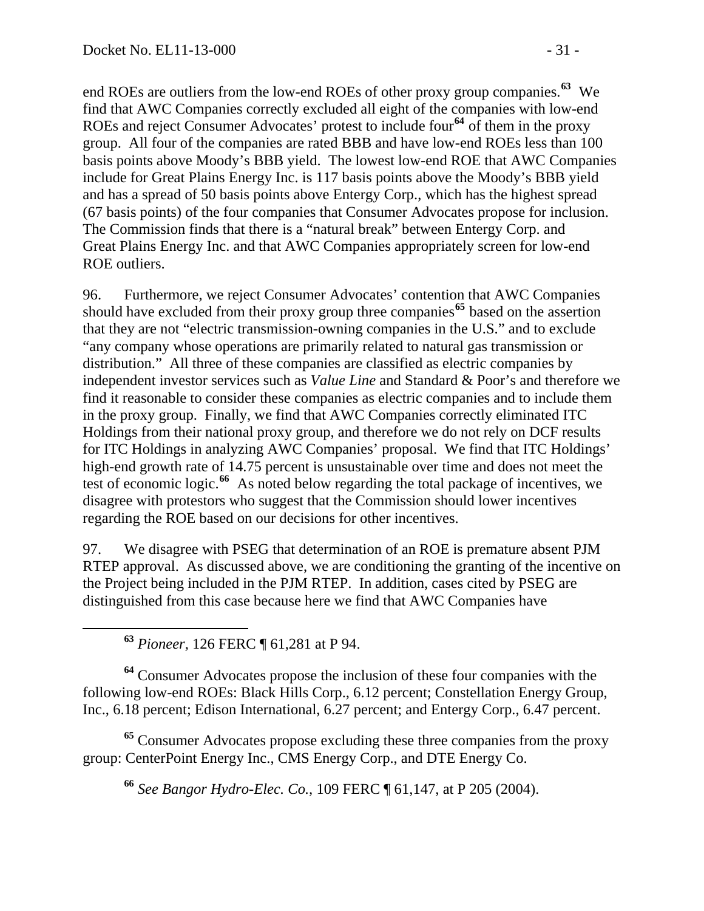end ROEs are outliers from the low-end ROEs of other proxy group companies.[63] We find that AWC Companies correctly excluded all eight of the companies with low-end ROEs and reject Consumer Advocates' protest to include four[64] of them in the proxy group. All four of the companies are rated BBB and have low-end ROEs less than 100 basis points above Moody's BBB yield. The lowest low-end ROE that AWC Companies include for Great Plains Energy Inc. is 117 basis points above the Moody's BBB yield and has a spread of 50 basis points above Entergy Corp., which has the highest spread (67 basis points) of the four companies that Consumer Advocates propose for inclusion. The Commission finds that there is a "natural break" between Entergy Corp. and Great Plains Energy Inc. and that AWC Companies appropriately screen for low-end ROE outliers.

96. Furthermore, we reject Consumer Advocates' contention that AWC Companies should have excluded from their proxy group three companies[65] based on the assertion that they are not "electric transmission-owning companies in the U.S." and to exclude "any company whose operations are primarily related to natural gas transmission or distribution." All three of these companies are classified as electric companies by independent investor services such as *Value Line* and Standard & Poor's and therefore we find it reasonable to consider these companies as electric companies and to include them in the proxy group. Finally, we find that AWC Companies correctly eliminated ITC Holdings from their national proxy group, and therefore we do not rely on DCF results for ITC Holdings in analyzing AWC Companies' proposal. We find that ITC Holdings' high-end growth rate of 14.75 percent is unsustainable over time and does not meet the test of economic logic.[66] As noted below regarding the total package of incentives, we disagree with protestors who suggest that the Commission should lower incentives regarding the ROE based on our decisions for other incentives.

97. We disagree with PSEG that determination of an ROE is premature absent PJM RTEP approval. As discussed above, we are conditioning the granting of the incentive on the Project being included in the PJM RTEP. In addition, cases cited by PSEG are distinguished from this case because here we find that AWC Companies have

---

[63] *Pioneer*, 126 FERC ¶ 61,281 at P 94.

[64] Consumer Advocates propose the inclusion of these four companies with the following low-end ROEs: Black Hills Corp., 6.12 percent; Constellation Energy Group, Inc., 6.18 percent; Edison International, 6.27 percent; and Entergy Corp., 6.47 percent.

[65] Consumer Advocates propose excluding these three companies from the proxy group: CenterPoint Energy Inc., CMS Energy Corp., and DTE Energy Co.

[66] *See Bangor Hydro-Elec. Co.*, 109 FERC ¶ 61,147, at P 205 (2004).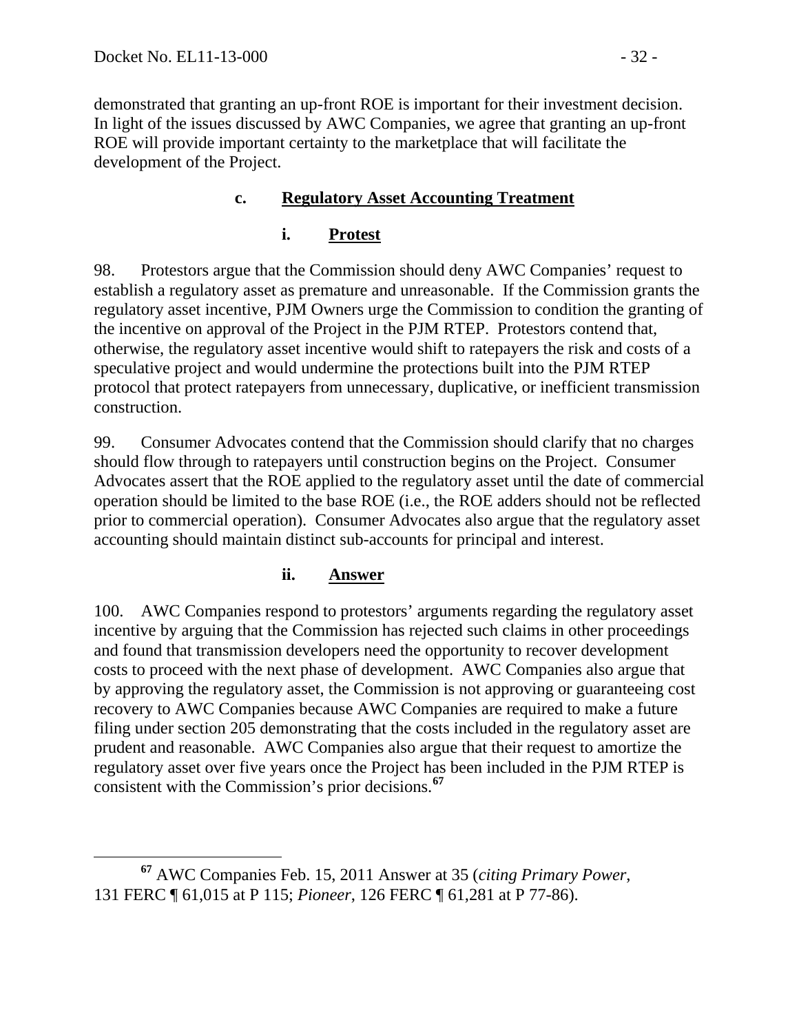demonstrated that granting an up-front ROE is important for their investment decision. In light of the issues discussed by AWC Companies, we agree that granting an up-front ROE will provide important certainty to the marketplace that will facilitate the development of the Project.

### c. Regulatory Asset Accounting Treatment

#### i. Protest

98. Protestors argue that the Commission should deny AWC Companies' request to establish a regulatory asset as premature and unreasonable. If the Commission grants the regulatory asset incentive, PJM Owners urge the Commission to condition the granting of the incentive on approval of the Project in the PJM RTEP. Protestors contend that, otherwise, the regulatory asset incentive would shift to ratepayers the risk and costs of a speculative project and would undermine the protections built into the PJM RTEP protocol that protect ratepayers from unnecessary, duplicative, or inefficient transmission construction.

99. Consumer Advocates contend that the Commission should clarify that no charges should flow through to ratepayers until construction begins on the Project. Consumer Advocates assert that the ROE applied to the regulatory asset until the date of commercial operation should be limited to the base ROE (i.e., the ROE adders should not be reflected prior to commercial operation). Consumer Advocates also argue that the regulatory asset accounting should maintain distinct sub-accounts for principal and interest.

#### ii. Answer

100. AWC Companies respond to protestors' arguments regarding the regulatory asset incentive by arguing that the Commission has rejected such claims in other proceedings and found that transmission developers need the opportunity to recover development costs to proceed with the next phase of development. AWC Companies also argue that by approving the regulatory asset, the Commission is not approving or guaranteeing cost recovery to AWC Companies because AWC Companies are required to make a future filing under section 205 demonstrating that the costs included in the regulatory asset are prudent and reasonable. AWC Companies also argue that their request to amortize the regulatory asset over five years once the Project has been included in the PJM RTEP is consistent with the Commission's prior decisions.[67]

---

[67] AWC Companies Feb. 15, 2011 Answer at 35 (*citing Primary Power*, 131 FERC ¶ 61,015 at P 115; *Pioneer*, 126 FERC ¶ 61,281 at P 77-86).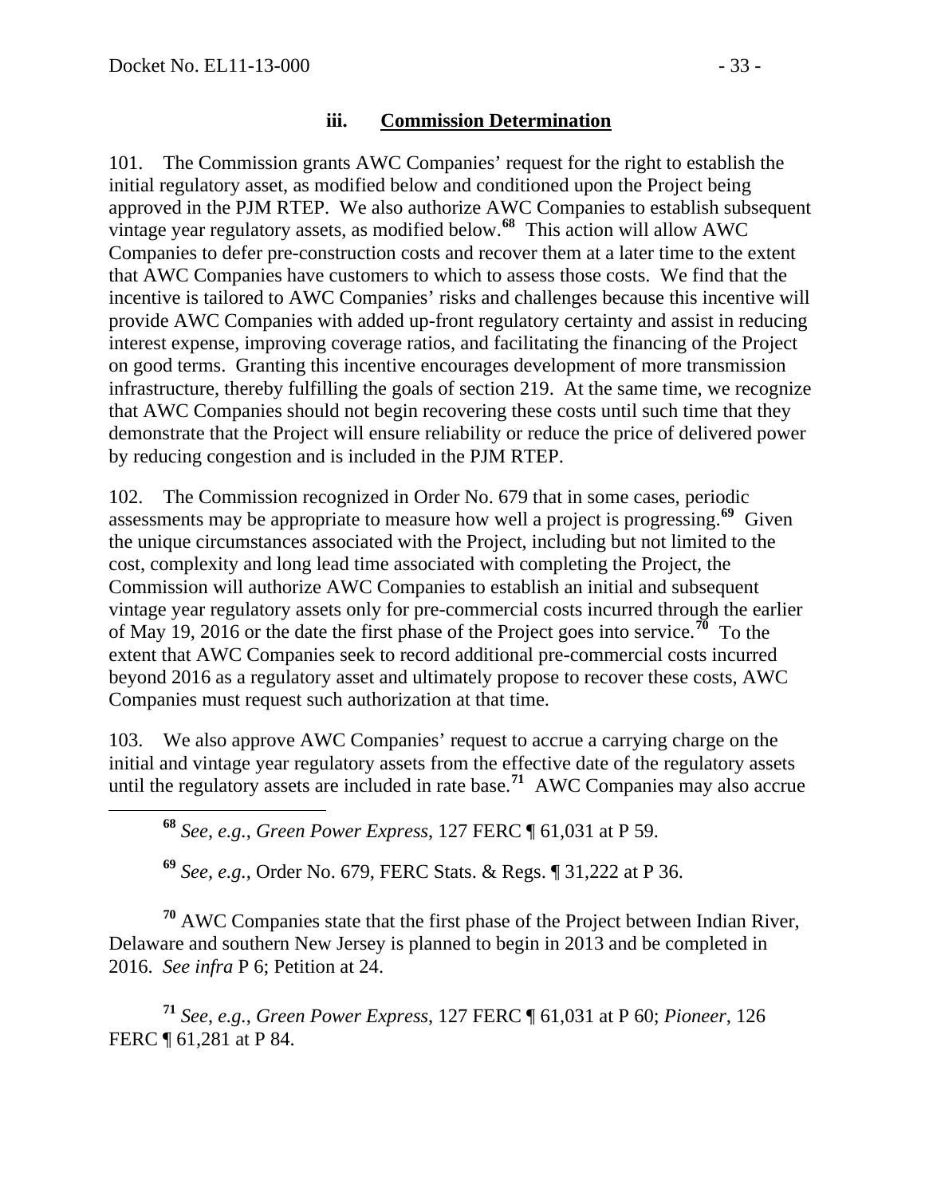### iii. Commission Determination

101. The Commission grants AWC Companies' request for the right to establish the initial regulatory asset, as modified below and conditioned upon the Project being approved in the PJM RTEP. We also authorize AWC Companies to establish subsequent vintage year regulatory assets, as modified below.[68] This action will allow AWC Companies to defer pre-construction costs and recover them at a later time to the extent that AWC Companies have customers to which to assess those costs. We find that the incentive is tailored to AWC Companies' risks and challenges because this incentive will provide AWC Companies with added up-front regulatory certainty and assist in reducing interest expense, improving coverage ratios, and facilitating the financing of the Project on good terms. Granting this incentive encourages development of more transmission infrastructure, thereby fulfilling the goals of section 219. At the same time, we recognize that AWC Companies should not begin recovering these costs until such time that they demonstrate that the Project will ensure reliability or reduce the price of delivered power by reducing congestion and is included in the PJM RTEP.

102. The Commission recognized in Order No. 679 that in some cases, periodic assessments may be appropriate to measure how well a project is progressing.[69] Given the unique circumstances associated with the Project, including but not limited to the cost, complexity and long lead time associated with completing the Project, the Commission will authorize AWC Companies to establish an initial and subsequent vintage year regulatory assets only for pre-commercial costs incurred through the earlier of May 19, 2016 or the date the first phase of the Project goes into service.[70] To the extent that AWC Companies seek to record additional pre-commercial costs incurred beyond 2016 as a regulatory asset and ultimately propose to recover these costs, AWC Companies must request such authorization at that time.

103. We also approve AWC Companies' request to accrue a carrying charge on the initial and vintage year regulatory assets from the effective date of the regulatory assets until the regulatory assets are included in rate base.[71] AWC Companies may also accrue

---

[68] *See*, *e.g.*, *Green Power Express*, 127 FERC ¶ 61,031 at P 59.

[69] *See, e.g.*, Order No. 679, FERC Stats. & Regs. ¶ 31,222 at P 36.

[70] AWC Companies state that the first phase of the Project between Indian River, Delaware and southern New Jersey is planned to begin in 2013 and be completed in 2016. *See infra* P 6; Petition at 24.

[71] *See*, *e.g.*, *Green Power Express*, 127 FERC ¶ 61,031 at P 60; *Pioneer*, 126 FERC ¶ 61,281 at P 84.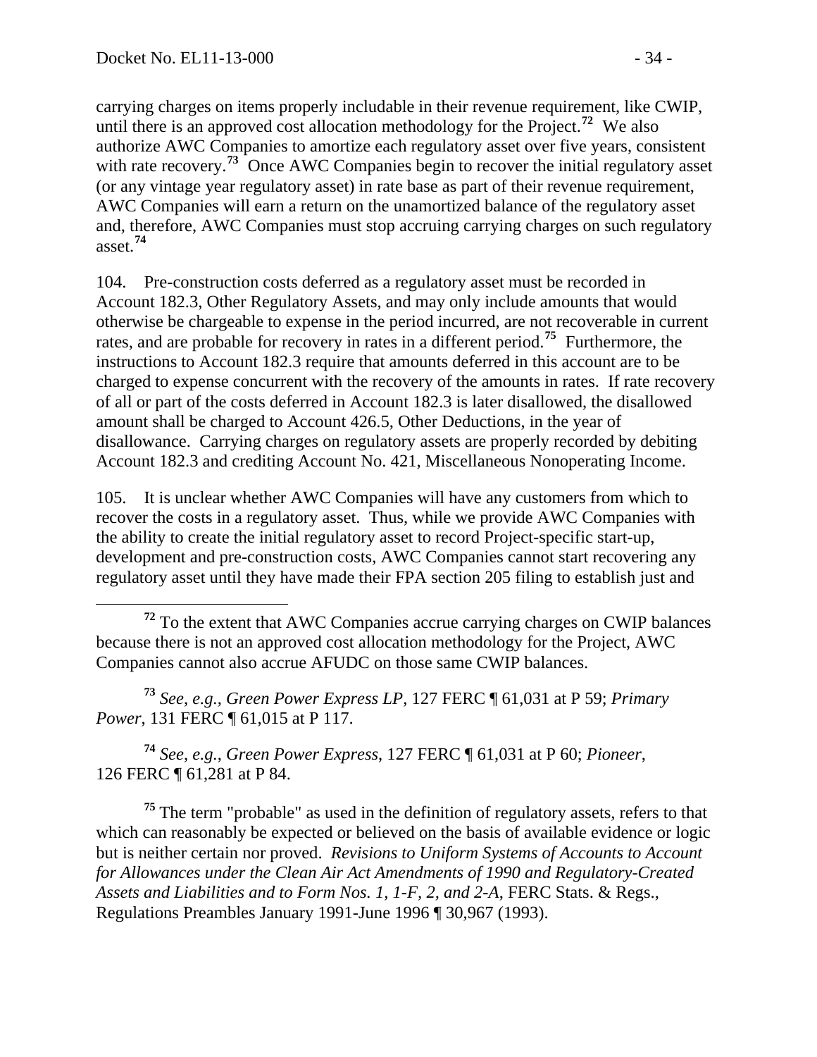carrying charges on items properly includable in their revenue requirement, like CWIP, until there is an approved cost allocation methodology for the Project.[72] We also authorize AWC Companies to amortize each regulatory asset over five years, consistent with rate recovery.[73] Once AWC Companies begin to recover the initial regulatory asset (or any vintage year regulatory asset) in rate base as part of their revenue requirement, AWC Companies will earn a return on the unamortized balance of the regulatory asset and, therefore, AWC Companies must stop accruing carrying charges on such regulatory asset.[74]

104. Pre-construction costs deferred as a regulatory asset must be recorded in Account 182.3, Other Regulatory Assets, and may only include amounts that would otherwise be chargeable to expense in the period incurred, are not recoverable in current rates, and are probable for recovery in rates in a different period.[75] Furthermore, the instructions to Account 182.3 require that amounts deferred in this account are to be charged to expense concurrent with the recovery of the amounts in rates. If rate recovery of all or part of the costs deferred in Account 182.3 is later disallowed, the disallowed amount shall be charged to Account 426.5, Other Deductions, in the year of disallowance. Carrying charges on regulatory assets are properly recorded by debiting Account 182.3 and crediting Account No. 421, Miscellaneous Nonoperating Income.

105. It is unclear whether AWC Companies will have any customers from which to recover the costs in a regulatory asset. Thus, while we provide AWC Companies with the ability to create the initial regulatory asset to record Project-specific start-up, development and pre-construction costs, AWC Companies cannot start recovering any regulatory asset until they have made their FPA section 205 filing to establish just and

---

[72] To the extent that AWC Companies accrue carrying charges on CWIP balances because there is not an approved cost allocation methodology for the Project, AWC Companies cannot also accrue AFUDC on those same CWIP balances.

[73] *See, e.g.*, *Green Power Express LP*, 127 FERC ¶ 61,031 at P 59; *Primary Power*, 131 FERC ¶ 61,015 at P 117.

[74] *See*, *e.g.*, *Green Power Express*, 127 FERC ¶ 61,031 at P 60; *Pioneer*, 126 FERC ¶ 61,281 at P 84.

[75] The term "probable" as used in the definition of regulatory assets, refers to that which can reasonably be expected or believed on the basis of available evidence or logic but is neither certain nor proved. *Revisions to Uniform Systems of Accounts to Account for Allowances under the Clean Air Act Amendments of 1990 and Regulatory-Created Assets and Liabilities and to Form Nos. 1, 1-F, 2, and 2-A*, FERC Stats. & Regs., Regulations Preambles January 1991-June 1996 ¶ 30,967 (1993).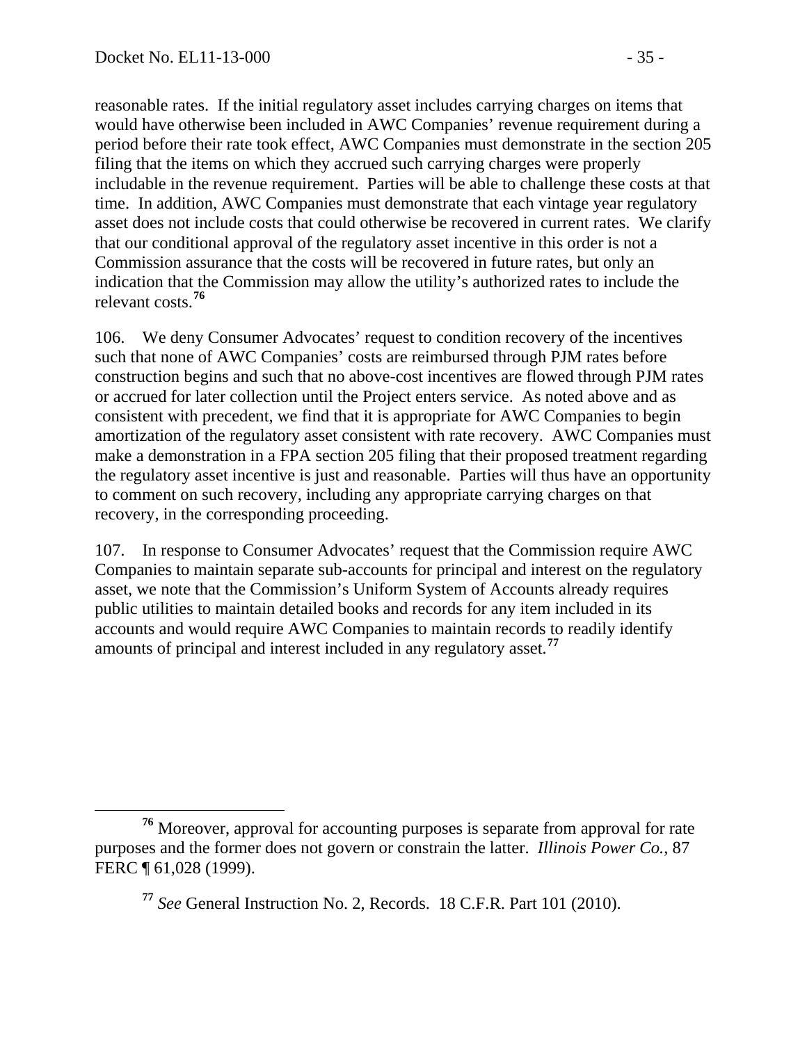reasonable rates. If the initial regulatory asset includes carrying charges on items that would have otherwise been included in AWC Companies' revenue requirement during a period before their rate took effect, AWC Companies must demonstrate in the section 205 filing that the items on which they accrued such carrying charges were properly includable in the revenue requirement. Parties will be able to challenge these costs at that time. In addition, AWC Companies must demonstrate that each vintage year regulatory asset does not include costs that could otherwise be recovered in current rates. We clarify that our conditional approval of the regulatory asset incentive in this order is not a Commission assurance that the costs will be recovered in future rates, but only an indication that the Commission may allow the utility's authorized rates to include the relevant costs.[76]

106. We deny Consumer Advocates' request to condition recovery of the incentives such that none of AWC Companies' costs are reimbursed through PJM rates before construction begins and such that no above-cost incentives are flowed through PJM rates or accrued for later collection until the Project enters service. As noted above and as consistent with precedent, we find that it is appropriate for AWC Companies to begin amortization of the regulatory asset consistent with rate recovery. AWC Companies must make a demonstration in a FPA section 205 filing that their proposed treatment regarding the regulatory asset incentive is just and reasonable. Parties will thus have an opportunity to comment on such recovery, including any appropriate carrying charges on that recovery, in the corresponding proceeding.

107. In response to Consumer Advocates' request that the Commission require AWC Companies to maintain separate sub-accounts for principal and interest on the regulatory asset, we note that the Commission's Uniform System of Accounts already requires public utilities to maintain detailed books and records for any item included in its accounts and would require AWC Companies to maintain records to readily identify amounts of principal and interest included in any regulatory asset.[77]

---

[76] Moreover, approval for accounting purposes is separate from approval for rate purposes and the former does not govern or constrain the latter. *Illinois Power Co.*, 87 FERC ¶ 61,028 (1999).

[77] *See* General Instruction No. 2, Records. 18 C.F.R. Part 101 (2010).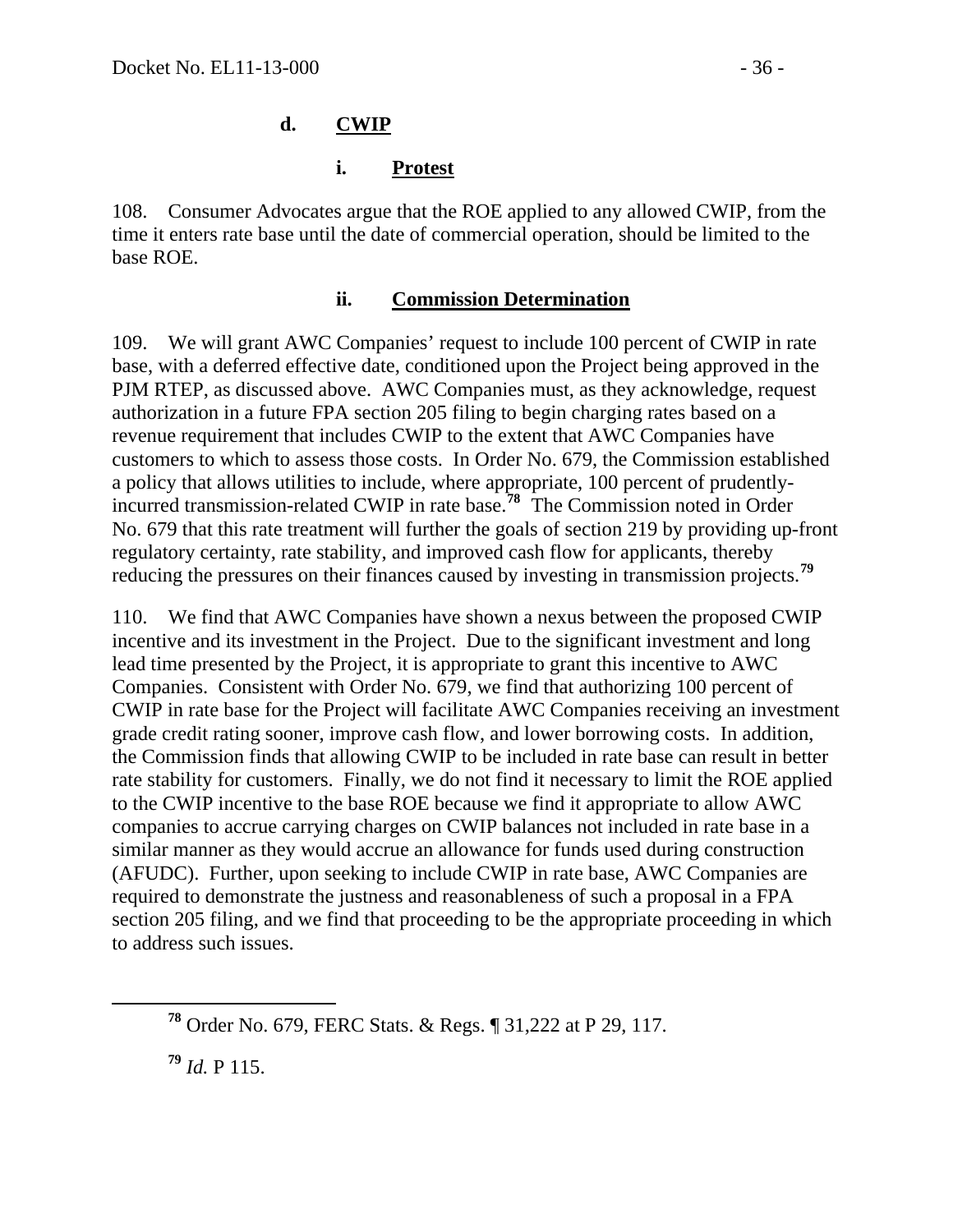#### d. CWIP

##### i. Protest

108. Consumer Advocates argue that the ROE applied to any allowed CWIP, from the time it enters rate base until the date of commercial operation, should be limited to the base ROE.

##### ii. Commission Determination

109. We will grant AWC Companies' request to include 100 percent of CWIP in rate base, with a deferred effective date, conditioned upon the Project being approved in the PJM RTEP, as discussed above. AWC Companies must, as they acknowledge, request authorization in a future FPA section 205 filing to begin charging rates based on a revenue requirement that includes CWIP to the extent that AWC Companies have customers to which to assess those costs. In Order No. 679, the Commission established a policy that allows utilities to include, where appropriate, 100 percent of prudently-incurred transmission-related CWIP in rate base.[78] The Commission noted in Order No. 679 that this rate treatment will further the goals of section 219 by providing up-front regulatory certainty, rate stability, and improved cash flow for applicants, thereby reducing the pressures on their finances caused by investing in transmission projects.[79]

110. We find that AWC Companies have shown a nexus between the proposed CWIP incentive and its investment in the Project. Due to the significant investment and long lead time presented by the Project, it is appropriate to grant this incentive to AWC Companies. Consistent with Order No. 679, we find that authorizing 100 percent of CWIP in rate base for the Project will facilitate AWC Companies receiving an investment grade credit rating sooner, improve cash flow, and lower borrowing costs. In addition, the Commission finds that allowing CWIP to be included in rate base can result in better rate stability for customers. Finally, we do not find it necessary to limit the ROE applied to the CWIP incentive to the base ROE because we find it appropriate to allow AWC companies to accrue carrying charges on CWIP balances not included in rate base in a similar manner as they would accrue an allowance for funds used during construction (AFUDC). Further, upon seeking to include CWIP in rate base, AWC Companies are required to demonstrate the justness and reasonableness of such a proposal in a FPA section 205 filing, and we find that proceeding to be the appropriate proceeding in which to address such issues.

---

[78] Order No. 679, FERC Stats. & Regs. ¶ 31,222 at P 29, 117.

[79] *Id.* P 115.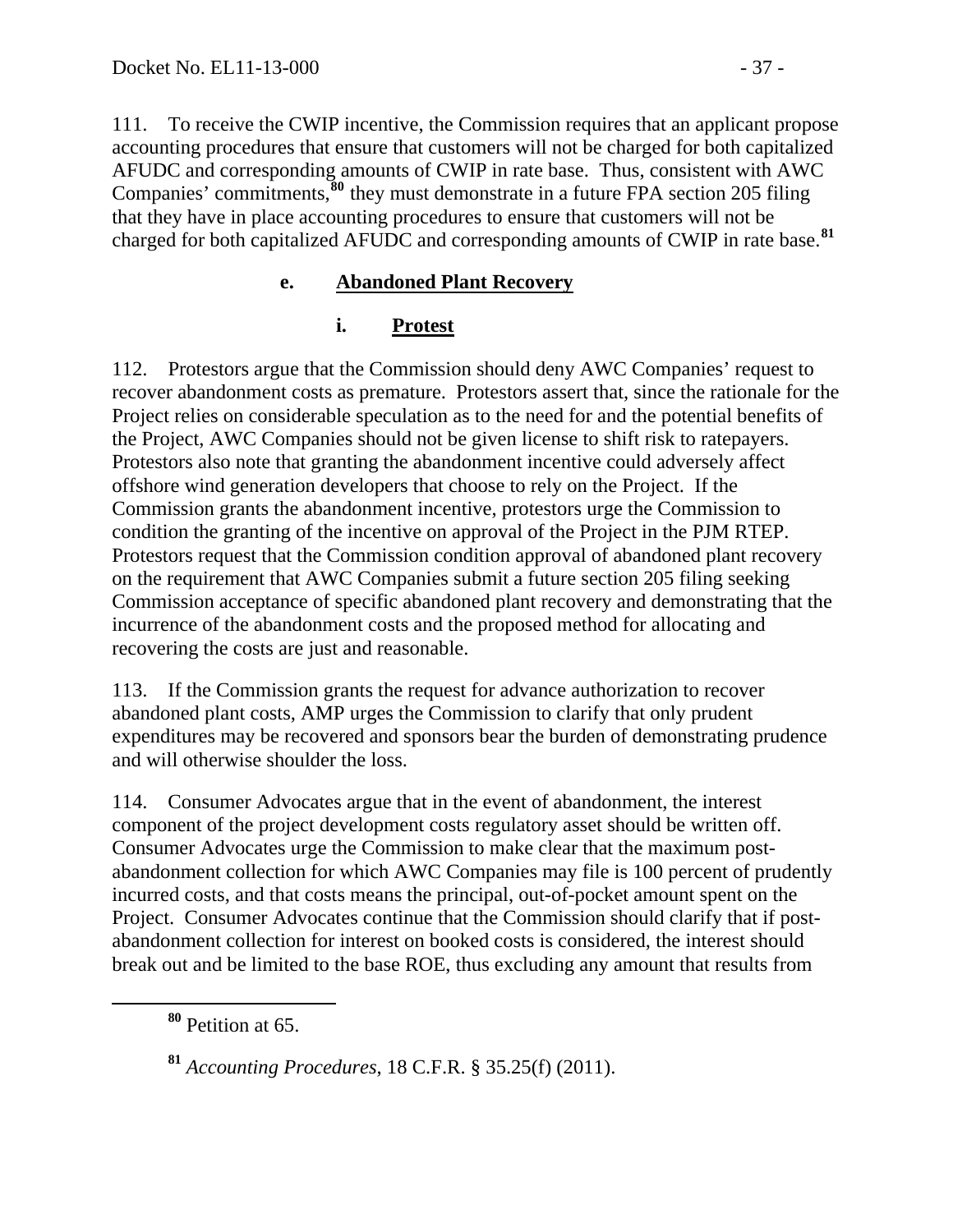111. To receive the CWIP incentive, the Commission requires that an applicant propose accounting procedures that ensure that customers will not be charged for both capitalized AFUDC and corresponding amounts of CWIP in rate base. Thus, consistent with AWC Companies' commitments,[80] they must demonstrate in a future FPA section 205 filing that they have in place accounting procedures to ensure that customers will not be charged for both capitalized AFUDC and corresponding amounts of CWIP in rate base.[81]

### e. Abandoned Plant Recovery

#### i. Protest

112. Protestors argue that the Commission should deny AWC Companies' request to recover abandonment costs as premature. Protestors assert that, since the rationale for the Project relies on considerable speculation as to the need for and the potential benefits of the Project, AWC Companies should not be given license to shift risk to ratepayers. Protestors also note that granting the abandonment incentive could adversely affect offshore wind generation developers that choose to rely on the Project. If the Commission grants the abandonment incentive, protestors urge the Commission to condition the granting of the incentive on approval of the Project in the PJM RTEP. Protestors request that the Commission condition approval of abandoned plant recovery on the requirement that AWC Companies submit a future section 205 filing seeking Commission acceptance of specific abandoned plant recovery and demonstrating that the incurrence of the abandonment costs and the proposed method for allocating and recovering the costs are just and reasonable.

113. If the Commission grants the request for advance authorization to recover abandoned plant costs, AMP urges the Commission to clarify that only prudent expenditures may be recovered and sponsors bear the burden of demonstrating prudence and will otherwise shoulder the loss.

114. Consumer Advocates argue that in the event of abandonment, the interest component of the project development costs regulatory asset should be written off. Consumer Advocates urge the Commission to make clear that the maximum post-abandonment collection for which AWC Companies may file is 100 percent of prudently incurred costs, and that costs means the principal, out-of-pocket amount spent on the Project. Consumer Advocates continue that the Commission should clarify that if post-abandonment collection for interest on booked costs is considered, the interest should break out and be limited to the base ROE, thus excluding any amount that results from

[80] Petition at 65.

[81] *Accounting Procedures*, 18 C.F.R. § 35.25(f) (2011).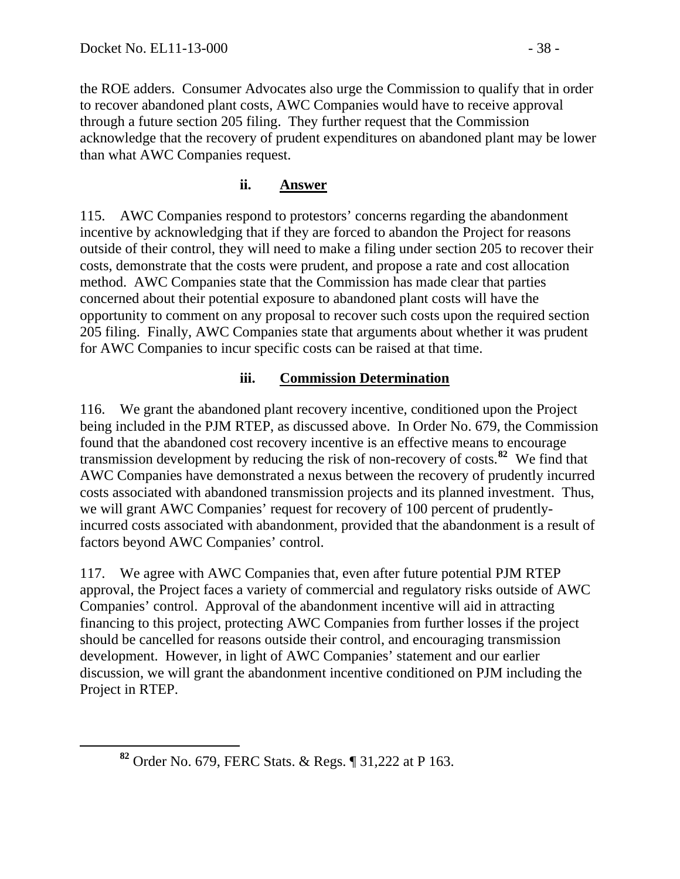the ROE adders. Consumer Advocates also urge the Commission to qualify that in order to recover abandoned plant costs, AWC Companies would have to receive approval through a future section 205 filing. They further request that the Commission acknowledge that the recovery of prudent expenditures on abandoned plant may be lower than what AWC Companies request.

#### ii. Answer

115. AWC Companies respond to protestors' concerns regarding the abandonment incentive by acknowledging that if they are forced to abandon the Project for reasons outside of their control, they will need to make a filing under section 205 to recover their costs, demonstrate that the costs were prudent, and propose a rate and cost allocation method. AWC Companies state that the Commission has made clear that parties concerned about their potential exposure to abandoned plant costs will have the opportunity to comment on any proposal to recover such costs upon the required section 205 filing. Finally, AWC Companies state that arguments about whether it was prudent for AWC Companies to incur specific costs can be raised at that time.

#### iii. Commission Determination

116. We grant the abandoned plant recovery incentive, conditioned upon the Project being included in the PJM RTEP, as discussed above. In Order No. 679, the Commission found that the abandoned cost recovery incentive is an effective means to encourage transmission development by reducing the risk of non-recovery of costs.[82] We find that AWC Companies have demonstrated a nexus between the recovery of prudently incurred costs associated with abandoned transmission projects and its planned investment. Thus, we will grant AWC Companies' request for recovery of 100 percent of prudently-incurred costs associated with abandonment, provided that the abandonment is a result of factors beyond AWC Companies' control.

117. We agree with AWC Companies that, even after future potential PJM RTEP approval, the Project faces a variety of commercial and regulatory risks outside of AWC Companies' control. Approval of the abandonment incentive will aid in attracting financing to this project, protecting AWC Companies from further losses if the project should be cancelled for reasons outside their control, and encouraging transmission development. However, in light of AWC Companies' statement and our earlier discussion, we will grant the abandonment incentive conditioned on PJM including the Project in RTEP.

---

[82] Order No. 679, FERC Stats. & Regs. ¶ 31,222 at P 163.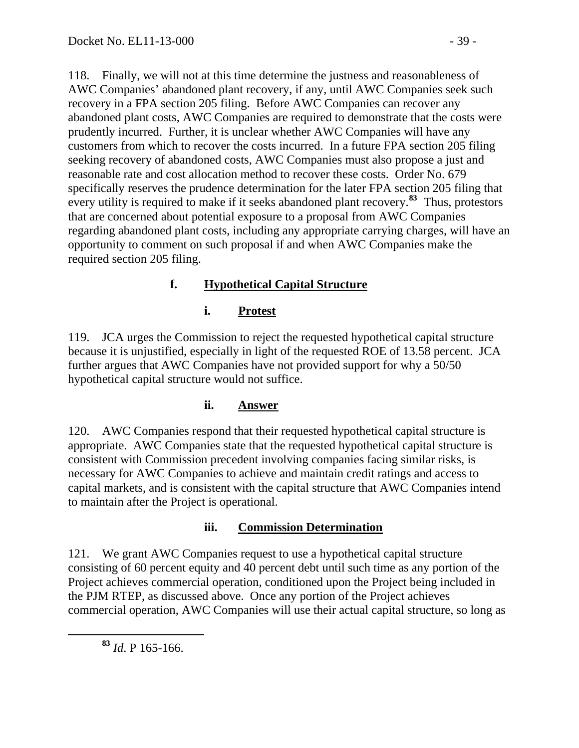118. Finally, we will not at this time determine the justness and reasonableness of AWC Companies' abandoned plant recovery, if any, until AWC Companies seek such recovery in a FPA section 205 filing. Before AWC Companies can recover any abandoned plant costs, AWC Companies are required to demonstrate that the costs were prudently incurred. Further, it is unclear whether AWC Companies will have any customers from which to recover the costs incurred. In a future FPA section 205 filing seeking recovery of abandoned costs, AWC Companies must also propose a just and reasonable rate and cost allocation method to recover these costs. Order No. 679 specifically reserves the prudence determination for the later FPA section 205 filing that every utility is required to make if it seeks abandoned plant recovery.[83] Thus, protestors that are concerned about potential exposure to a proposal from AWC Companies regarding abandoned plant costs, including any appropriate carrying charges, will have an opportunity to comment on such proposal if and when AWC Companies make the required section 205 filing.

#### f. Hypothetical Capital Structure

##### i. Protest

119. JCA urges the Commission to reject the requested hypothetical capital structure because it is unjustified, especially in light of the requested ROE of 13.58 percent. JCA further argues that AWC Companies have not provided support for why a 50/50 hypothetical capital structure would not suffice.

##### ii. Answer

120. AWC Companies respond that their requested hypothetical capital structure is appropriate. AWC Companies state that the requested hypothetical capital structure is consistent with Commission precedent involving companies facing similar risks, is necessary for AWC Companies to achieve and maintain credit ratings and access to capital markets, and is consistent with the capital structure that AWC Companies intend to maintain after the Project is operational.

##### iii. Commission Determination

121. We grant AWC Companies request to use a hypothetical capital structure consisting of 60 percent equity and 40 percent debt until such time as any portion of the Project achieves commercial operation, conditioned upon the Project being included in the PJM RTEP, as discussed above. Once any portion of the Project achieves commercial operation, AWC Companies will use their actual capital structure, so long as

---

[83] *Id*. P 165-166.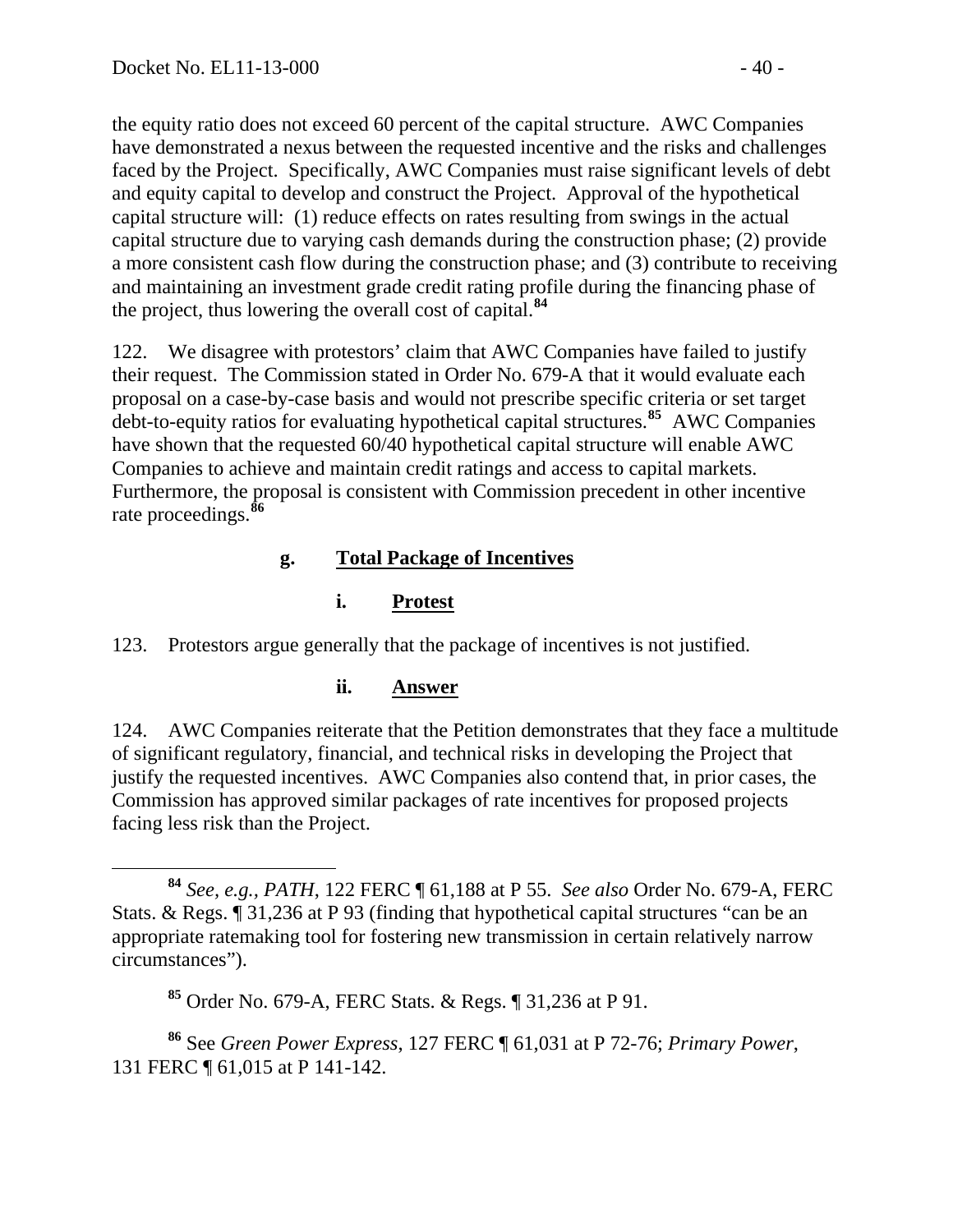the equity ratio does not exceed 60 percent of the capital structure. AWC Companies have demonstrated a nexus between the requested incentive and the risks and challenges faced by the Project. Specifically, AWC Companies must raise significant levels of debt and equity capital to develop and construct the Project. Approval of the hypothetical capital structure will: (1) reduce effects on rates resulting from swings in the actual capital structure due to varying cash demands during the construction phase; (2) provide a more consistent cash flow during the construction phase; and (3) contribute to receiving and maintaining an investment grade credit rating profile during the financing phase of the project, thus lowering the overall cost of capital.[84]

122. We disagree with protestors' claim that AWC Companies have failed to justify their request. The Commission stated in Order No. 679-A that it would evaluate each proposal on a case-by-case basis and would not prescribe specific criteria or set target debt-to-equity ratios for evaluating hypothetical capital structures.[85] AWC Companies have shown that the requested 60/40 hypothetical capital structure will enable AWC Companies to achieve and maintain credit ratings and access to capital markets. Furthermore, the proposal is consistent with Commission precedent in other incentive rate proceedings.[86]

### g. Total Package of Incentives

#### i. Protest

123. Protestors argue generally that the package of incentives is not justified.

#### ii. Answer

124. AWC Companies reiterate that the Petition demonstrates that they face a multitude of significant regulatory, financial, and technical risks in developing the Project that justify the requested incentives. AWC Companies also contend that, in prior cases, the Commission has approved similar packages of rate incentives for proposed projects facing less risk than the Project.

---

[84] *See, e.g., PATH*, 122 FERC ¶ 61,188 at P 55. *See also* Order No. 679-A, FERC Stats. & Regs. ¶ 31,236 at P 93 (finding that hypothetical capital structures "can be an appropriate ratemaking tool for fostering new transmission in certain relatively narrow circumstances").

[85] Order No. 679-A, FERC Stats. & Regs. ¶ 31,236 at P 91.

[86] See *Green Power Express*, 127 FERC ¶ 61,031 at P 72-76; *Primary Power*, 131 FERC ¶ 61,015 at P 141-142.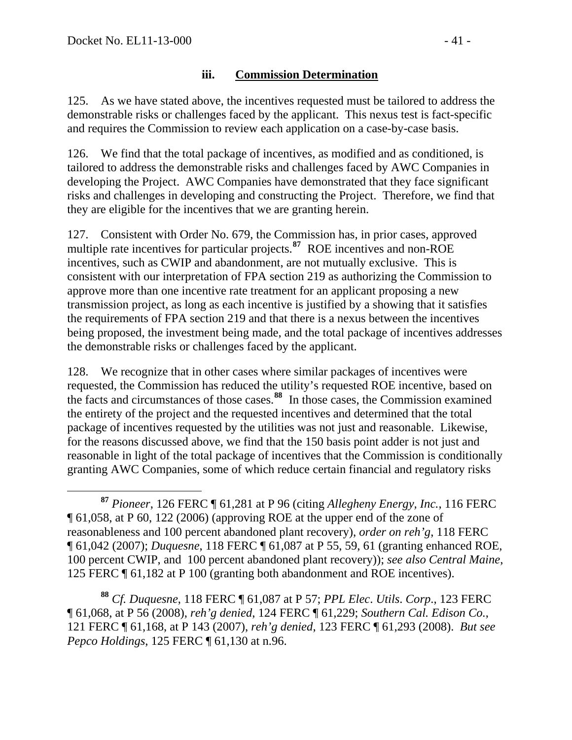### iii. Commission Determination

125. As we have stated above, the incentives requested must be tailored to address the demonstrable risks or challenges faced by the applicant. This nexus test is fact-specific and requires the Commission to review each application on a case-by-case basis.

126. We find that the total package of incentives, as modified and as conditioned, is tailored to address the demonstrable risks and challenges faced by AWC Companies in developing the Project. AWC Companies have demonstrated that they face significant risks and challenges in developing and constructing the Project. Therefore, we find that they are eligible for the incentives that we are granting herein.

127. Consistent with Order No. 679, the Commission has, in prior cases, approved multiple rate incentives for particular projects.[87] ROE incentives and non-ROE incentives, such as CWIP and abandonment, are not mutually exclusive. This is consistent with our interpretation of FPA section 219 as authorizing the Commission to approve more than one incentive rate treatment for an applicant proposing a new transmission project, as long as each incentive is justified by a showing that it satisfies the requirements of FPA section 219 and that there is a nexus between the incentives being proposed, the investment being made, and the total package of incentives addresses the demonstrable risks or challenges faced by the applicant.

128. We recognize that in other cases where similar packages of incentives were requested, the Commission has reduced the utility's requested ROE incentive, based on the facts and circumstances of those cases.[88] In those cases, the Commission examined the entirety of the project and the requested incentives and determined that the total package of incentives requested by the utilities was not just and reasonable. Likewise, for the reasons discussed above, we find that the 150 basis point adder is not just and reasonable in light of the total package of incentives that the Commission is conditionally granting AWC Companies, some of which reduce certain financial and regulatory risks

---

[87] *Pioneer*, 126 FERC ¶ 61,281 at P 96 (citing *Allegheny Energy, Inc.*, 116 FERC ¶ 61,058, at P 60, 122 (2006) (approving ROE at the upper end of the zone of reasonableness and 100 percent abandoned plant recovery), *order on reh'g*, 118 FERC ¶ 61,042 (2007); *Duquesne*, 118 FERC ¶ 61,087 at P 55, 59, 61 (granting enhanced ROE, 100 percent CWIP, and 100 percent abandoned plant recovery)); *see also Central Maine*, 125 FERC ¶ 61,182 at P 100 (granting both abandonment and ROE incentives).

[88] *Cf. Duquesne*, 118 FERC ¶ 61,087 at P 57; *PPL Elec. Utils. Corp.*, 123 FERC ¶ 61,068, at P 56 (2008), *reh'g denied*, 124 FERC ¶ 61,229; *Southern Cal. Edison Co.*, 121 FERC ¶ 61,168, at P 143 (2007), *reh'g denied*, 123 FERC ¶ 61,293 (2008). *But see Pepco Holdings*, 125 FERC ¶ 61,130 at n.96.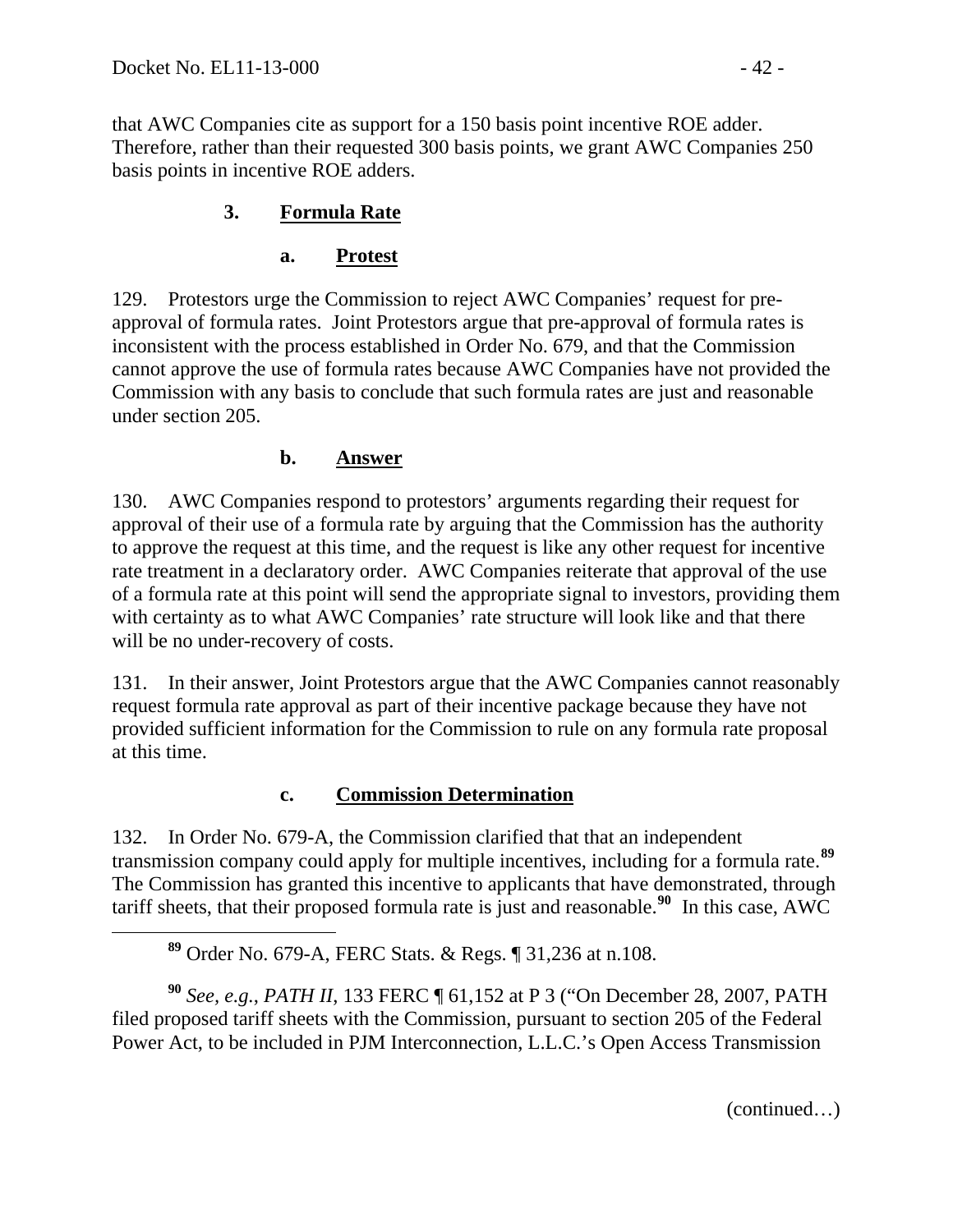that AWC Companies cite as support for a 150 basis point incentive ROE adder. Therefore, rather than their requested 300 basis points, we grant AWC Companies 250 basis points in incentive ROE adders.

### 3. Formula Rate

#### a. Protest

129. Protestors urge the Commission to reject AWC Companies' request for pre-approval of formula rates. Joint Protestors argue that pre-approval of formula rates is inconsistent with the process established in Order No. 679, and that the Commission cannot approve the use of formula rates because AWC Companies have not provided the Commission with any basis to conclude that such formula rates are just and reasonable under section 205.

#### b. Answer

130. AWC Companies respond to protestors' arguments regarding their request for approval of their use of a formula rate by arguing that the Commission has the authority to approve the request at this time, and the request is like any other request for incentive rate treatment in a declaratory order. AWC Companies reiterate that approval of the use of a formula rate at this point will send the appropriate signal to investors, providing them with certainty as to what AWC Companies' rate structure will look like and that there will be no under-recovery of costs.

131. In their answer, Joint Protestors argue that the AWC Companies cannot reasonably request formula rate approval as part of their incentive package because they have not provided sufficient information for the Commission to rule on any formula rate proposal at this time.

#### c. Commission Determination

132. In Order No. 679-A, the Commission clarified that that an independent transmission company could apply for multiple incentives, including for a formula rate.[89] The Commission has granted this incentive to applicants that have demonstrated, through tariff sheets, that their proposed formula rate is just and reasonable.[90] In this case, AWC

---

[89] Order No. 679-A, FERC Stats. & Regs. ¶ 31,236 at n.108.

[90] *See, e.g.*, *PATH II*, 133 FERC ¶ 61,152 at P 3 ("On December 28, 2007, PATH filed proposed tariff sheets with the Commission, pursuant to section 205 of the Federal Power Act, to be included in PJM Interconnection, L.L.C.'s Open Access Transmission

(continued…)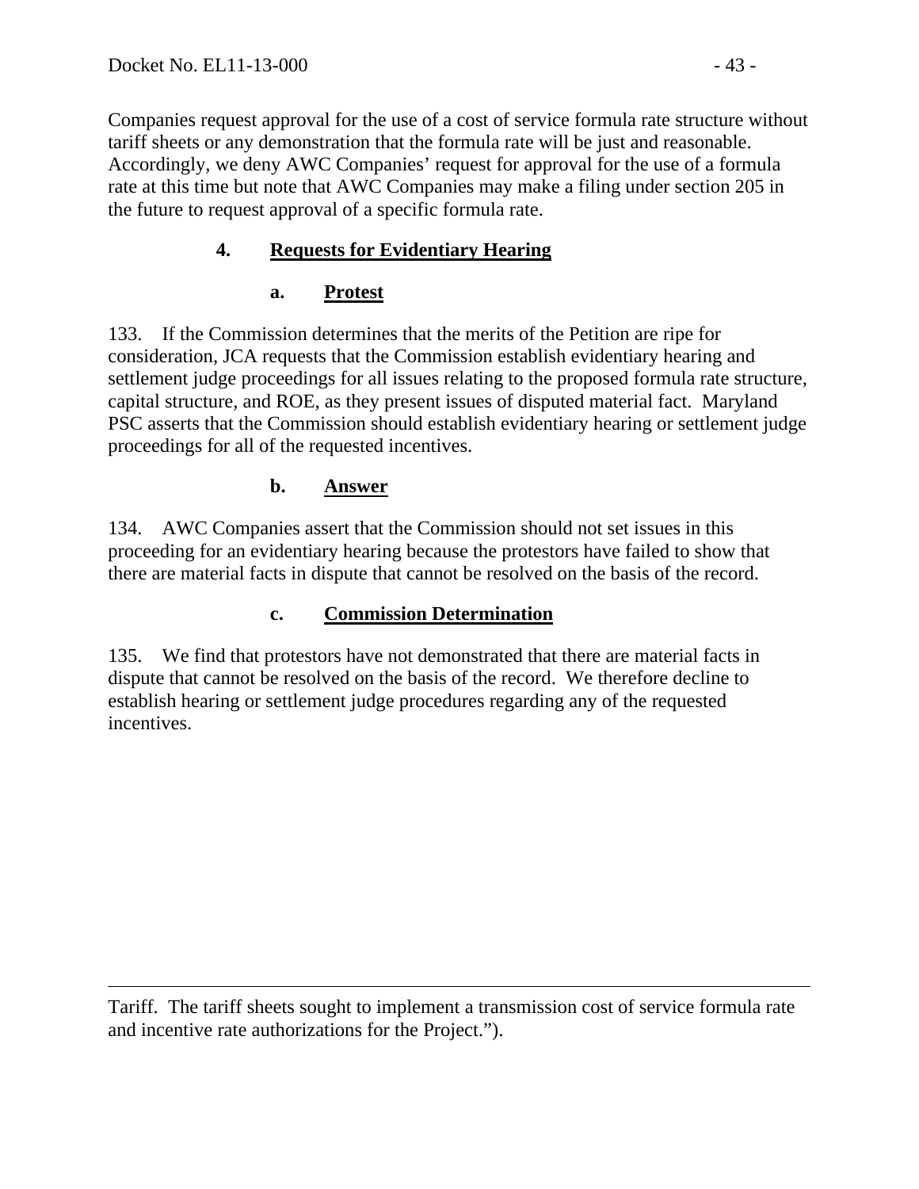Companies request approval for the use of a cost of service formula rate structure without tariff sheets or any demonstration that the formula rate will be just and reasonable. Accordingly, we deny AWC Companies' request for approval for the use of a formula rate at this time but note that AWC Companies may make a filing under section 205 in the future to request approval of a specific formula rate.

### 4. **Requests for Evidentiary Hearing**

#### a. **Protest**

133. If the Commission determines that the merits of the Petition are ripe for consideration, JCA requests that the Commission establish evidentiary hearing and settlement judge proceedings for all issues relating to the proposed formula rate structure, capital structure, and ROE, as they present issues of disputed material fact. Maryland PSC asserts that the Commission should establish evidentiary hearing or settlement judge proceedings for all of the requested incentives.

#### b. **Answer**

134. AWC Companies assert that the Commission should not set issues in this proceeding for an evidentiary hearing because the protestors have failed to show that there are material facts in dispute that cannot be resolved on the basis of the record.

#### c. **Commission Determination**

135. We find that protestors have not demonstrated that there are material facts in dispute that cannot be resolved on the basis of the record. We therefore decline to establish hearing or settlement judge procedures regarding any of the requested incentives.

---

Tariff. The tariff sheets sought to implement a transmission cost of service formula rate and incentive rate authorizations for the Project.").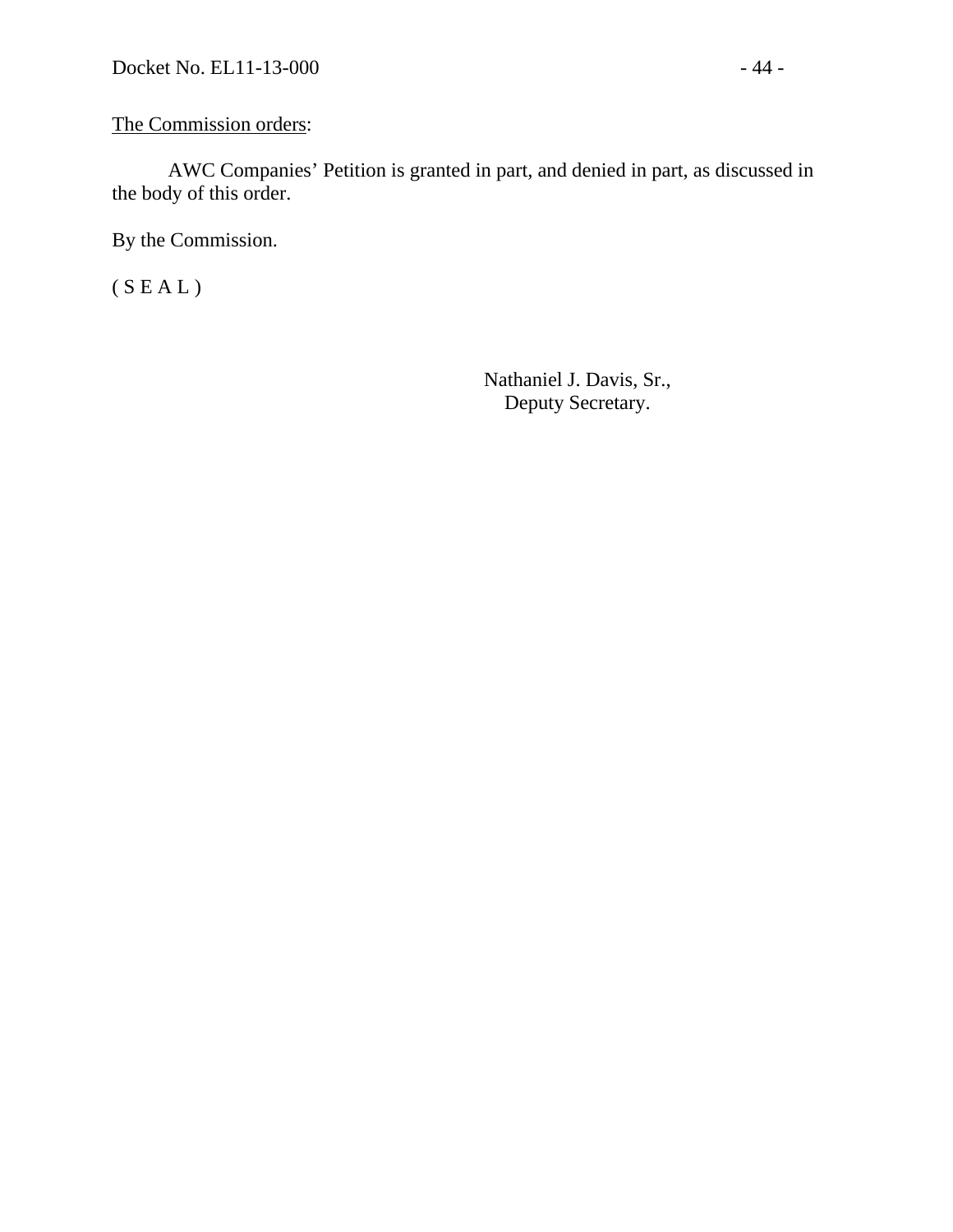<u>The Commission orders</u>:

AWC Companies' Petition is granted in part, and denied in part, as discussed in the body of this order.

By the Commission.

( S E A L )

Nathaniel J. Davis, Sr.,
Deputy Secretary.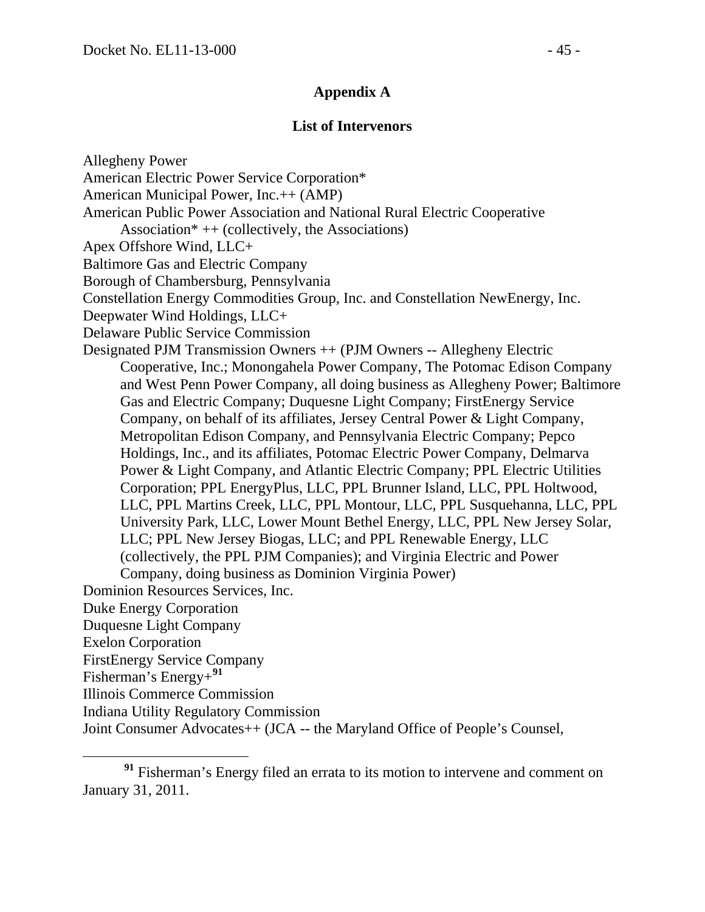## Appendix A

### List of Intervenors

Allegheny Power
American Electric Power Service Corporation*
American Municipal Power, Inc.++ (AMP)
American Public Power Association and National Rural Electric Cooperative Association* ++ (collectively, the Associations)
Apex Offshore Wind, LLC+
Baltimore Gas and Electric Company
Borough of Chambersburg, Pennsylvania
Constellation Energy Commodities Group, Inc. and Constellation NewEnergy, Inc.
Deepwater Wind Holdings, LLC+
Delaware Public Service Commission
Designated PJM Transmission Owners ++ (PJM Owners -- Allegheny Electric Cooperative, Inc.; Monongahela Power Company, The Potomac Edison Company and West Penn Power Company, all doing business as Allegheny Power; Baltimore Gas and Electric Company; Duquesne Light Company; FirstEnergy Service Company, on behalf of its affiliates, Jersey Central Power & Light Company, Metropolitan Edison Company, and Pennsylvania Electric Company; Pepco Holdings, Inc., and its affiliates, Potomac Electric Power Company, Delmarva Power & Light Company, and Atlantic Electric Company; PPL Electric Utilities Corporation; PPL EnergyPlus, LLC, PPL Brunner Island, LLC, PPL Holtwood, LLC, PPL Martins Creek, LLC, PPL Montour, LLC, PPL Susquehanna, LLC, PPL University Park, LLC, Lower Mount Bethel Energy, LLC, PPL New Jersey Solar, LLC; PPL New Jersey Biogas, LLC; and PPL Renewable Energy, LLC (collectively, the PPL PJM Companies); and Virginia Electric and Power Company, doing business as Dominion Virginia Power)
Dominion Resources Services, Inc.
Duke Energy Corporation
Duquesne Light Company
Exelon Corporation
FirstEnergy Service Company
Fisherman's Energy+[91]
Illinois Commerce Commission
Indiana Utility Regulatory Commission
Joint Consumer Advocates++ (JCA -- the Maryland Office of People's Counsel,

---

[91] Fisherman's Energy filed an errata to its motion to intervene and comment on January 31, 2011.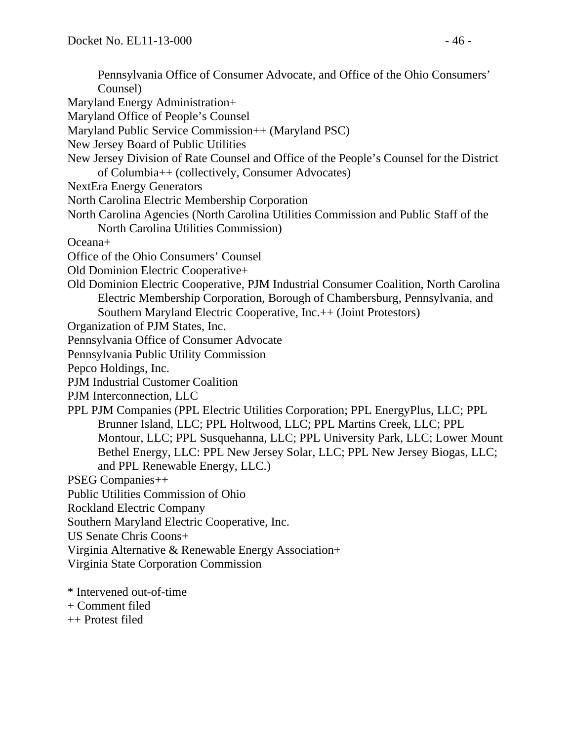Pennsylvania Office of Consumer Advocate, and Office of the Ohio Consumers' Counsel)

Maryland Energy Administration+

Maryland Office of People's Counsel

Maryland Public Service Commission++ (Maryland PSC)

New Jersey Board of Public Utilities

New Jersey Division of Rate Counsel and Office of the People's Counsel for the District of Columbia++ (collectively, Consumer Advocates)

NextEra Energy Generators

North Carolina Electric Membership Corporation

North Carolina Agencies (North Carolina Utilities Commission and Public Staff of the North Carolina Utilities Commission)

Oceana+

Office of the Ohio Consumers' Counsel

Old Dominion Electric Cooperative+

Old Dominion Electric Cooperative, PJM Industrial Consumer Coalition, North Carolina Electric Membership Corporation, Borough of Chambersburg, Pennsylvania, and Southern Maryland Electric Cooperative, Inc.++ (Joint Protestors)

Organization of PJM States, Inc.

Pennsylvania Office of Consumer Advocate

Pennsylvania Public Utility Commission

Pepco Holdings, Inc.

PJM Industrial Customer Coalition

PJM Interconnection, LLC

PPL PJM Companies (PPL Electric Utilities Corporation; PPL EnergyPlus, LLC; PPL Brunner Island, LLC; PPL Holtwood, LLC; PPL Martins Creek, LLC; PPL Montour, LLC; PPL Susquehanna, LLC; PPL University Park, LLC; Lower Mount Bethel Energy, LLC: PPL New Jersey Solar, LLC; PPL New Jersey Biogas, LLC; and PPL Renewable Energy, LLC.)

PSEG Companies++

Public Utilities Commission of Ohio

Rockland Electric Company

Southern Maryland Electric Cooperative, Inc.

US Senate Chris Coons+

Virginia Alternative & Renewable Energy Association+

Virginia State Corporation Commission

\* Intervened out-of-time

\+ Comment filed

++ Protest filed